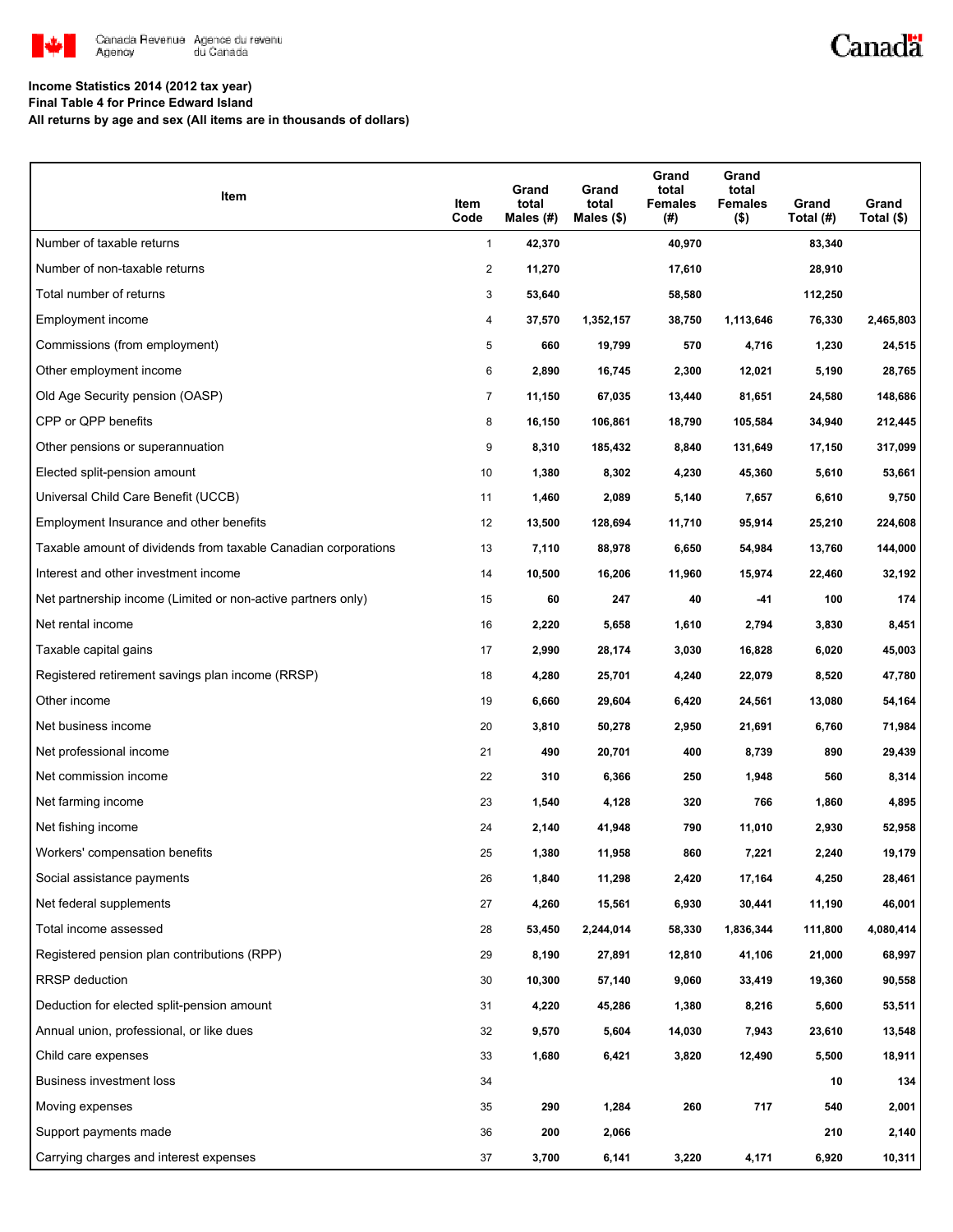Canada Revenue Agency / Agence du revenu du Canada

Canada

**Income Statistics 2014 (2012 tax year)**
**Final Table 4 for Prince Edward Island**
**All returns by age and sex (All items are in thousands of dollars)**

| Item | Item Code | Grand total Males (#) | Grand total Males ($) | Grand total Females (#) | Grand total Females ($) | Grand Total (#) | Grand Total ($) |
|---|---|---|---|---|---|---|---|
| Number of taxable returns | 1 | 42,370 | | 40,970 | | 83,340 | |
| Number of non-taxable returns | 2 | 11,270 | | 17,610 | | 28,910 | |
| Total number of returns | 3 | 53,640 | | 58,580 | | 112,250 | |
| Employment income | 4 | 37,570 | 1,352,157 | 38,750 | 1,113,646 | 76,330 | 2,465,803 |
| Commissions (from employment) | 5 | 660 | 19,799 | 570 | 4,716 | 1,230 | 24,515 |
| Other employment income | 6 | 2,890 | 16,745 | 2,300 | 12,021 | 5,190 | 28,765 |
| Old Age Security pension (OASP) | 7 | 11,150 | 67,035 | 13,440 | 81,651 | 24,580 | 148,686 |
| CPP or QPP benefits | 8 | 16,150 | 106,861 | 18,790 | 105,584 | 34,940 | 212,445 |
| Other pensions or superannuation | 9 | 8,310 | 185,432 | 8,840 | 131,649 | 17,150 | 317,099 |
| Elected split-pension amount | 10 | 1,380 | 8,302 | 4,230 | 45,360 | 5,610 | 53,661 |
| Universal Child Care Benefit (UCCB) | 11 | 1,460 | 2,089 | 5,140 | 7,657 | 6,610 | 9,750 |
| Employment Insurance and other benefits | 12 | 13,500 | 128,694 | 11,710 | 95,914 | 25,210 | 224,608 |
| Taxable amount of dividends from taxable Canadian corporations | 13 | 7,110 | 88,978 | 6,650 | 54,984 | 13,760 | 144,000 |
| Interest and other investment income | 14 | 10,500 | 16,206 | 11,960 | 15,974 | 22,460 | 32,192 |
| Net partnership income (Limited or non-active partners only) | 15 | 60 | 247 | 40 | -41 | 100 | 174 |
| Net rental income | 16 | 2,220 | 5,658 | 1,610 | 2,794 | 3,830 | 8,451 |
| Taxable capital gains | 17 | 2,990 | 28,174 | 3,030 | 16,828 | 6,020 | 45,003 |
| Registered retirement savings plan income (RRSP) | 18 | 4,280 | 25,701 | 4,240 | 22,079 | 8,520 | 47,780 |
| Other income | 19 | 6,660 | 29,604 | 6,420 | 24,561 | 13,080 | 54,164 |
| Net business income | 20 | 3,810 | 50,278 | 2,950 | 21,691 | 6,760 | 71,984 |
| Net professional income | 21 | 490 | 20,701 | 400 | 8,739 | 890 | 29,439 |
| Net commission income | 22 | 310 | 6,366 | 250 | 1,948 | 560 | 8,314 |
| Net farming income | 23 | 1,540 | 4,128 | 320 | 766 | 1,860 | 4,895 |
| Net fishing income | 24 | 2,140 | 41,948 | 790 | 11,010 | 2,930 | 52,958 |
| Workers' compensation benefits | 25 | 1,380 | 11,958 | 860 | 7,221 | 2,240 | 19,179 |
| Social assistance payments | 26 | 1,840 | 11,298 | 2,420 | 17,164 | 4,250 | 28,461 |
| Net federal supplements | 27 | 4,260 | 15,561 | 6,930 | 30,441 | 11,190 | 46,001 |
| Total income assessed | 28 | 53,450 | 2,244,014 | 58,330 | 1,836,344 | 111,800 | 4,080,414 |
| Registered pension plan contributions (RPP) | 29 | 8,190 | 27,891 | 12,810 | 41,106 | 21,000 | 68,997 |
| RRSP deduction | 30 | 10,300 | 57,140 | 9,060 | 33,419 | 19,360 | 90,558 |
| Deduction for elected split-pension amount | 31 | 4,220 | 45,286 | 1,380 | 8,216 | 5,600 | 53,511 |
| Annual union, professional, or like dues | 32 | 9,570 | 5,604 | 14,030 | 7,943 | 23,610 | 13,548 |
| Child care expenses | 33 | 1,680 | 6,421 | 3,820 | 12,490 | 5,500 | 18,911 |
| Business investment loss | 34 | | | | | 10 | 134 |
| Moving expenses | 35 | 290 | 1,284 | 260 | 717 | 540 | 2,001 |
| Support payments made | 36 | 200 | 2,066 | | | 210 | 2,140 |
| Carrying charges and interest expenses | 37 | 3,700 | 6,141 | 3,220 | 4,171 | 6,920 | 10,311 |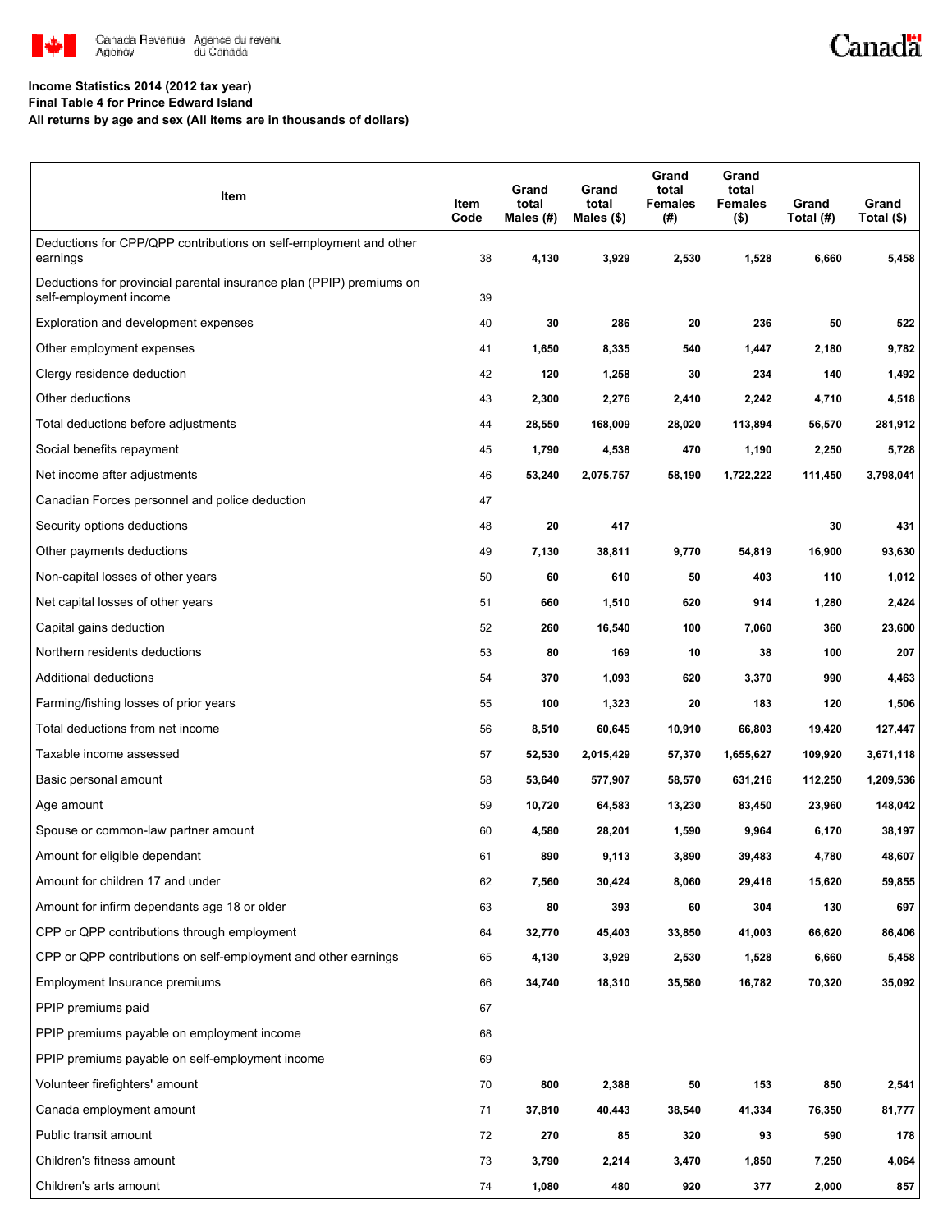**Income Statistics 2014 (2012 tax year)**
**Final Table 4 for Prince Edward Island**
**All returns by age and sex (All items are in thousands of dollars)**

| Item | Item Code | Grand total Males (#) | Grand total Males ($) | Grand total Females (#) | Grand total Females ($) | Grand Total (#) | Grand Total ($) |
|---|---|---|---|---|---|---|---|
| Deductions for CPP/QPP contributions on self-employment and other earnings | 38 | 4,130 | 3,929 | 2,530 | 1,528 | 6,660 | 5,458 |
| Deductions for provincial parental insurance plan (PPIP) premiums on self-employment income | 39 | | | | | | |
| Exploration and development expenses | 40 | 30 | 286 | 20 | 236 | 50 | 522 |
| Other employment expenses | 41 | 1,650 | 8,335 | 540 | 1,447 | 2,180 | 9,782 |
| Clergy residence deduction | 42 | 120 | 1,258 | 30 | 234 | 140 | 1,492 |
| Other deductions | 43 | 2,300 | 2,276 | 2,410 | 2,242 | 4,710 | 4,518 |
| Total deductions before adjustments | 44 | 28,550 | 168,009 | 28,020 | 113,894 | 56,570 | 281,912 |
| Social benefits repayment | 45 | 1,790 | 4,538 | 470 | 1,190 | 2,250 | 5,728 |
| Net income after adjustments | 46 | 53,240 | 2,075,757 | 58,190 | 1,722,222 | 111,450 | 3,798,041 |
| Canadian Forces personnel and police deduction | 47 | | | | | | |
| Security options deductions | 48 | 20 | 417 | | | 30 | 431 |
| Other payments deductions | 49 | 7,130 | 38,811 | 9,770 | 54,819 | 16,900 | 93,630 |
| Non-capital losses of other years | 50 | 60 | 610 | 50 | 403 | 110 | 1,012 |
| Net capital losses of other years | 51 | 660 | 1,510 | 620 | 914 | 1,280 | 2,424 |
| Capital gains deduction | 52 | 260 | 16,540 | 100 | 7,060 | 360 | 23,600 |
| Northern residents deductions | 53 | 80 | 169 | 10 | 38 | 100 | 207 |
| Additional deductions | 54 | 370 | 1,093 | 620 | 3,370 | 990 | 4,463 |
| Farming/fishing losses of prior years | 55 | 100 | 1,323 | 20 | 183 | 120 | 1,506 |
| Total deductions from net income | 56 | 8,510 | 60,645 | 10,910 | 66,803 | 19,420 | 127,447 |
| Taxable income assessed | 57 | 52,530 | 2,015,429 | 57,370 | 1,655,627 | 109,920 | 3,671,118 |
| Basic personal amount | 58 | 53,640 | 577,907 | 58,570 | 631,216 | 112,250 | 1,209,536 |
| Age amount | 59 | 10,720 | 64,583 | 13,230 | 83,450 | 23,960 | 148,042 |
| Spouse or common-law partner amount | 60 | 4,580 | 28,201 | 1,590 | 9,964 | 6,170 | 38,197 |
| Amount for eligible dependant | 61 | 890 | 9,113 | 3,890 | 39,483 | 4,780 | 48,607 |
| Amount for children 17 and under | 62 | 7,560 | 30,424 | 8,060 | 29,416 | 15,620 | 59,855 |
| Amount for infirm dependants age 18 or older | 63 | 80 | 393 | 60 | 304 | 130 | 697 |
| CPP or QPP contributions through employment | 64 | 32,770 | 45,403 | 33,850 | 41,003 | 66,620 | 86,406 |
| CPP or QPP contributions on self-employment and other earnings | 65 | 4,130 | 3,929 | 2,530 | 1,528 | 6,660 | 5,458 |
| Employment Insurance premiums | 66 | 34,740 | 18,310 | 35,580 | 16,782 | 70,320 | 35,092 |
| PPIP premiums paid | 67 | | | | | | |
| PPIP premiums payable on employment income | 68 | | | | | | |
| PPIP premiums payable on self-employment income | 69 | | | | | | |
| Volunteer firefighters' amount | 70 | 800 | 2,388 | 50 | 153 | 850 | 2,541 |
| Canada employment amount | 71 | 37,810 | 40,443 | 38,540 | 41,334 | 76,350 | 81,777 |
| Public transit amount | 72 | 270 | 85 | 320 | 93 | 590 | 178 |
| Children's fitness amount | 73 | 3,790 | 2,214 | 3,470 | 1,850 | 7,250 | 4,064 |
| Children's arts amount | 74 | 1,080 | 480 | 920 | 377 | 2,000 | 857 |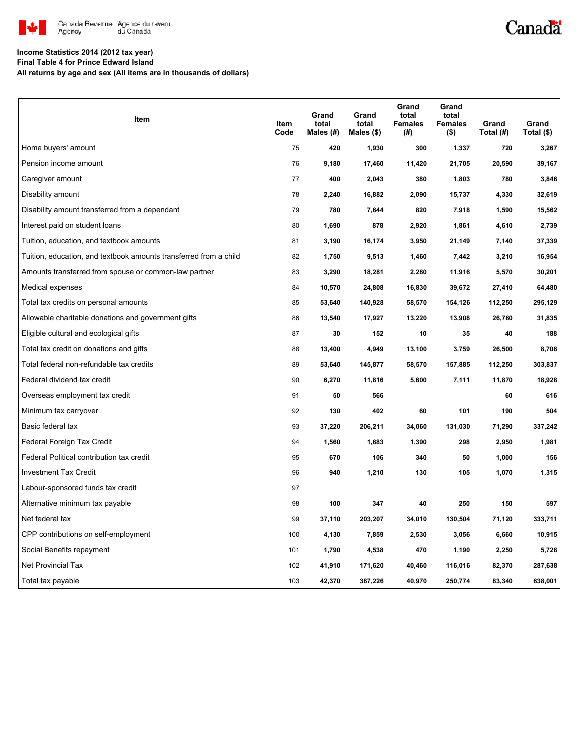**Income Statistics 2014 (2012 tax year)**
**Final Table 4 for Prince Edward Island**
**All returns by age and sex (All items are in thousands of dollars)**

| Item | Item Code | Grand total Males (#) | Grand total Males ($) | Grand total Females (#) | Grand total Females ($) | Grand Total (#) | Grand Total ($) |
|---|---|---|---|---|---|---|---|
| Home buyers' amount | 75 | 420 | 1,930 | 300 | 1,337 | 720 | 3,267 |
| Pension income amount | 76 | 9,180 | 17,460 | 11,420 | 21,705 | 20,590 | 39,167 |
| Caregiver amount | 77 | 400 | 2,043 | 380 | 1,803 | 780 | 3,846 |
| Disability amount | 78 | 2,240 | 16,882 | 2,090 | 15,737 | 4,330 | 32,619 |
| Disability amount transferred from a dependant | 79 | 780 | 7,644 | 820 | 7,918 | 1,590 | 15,562 |
| Interest paid on student loans | 80 | 1,690 | 878 | 2,920 | 1,861 | 4,610 | 2,739 |
| Tuition, education, and textbook amounts | 81 | 3,190 | 16,174 | 3,950 | 21,149 | 7,140 | 37,339 |
| Tuition, education, and textbook amounts transferred from a child | 82 | 1,750 | 9,513 | 1,460 | 7,442 | 3,210 | 16,954 |
| Amounts transferred from spouse or common-law partner | 83 | 3,290 | 18,281 | 2,280 | 11,916 | 5,570 | 30,201 |
| Medical expenses | 84 | 10,570 | 24,808 | 16,830 | 39,672 | 27,410 | 64,480 |
| Total tax credits on personal amounts | 85 | 53,640 | 140,928 | 58,570 | 154,126 | 112,250 | 295,129 |
| Allowable charitable donations and government gifts | 86 | 13,540 | 17,927 | 13,220 | 13,908 | 26,760 | 31,835 |
| Eligible cultural and ecological gifts | 87 | 30 | 152 | 10 | 35 | 40 | 188 |
| Total tax credit on donations and gifts | 88 | 13,400 | 4,949 | 13,100 | 3,759 | 26,500 | 8,708 |
| Total federal non-refundable tax credits | 89 | 53,640 | 145,877 | 58,570 | 157,885 | 112,250 | 303,837 |
| Federal dividend tax credit | 90 | 6,270 | 11,816 | 5,600 | 7,111 | 11,870 | 18,928 |
| Overseas employment tax credit | 91 | 50 | 566 | | | 60 | 616 |
| Minimum tax carryover | 92 | 130 | 402 | 60 | 101 | 190 | 504 |
| Basic federal tax | 93 | 37,220 | 206,211 | 34,060 | 131,030 | 71,290 | 337,242 |
| Federal Foreign Tax Credit | 94 | 1,560 | 1,683 | 1,390 | 298 | 2,950 | 1,981 |
| Federal Political contribution tax credit | 95 | 670 | 106 | 340 | 50 | 1,000 | 156 |
| Investment Tax Credit | 96 | 940 | 1,210 | 130 | 105 | 1,070 | 1,315 |
| Labour-sponsored funds tax credit | 97 | | | | | | |
| Alternative minimum tax payable | 98 | 100 | 347 | 40 | 250 | 150 | 597 |
| Net federal tax | 99 | 37,110 | 203,207 | 34,010 | 130,504 | 71,120 | 333,711 |
| CPP contributions on self-employment | 100 | 4,130 | 7,859 | 2,530 | 3,056 | 6,660 | 10,915 |
| Social Benefits repayment | 101 | 1,790 | 4,538 | 470 | 1,190 | 2,250 | 5,728 |
| Net Provincial Tax | 102 | 41,910 | 171,620 | 40,460 | 116,016 | 82,370 | 287,638 |
| Total tax payable | 103 | 42,370 | 387,226 | 40,970 | 250,774 | 83,340 | 638,001 |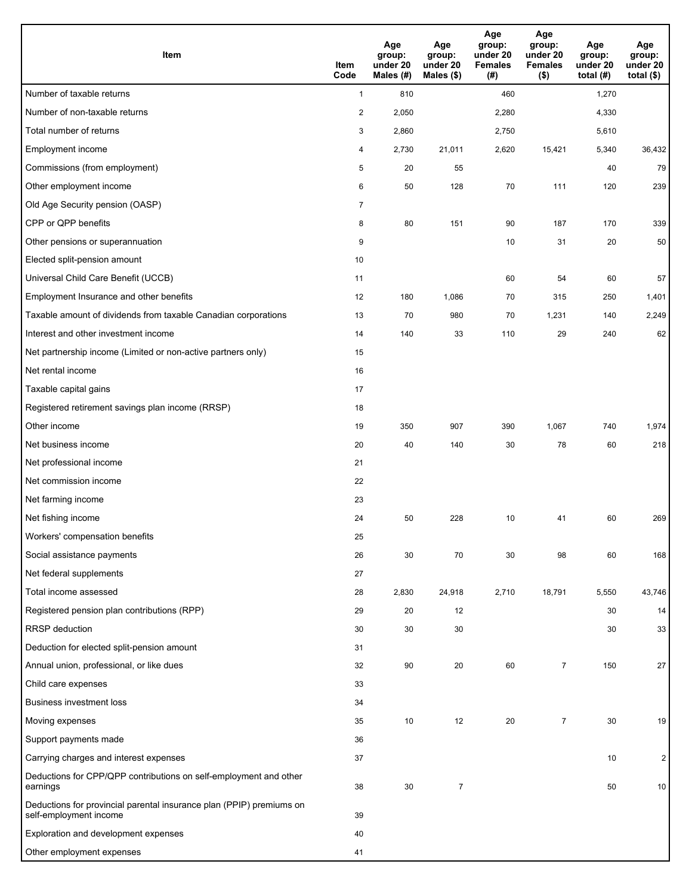| Item | Item Code | Age group: under 20 Males (#) | Age group: under 20 Males ($) | Age group: under 20 Females (#) | Age group: under 20 Females ($) | Age group: under 20 total (#) | Age group: under 20 total ($) |
|---|---|---|---|---|---|---|---|
| Number of taxable returns | 1 | 810 | | 460 | | 1,270 | |
| Number of non-taxable returns | 2 | 2,050 | | 2,280 | | 4,330 | |
| Total number of returns | 3 | 2,860 | | 2,750 | | 5,610 | |
| Employment income | 4 | 2,730 | 21,011 | 2,620 | 15,421 | 5,340 | 36,432 |
| Commissions (from employment) | 5 | 20 | 55 | | | 40 | 79 |
| Other employment income | 6 | 50 | 128 | 70 | 111 | 120 | 239 |
| Old Age Security pension (OASP) | 7 | | | | | | |
| CPP or QPP benefits | 8 | 80 | 151 | 90 | 187 | 170 | 339 |
| Other pensions or superannuation | 9 | | | 10 | 31 | 20 | 50 |
| Elected split-pension amount | 10 | | | | | | |
| Universal Child Care Benefit (UCCB) | 11 | | | 60 | 54 | 60 | 57 |
| Employment Insurance and other benefits | 12 | 180 | 1,086 | 70 | 315 | 250 | 1,401 |
| Taxable amount of dividends from taxable Canadian corporations | 13 | 70 | 980 | 70 | 1,231 | 140 | 2,249 |
| Interest and other investment income | 14 | 140 | 33 | 110 | 29 | 240 | 62 |
| Net partnership income (Limited or non-active partners only) | 15 | | | | | | |
| Net rental income | 16 | | | | | | |
| Taxable capital gains | 17 | | | | | | |
| Registered retirement savings plan income (RRSP) | 18 | | | | | | |
| Other income | 19 | 350 | 907 | 390 | 1,067 | 740 | 1,974 |
| Net business income | 20 | 40 | 140 | 30 | 78 | 60 | 218 |
| Net professional income | 21 | | | | | | |
| Net commission income | 22 | | | | | | |
| Net farming income | 23 | | | | | | |
| Net fishing income | 24 | 50 | 228 | 10 | 41 | 60 | 269 |
| Workers' compensation benefits | 25 | | | | | | |
| Social assistance payments | 26 | 30 | 70 | 30 | 98 | 60 | 168 |
| Net federal supplements | 27 | | | | | | |
| Total income assessed | 28 | 2,830 | 24,918 | 2,710 | 18,791 | 5,550 | 43,746 |
| Registered pension plan contributions (RPP) | 29 | 20 | 12 | | | 30 | 14 |
| RRSP deduction | 30 | 30 | 30 | | | 30 | 33 |
| Deduction for elected split-pension amount | 31 | | | | | | |
| Annual union, professional, or like dues | 32 | 90 | 20 | 60 | 7 | 150 | 27 |
| Child care expenses | 33 | | | | | | |
| Business investment loss | 34 | | | | | | |
| Moving expenses | 35 | 10 | 12 | 20 | 7 | 30 | 19 |
| Support payments made | 36 | | | | | | |
| Carrying charges and interest expenses | 37 | | | | | 10 | 2 |
| Deductions for CPP/QPP contributions on self-employment and other earnings | 38 | 30 | 7 | | | 50 | 10 |
| Deductions for provincial parental insurance plan (PPIP) premiums on self-employment income | 39 | | | | | | |
| Exploration and development expenses | 40 | | | | | | |
| Other employment expenses | 41 | | | | | | |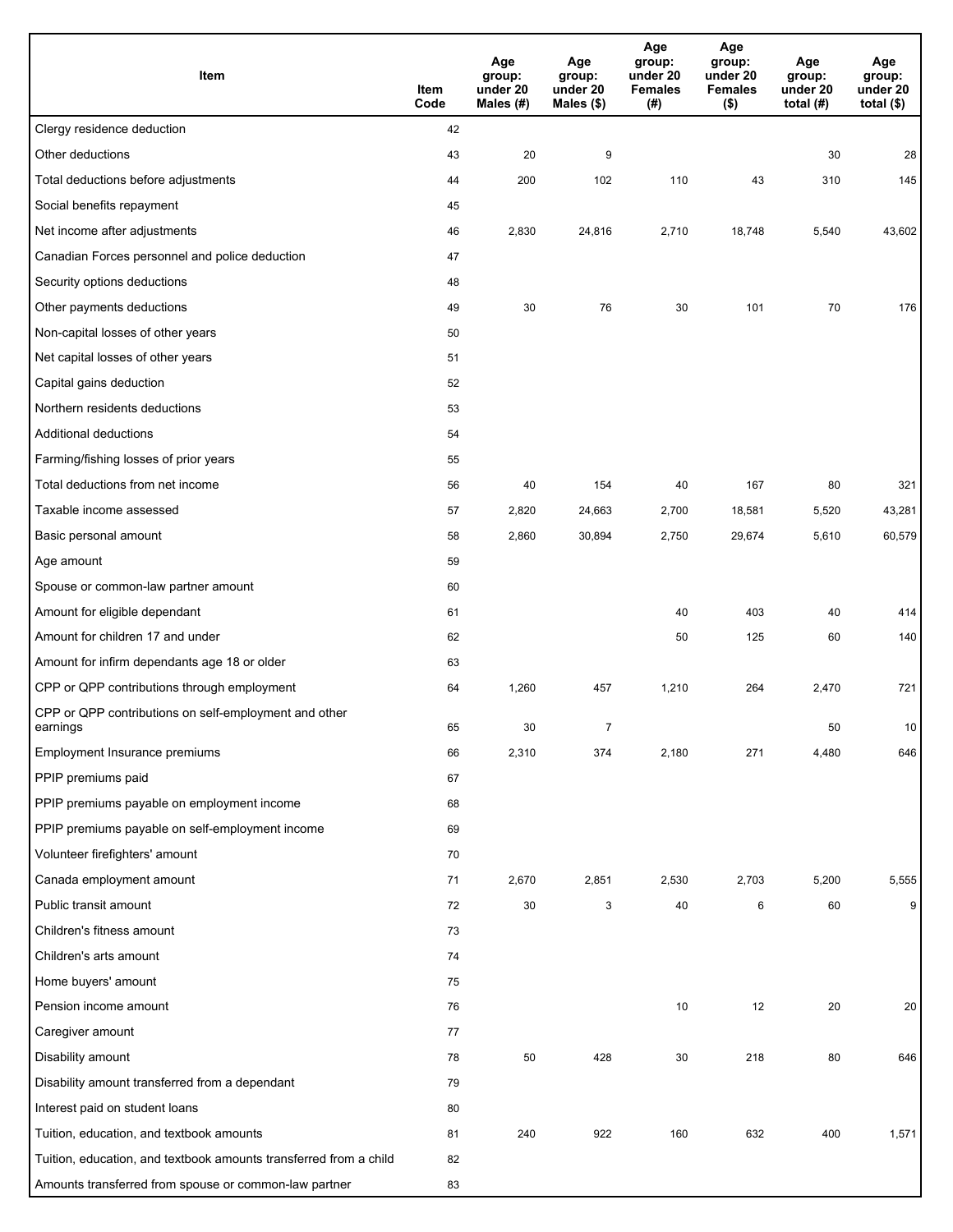| Item | Item Code | Age group: under 20 Males (#) | Age group: under 20 Males ($) | Age group: under 20 Females (#) | Age group: under 20 Females ($) | Age group: under 20 total (#) | Age group: under 20 total ($) |
|---|---|---|---|---|---|---|---|
| Clergy residence deduction | 42 | | | | | | |
| Other deductions | 43 | 20 | 9 | | | 30 | 28 |
| Total deductions before adjustments | 44 | 200 | 102 | 110 | 43 | 310 | 145 |
| Social benefits repayment | 45 | | | | | | |
| Net income after adjustments | 46 | 2,830 | 24,816 | 2,710 | 18,748 | 5,540 | 43,602 |
| Canadian Forces personnel and police deduction | 47 | | | | | | |
| Security options deductions | 48 | | | | | | |
| Other payments deductions | 49 | 30 | 76 | 30 | 101 | 70 | 176 |
| Non-capital losses of other years | 50 | | | | | | |
| Net capital losses of other years | 51 | | | | | | |
| Capital gains deduction | 52 | | | | | | |
| Northern residents deductions | 53 | | | | | | |
| Additional deductions | 54 | | | | | | |
| Farming/fishing losses of prior years | 55 | | | | | | |
| Total deductions from net income | 56 | 40 | 154 | 40 | 167 | 80 | 321 |
| Taxable income assessed | 57 | 2,820 | 24,663 | 2,700 | 18,581 | 5,520 | 43,281 |
| Basic personal amount | 58 | 2,860 | 30,894 | 2,750 | 29,674 | 5,610 | 60,579 |
| Age amount | 59 | | | | | | |
| Spouse or common-law partner amount | 60 | | | | | | |
| Amount for eligible dependant | 61 | | | 40 | 403 | 40 | 414 |
| Amount for children 17 and under | 62 | | | 50 | 125 | 60 | 140 |
| Amount for infirm dependants age 18 or older | 63 | | | | | | |
| CPP or QPP contributions through employment | 64 | 1,260 | 457 | 1,210 | 264 | 2,470 | 721 |
| CPP or QPP contributions on self-employment and other earnings | 65 | 30 | 7 | | | 50 | 10 |
| Employment Insurance premiums | 66 | 2,310 | 374 | 2,180 | 271 | 4,480 | 646 |
| PPIP premiums paid | 67 | | | | | | |
| PPIP premiums payable on employment income | 68 | | | | | | |
| PPIP premiums payable on self-employment income | 69 | | | | | | |
| Volunteer firefighters' amount | 70 | | | | | | |
| Canada employment amount | 71 | 2,670 | 2,851 | 2,530 | 2,703 | 5,200 | 5,555 |
| Public transit amount | 72 | 30 | 3 | 40 | 6 | 60 | 9 |
| Children's fitness amount | 73 | | | | | | |
| Children's arts amount | 74 | | | | | | |
| Home buyers' amount | 75 | | | | | | |
| Pension income amount | 76 | | | 10 | 12 | 20 | 20 |
| Caregiver amount | 77 | | | | | | |
| Disability amount | 78 | 50 | 428 | 30 | 218 | 80 | 646 |
| Disability amount transferred from a dependant | 79 | | | | | | |
| Interest paid on student loans | 80 | | | | | | |
| Tuition, education, and textbook amounts | 81 | 240 | 922 | 160 | 632 | 400 | 1,571 |
| Tuition, education, and textbook amounts transferred from a child | 82 | | | | | | |
| Amounts transferred from spouse or common-law partner | 83 | | | | | | |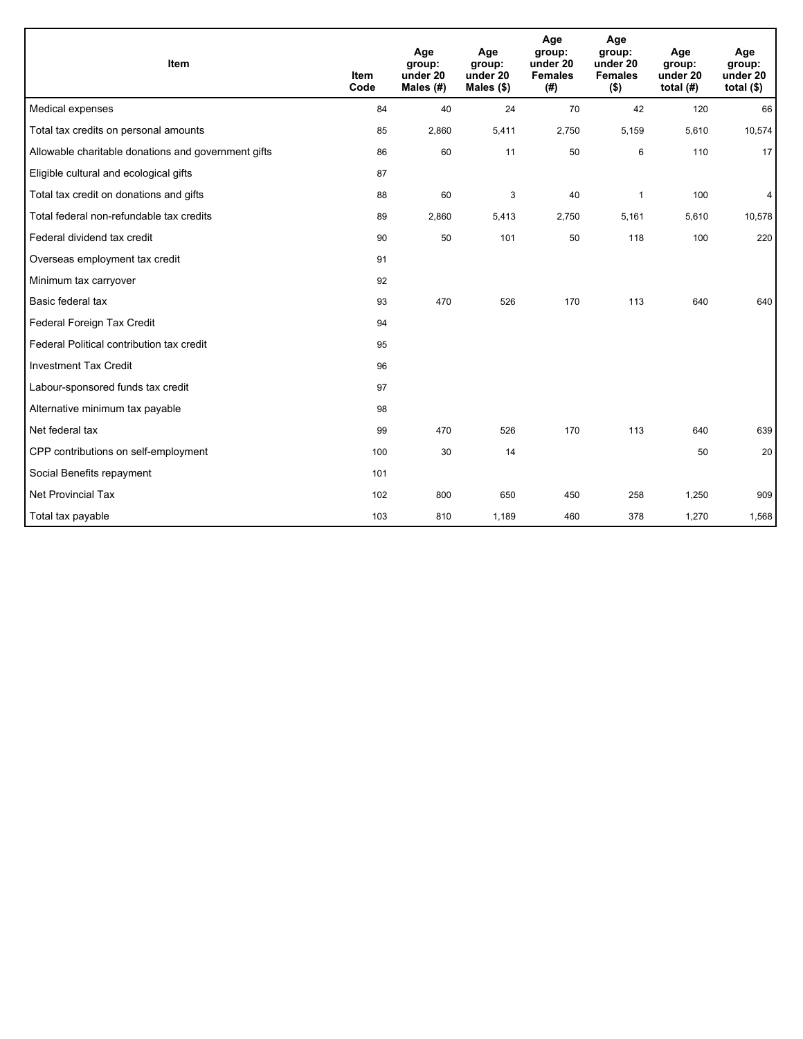| Item | Item Code | Age group: under 20 Males (#) | Age group: under 20 Males ($) | Age group: under 20 Females (#) | Age group: under 20 Females ($) | Age group: under 20 total (#) | Age group: under 20 total ($) |
| --- | --- | --- | --- | --- | --- | --- | --- |
| Medical expenses | 84 | 40 | 24 | 70 | 42 | 120 | 66 |
| Total tax credits on personal amounts | 85 | 2,860 | 5,411 | 2,750 | 5,159 | 5,610 | 10,574 |
| Allowable charitable donations and government gifts | 86 | 60 | 11 | 50 | 6 | 110 | 17 |
| Eligible cultural and ecological gifts | 87 | | | | | | |
| Total tax credit on donations and gifts | 88 | 60 | 3 | 40 | 1 | 100 | 4 |
| Total federal non-refundable tax credits | 89 | 2,860 | 5,413 | 2,750 | 5,161 | 5,610 | 10,578 |
| Federal dividend tax credit | 90 | 50 | 101 | 50 | 118 | 100 | 220 |
| Overseas employment tax credit | 91 | | | | | | |
| Minimum tax carryover | 92 | | | | | | |
| Basic federal tax | 93 | 470 | 526 | 170 | 113 | 640 | 640 |
| Federal Foreign Tax Credit | 94 | | | | | | |
| Federal Political contribution tax credit | 95 | | | | | | |
| Investment Tax Credit | 96 | | | | | | |
| Labour-sponsored funds tax credit | 97 | | | | | | |
| Alternative minimum tax payable | 98 | | | | | | |
| Net federal tax | 99 | 470 | 526 | 170 | 113 | 640 | 639 |
| CPP contributions on self-employment | 100 | 30 | 14 | | | 50 | 20 |
| Social Benefits repayment | 101 | | | | | | |
| Net Provincial Tax | 102 | 800 | 650 | 450 | 258 | 1,250 | 909 |
| Total tax payable | 103 | 810 | 1,189 | 460 | 378 | 1,270 | 1,568 |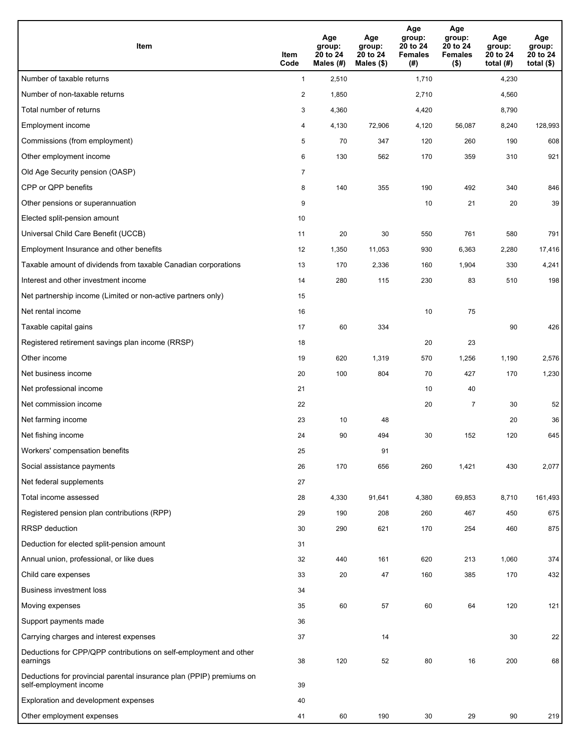| Item | Item Code | Age group: 20 to 24 Males (#) | Age group: 20 to 24 Males ($) | Age group: 20 to 24 Females (#) | Age group: 20 to 24 Females ($) | Age group: 20 to 24 total (#) | Age group: 20 to 24 total ($) |
|---|---|---|---|---|---|---|---|
| Number of taxable returns | 1 | 2,510 | | 1,710 | | 4,230 | |
| Number of non-taxable returns | 2 | 1,850 | | 2,710 | | 4,560 | |
| Total number of returns | 3 | 4,360 | | 4,420 | | 8,790 | |
| Employment income | 4 | 4,130 | 72,906 | 4,120 | 56,087 | 8,240 | 128,993 |
| Commissions (from employment) | 5 | 70 | 347 | 120 | 260 | 190 | 608 |
| Other employment income | 6 | 130 | 562 | 170 | 359 | 310 | 921 |
| Old Age Security pension (OASP) | 7 | | | | | | |
| CPP or QPP benefits | 8 | 140 | 355 | 190 | 492 | 340 | 846 |
| Other pensions or superannuation | 9 | | | 10 | 21 | 20 | 39 |
| Elected split-pension amount | 10 | | | | | | |
| Universal Child Care Benefit (UCCB) | 11 | 20 | 30 | 550 | 761 | 580 | 791 |
| Employment Insurance and other benefits | 12 | 1,350 | 11,053 | 930 | 6,363 | 2,280 | 17,416 |
| Taxable amount of dividends from taxable Canadian corporations | 13 | 170 | 2,336 | 160 | 1,904 | 330 | 4,241 |
| Interest and other investment income | 14 | 280 | 115 | 230 | 83 | 510 | 198 |
| Net partnership income (Limited or non-active partners only) | 15 | | | | | | |
| Net rental income | 16 | | | 10 | 75 | | |
| Taxable capital gains | 17 | 60 | 334 | | | 90 | 426 |
| Registered retirement savings plan income (RRSP) | 18 | | | 20 | 23 | | |
| Other income | 19 | 620 | 1,319 | 570 | 1,256 | 1,190 | 2,576 |
| Net business income | 20 | 100 | 804 | 70 | 427 | 170 | 1,230 |
| Net professional income | 21 | | | 10 | 40 | | |
| Net commission income | 22 | | | 20 | 7 | 30 | 52 |
| Net farming income | 23 | 10 | 48 | | | 20 | 36 |
| Net fishing income | 24 | 90 | 494 | 30 | 152 | 120 | 645 |
| Workers' compensation benefits | 25 | | 91 | | | | |
| Social assistance payments | 26 | 170 | 656 | 260 | 1,421 | 430 | 2,077 |
| Net federal supplements | 27 | | | | | | |
| Total income assessed | 28 | 4,330 | 91,641 | 4,380 | 69,853 | 8,710 | 161,493 |
| Registered pension plan contributions (RPP) | 29 | 190 | 208 | 260 | 467 | 450 | 675 |
| RRSP deduction | 30 | 290 | 621 | 170 | 254 | 460 | 875 |
| Deduction for elected split-pension amount | 31 | | | | | | |
| Annual union, professional, or like dues | 32 | 440 | 161 | 620 | 213 | 1,060 | 374 |
| Child care expenses | 33 | 20 | 47 | 160 | 385 | 170 | 432 |
| Business investment loss | 34 | | | | | | |
| Moving expenses | 35 | 60 | 57 | 60 | 64 | 120 | 121 |
| Support payments made | 36 | | | | | | |
| Carrying charges and interest expenses | 37 | | 14 | | | 30 | 22 |
| Deductions for CPP/QPP contributions on self-employment and other earnings | 38 | 120 | 52 | 80 | 16 | 200 | 68 |
| Deductions for provincial parental insurance plan (PPIP) premiums on self-employment income | 39 | | | | | | |
| Exploration and development expenses | 40 | | | | | | |
| Other employment expenses | 41 | 60 | 190 | 30 | 29 | 90 | 219 |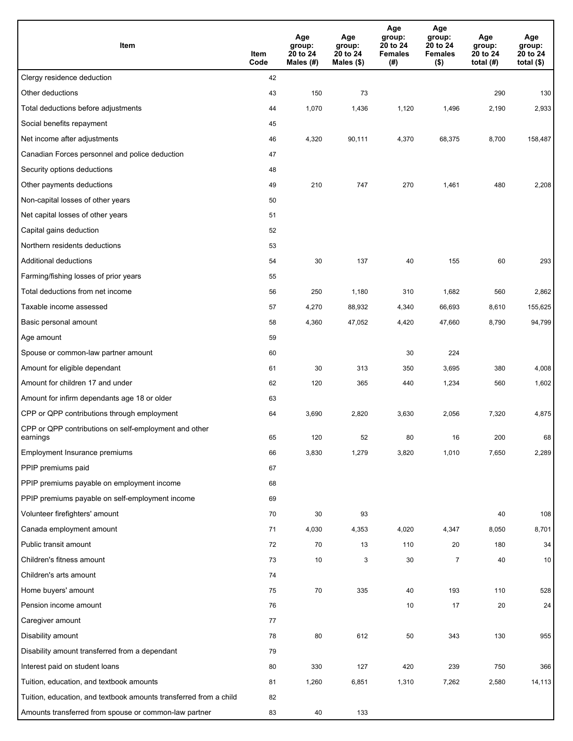| Item | Item Code | Age group: 20 to 24 Males (#) | Age group: 20 to 24 Males ($) | Age group: 20 to 24 Females (#) | Age group: 20 to 24 Females ($) | Age group: 20 to 24 total (#) | Age group: 20 to 24 total ($) |
|---|---|---|---|---|---|---|---|
| Clergy residence deduction | 42 | | | | | | |
| Other deductions | 43 | 150 | 73 | | | 290 | 130 |
| Total deductions before adjustments | 44 | 1,070 | 1,436 | 1,120 | 1,496 | 2,190 | 2,933 |
| Social benefits repayment | 45 | | | | | | |
| Net income after adjustments | 46 | 4,320 | 90,111 | 4,370 | 68,375 | 8,700 | 158,487 |
| Canadian Forces personnel and police deduction | 47 | | | | | | |
| Security options deductions | 48 | | | | | | |
| Other payments deductions | 49 | 210 | 747 | 270 | 1,461 | 480 | 2,208 |
| Non-capital losses of other years | 50 | | | | | | |
| Net capital losses of other years | 51 | | | | | | |
| Capital gains deduction | 52 | | | | | | |
| Northern residents deductions | 53 | | | | | | |
| Additional deductions | 54 | 30 | 137 | 40 | 155 | 60 | 293 |
| Farming/fishing losses of prior years | 55 | | | | | | |
| Total deductions from net income | 56 | 250 | 1,180 | 310 | 1,682 | 560 | 2,862 |
| Taxable income assessed | 57 | 4,270 | 88,932 | 4,340 | 66,693 | 8,610 | 155,625 |
| Basic personal amount | 58 | 4,360 | 47,052 | 4,420 | 47,660 | 8,790 | 94,799 |
| Age amount | 59 | | | | | | |
| Spouse or common-law partner amount | 60 | | | 30 | 224 | | |
| Amount for eligible dependant | 61 | 30 | 313 | 350 | 3,695 | 380 | 4,008 |
| Amount for children 17 and under | 62 | 120 | 365 | 440 | 1,234 | 560 | 1,602 |
| Amount for infirm dependants age 18 or older | 63 | | | | | | |
| CPP or QPP contributions through employment | 64 | 3,690 | 2,820 | 3,630 | 2,056 | 7,320 | 4,875 |
| CPP or QPP contributions on self-employment and other earnings | 65 | 120 | 52 | 80 | 16 | 200 | 68 |
| Employment Insurance premiums | 66 | 3,830 | 1,279 | 3,820 | 1,010 | 7,650 | 2,289 |
| PPIP premiums paid | 67 | | | | | | |
| PPIP premiums payable on employment income | 68 | | | | | | |
| PPIP premiums payable on self-employment income | 69 | | | | | | |
| Volunteer firefighters' amount | 70 | 30 | 93 | | | 40 | 108 |
| Canada employment amount | 71 | 4,030 | 4,353 | 4,020 | 4,347 | 8,050 | 8,701 |
| Public transit amount | 72 | 70 | 13 | 110 | 20 | 180 | 34 |
| Children's fitness amount | 73 | 10 | 3 | 30 | 7 | 40 | 10 |
| Children's arts amount | 74 | | | | | | |
| Home buyers' amount | 75 | 70 | 335 | 40 | 193 | 110 | 528 |
| Pension income amount | 76 | | | 10 | 17 | 20 | 24 |
| Caregiver amount | 77 | | | | | | |
| Disability amount | 78 | 80 | 612 | 50 | 343 | 130 | 955 |
| Disability amount transferred from a dependant | 79 | | | | | | |
| Interest paid on student loans | 80 | 330 | 127 | 420 | 239 | 750 | 366 |
| Tuition, education, and textbook amounts | 81 | 1,260 | 6,851 | 1,310 | 7,262 | 2,580 | 14,113 |
| Tuition, education, and textbook amounts transferred from a child | 82 | | | | | | |
| Amounts transferred from spouse or common-law partner | 83 | 40 | 133 | | | | |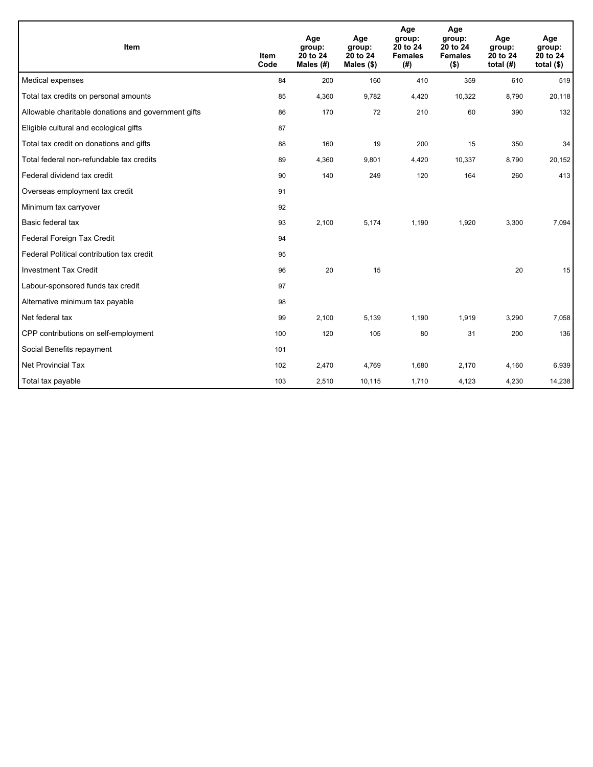| Item | Item Code | Age group: 20 to 24 Males (#) | Age group: 20 to 24 Males ($) | Age group: 20 to 24 Females (#) | Age group: 20 to 24 Females ($) | Age group: 20 to 24 total (#) | Age group: 20 to 24 total ($) |
|---|---|---|---|---|---|---|---|
| Medical expenses | 84 | 200 | 160 | 410 | 359 | 610 | 519 |
| Total tax credits on personal amounts | 85 | 4,360 | 9,782 | 4,420 | 10,322 | 8,790 | 20,118 |
| Allowable charitable donations and government gifts | 86 | 170 | 72 | 210 | 60 | 390 | 132 |
| Eligible cultural and ecological gifts | 87 | | | | | | |
| Total tax credit on donations and gifts | 88 | 160 | 19 | 200 | 15 | 350 | 34 |
| Total federal non-refundable tax credits | 89 | 4,360 | 9,801 | 4,420 | 10,337 | 8,790 | 20,152 |
| Federal dividend tax credit | 90 | 140 | 249 | 120 | 164 | 260 | 413 |
| Overseas employment tax credit | 91 | | | | | | |
| Minimum tax carryover | 92 | | | | | | |
| Basic federal tax | 93 | 2,100 | 5,174 | 1,190 | 1,920 | 3,300 | 7,094 |
| Federal Foreign Tax Credit | 94 | | | | | | |
| Federal Political contribution tax credit | 95 | | | | | | |
| Investment Tax Credit | 96 | 20 | 15 | | | 20 | 15 |
| Labour-sponsored funds tax credit | 97 | | | | | | |
| Alternative minimum tax payable | 98 | | | | | | |
| Net federal tax | 99 | 2,100 | 5,139 | 1,190 | 1,919 | 3,290 | 7,058 |
| CPP contributions on self-employment | 100 | 120 | 105 | 80 | 31 | 200 | 136 |
| Social Benefits repayment | 101 | | | | | | |
| Net Provincial Tax | 102 | 2,470 | 4,769 | 1,680 | 2,170 | 4,160 | 6,939 |
| Total tax payable | 103 | 2,510 | 10,115 | 1,710 | 4,123 | 4,230 | 14,238 |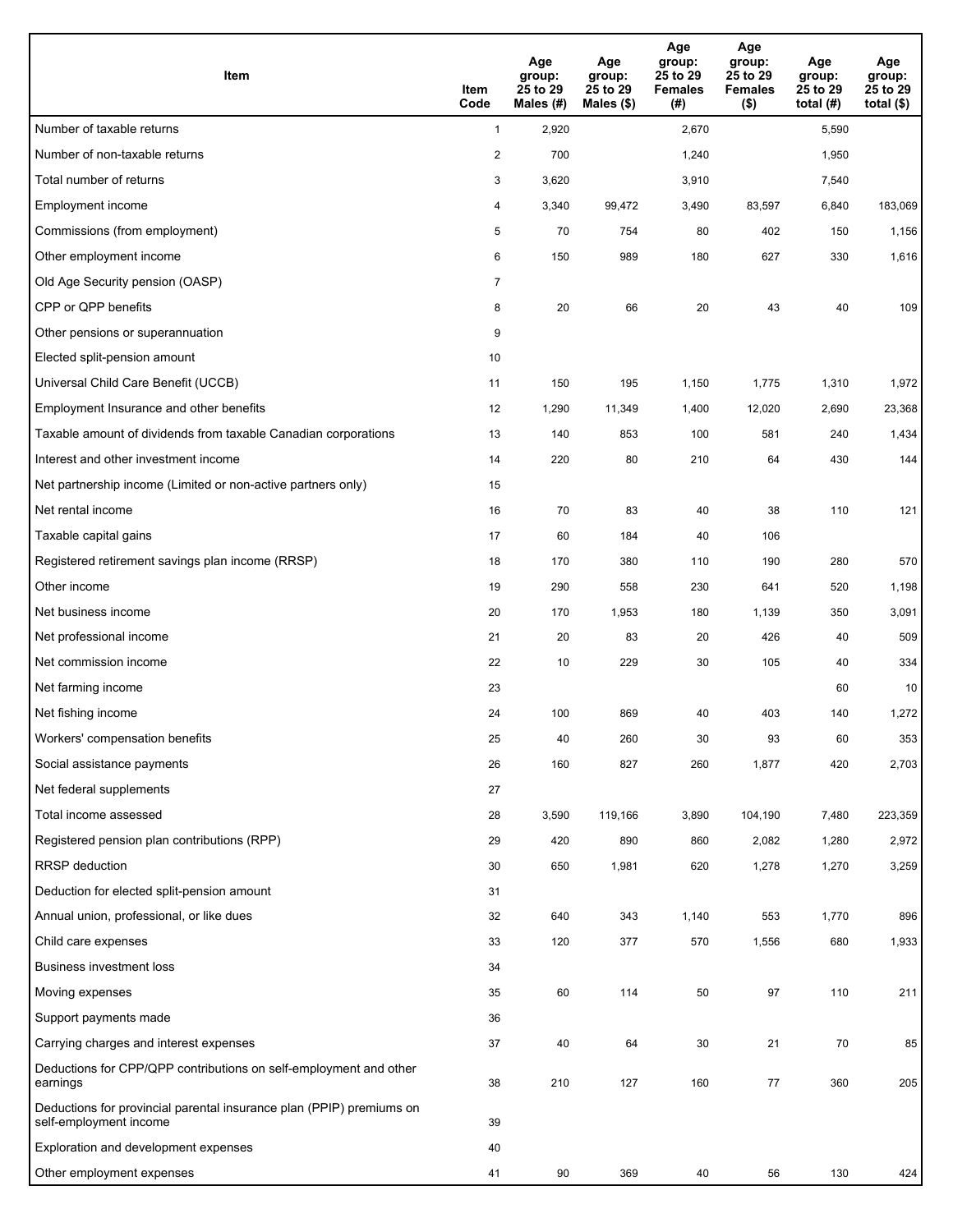| Item | Item Code | Age group: 25 to 29 Males (#) | Age group: 25 to 29 Males ($) | Age group: 25 to 29 Females (#) | Age group: 25 to 29 Females ($) | Age group: 25 to 29 total (#) | Age group: 25 to 29 total ($) |
|---|---|---|---|---|---|---|---|
| Number of taxable returns | 1 | 2,920 | | 2,670 | | 5,590 | |
| Number of non-taxable returns | 2 | 700 | | 1,240 | | 1,950 | |
| Total number of returns | 3 | 3,620 | | 3,910 | | 7,540 | |
| Employment income | 4 | 3,340 | 99,472 | 3,490 | 83,597 | 6,840 | 183,069 |
| Commissions (from employment) | 5 | 70 | 754 | 80 | 402 | 150 | 1,156 |
| Other employment income | 6 | 150 | 989 | 180 | 627 | 330 | 1,616 |
| Old Age Security pension (OASP) | 7 | | | | | | |
| CPP or QPP benefits | 8 | 20 | 66 | 20 | 43 | 40 | 109 |
| Other pensions or superannuation | 9 | | | | | | |
| Elected split-pension amount | 10 | | | | | | |
| Universal Child Care Benefit (UCCB) | 11 | 150 | 195 | 1,150 | 1,775 | 1,310 | 1,972 |
| Employment Insurance and other benefits | 12 | 1,290 | 11,349 | 1,400 | 12,020 | 2,690 | 23,368 |
| Taxable amount of dividends from taxable Canadian corporations | 13 | 140 | 853 | 100 | 581 | 240 | 1,434 |
| Interest and other investment income | 14 | 220 | 80 | 210 | 64 | 430 | 144 |
| Net partnership income (Limited or non-active partners only) | 15 | | | | | | |
| Net rental income | 16 | 70 | 83 | 40 | 38 | 110 | 121 |
| Taxable capital gains | 17 | 60 | 184 | 40 | 106 | | |
| Registered retirement savings plan income (RRSP) | 18 | 170 | 380 | 110 | 190 | 280 | 570 |
| Other income | 19 | 290 | 558 | 230 | 641 | 520 | 1,198 |
| Net business income | 20 | 170 | 1,953 | 180 | 1,139 | 350 | 3,091 |
| Net professional income | 21 | 20 | 83 | 20 | 426 | 40 | 509 |
| Net commission income | 22 | 10 | 229 | 30 | 105 | 40 | 334 |
| Net farming income | 23 | | | | | 60 | 10 |
| Net fishing income | 24 | 100 | 869 | 40 | 403 | 140 | 1,272 |
| Workers' compensation benefits | 25 | 40 | 260 | 30 | 93 | 60 | 353 |
| Social assistance payments | 26 | 160 | 827 | 260 | 1,877 | 420 | 2,703 |
| Net federal supplements | 27 | | | | | | |
| Total income assessed | 28 | 3,590 | 119,166 | 3,890 | 104,190 | 7,480 | 223,359 |
| Registered pension plan contributions (RPP) | 29 | 420 | 890 | 860 | 2,082 | 1,280 | 2,972 |
| RRSP deduction | 30 | 650 | 1,981 | 620 | 1,278 | 1,270 | 3,259 |
| Deduction for elected split-pension amount | 31 | | | | | | |
| Annual union, professional, or like dues | 32 | 640 | 343 | 1,140 | 553 | 1,770 | 896 |
| Child care expenses | 33 | 120 | 377 | 570 | 1,556 | 680 | 1,933 |
| Business investment loss | 34 | | | | | | |
| Moving expenses | 35 | 60 | 114 | 50 | 97 | 110 | 211 |
| Support payments made | 36 | | | | | | |
| Carrying charges and interest expenses | 37 | 40 | 64 | 30 | 21 | 70 | 85 |
| Deductions for CPP/QPP contributions on self-employment and other earnings | 38 | 210 | 127 | 160 | 77 | 360 | 205 |
| Deductions for provincial parental insurance plan (PPIP) premiums on self-employment income | 39 | | | | | | |
| Exploration and development expenses | 40 | | | | | | |
| Other employment expenses | 41 | 90 | 369 | 40 | 56 | 130 | 424 |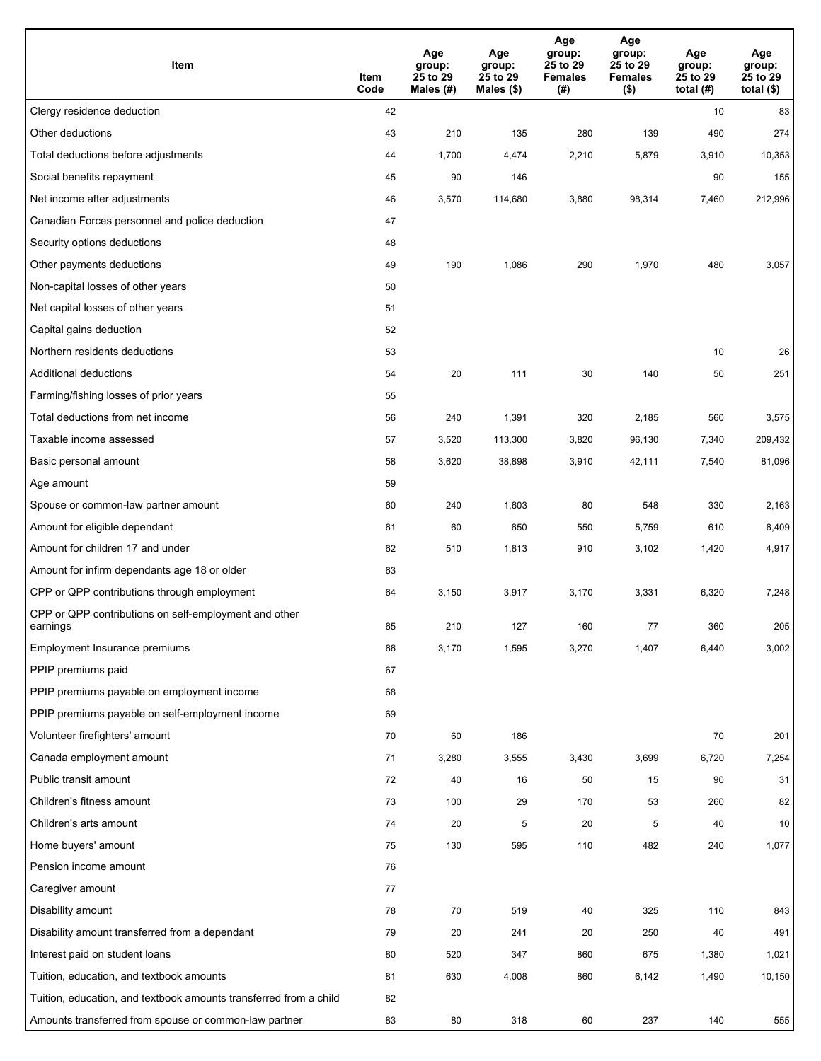| Item | Item Code | Age group: 25 to 29 Males (#) | Age group: 25 to 29 Males ($) | Age group: 25 to 29 Females (#) | Age group: 25 to 29 Females ($) | Age group: 25 to 29 total (#) | Age group: 25 to 29 total ($) |
|---|---|---|---|---|---|---|---|
| Clergy residence deduction | 42 | | | | | 10 | 83 |
| Other deductions | 43 | 210 | 135 | 280 | 139 | 490 | 274 |
| Total deductions before adjustments | 44 | 1,700 | 4,474 | 2,210 | 5,879 | 3,910 | 10,353 |
| Social benefits repayment | 45 | 90 | 146 | | | 90 | 155 |
| Net income after adjustments | 46 | 3,570 | 114,680 | 3,880 | 98,314 | 7,460 | 212,996 |
| Canadian Forces personnel and police deduction | 47 | | | | | | |
| Security options deductions | 48 | | | | | | |
| Other payments deductions | 49 | 190 | 1,086 | 290 | 1,970 | 480 | 3,057 |
| Non-capital losses of other years | 50 | | | | | | |
| Net capital losses of other years | 51 | | | | | | |
| Capital gains deduction | 52 | | | | | | |
| Northern residents deductions | 53 | | | | | 10 | 26 |
| Additional deductions | 54 | 20 | 111 | 30 | 140 | 50 | 251 |
| Farming/fishing losses of prior years | 55 | | | | | | |
| Total deductions from net income | 56 | 240 | 1,391 | 320 | 2,185 | 560 | 3,575 |
| Taxable income assessed | 57 | 3,520 | 113,300 | 3,820 | 96,130 | 7,340 | 209,432 |
| Basic personal amount | 58 | 3,620 | 38,898 | 3,910 | 42,111 | 7,540 | 81,096 |
| Age amount | 59 | | | | | | |
| Spouse or common-law partner amount | 60 | 240 | 1,603 | 80 | 548 | 330 | 2,163 |
| Amount for eligible dependant | 61 | 60 | 650 | 550 | 5,759 | 610 | 6,409 |
| Amount for children 17 and under | 62 | 510 | 1,813 | 910 | 3,102 | 1,420 | 4,917 |
| Amount for infirm dependants age 18 or older | 63 | | | | | | |
| CPP or QPP contributions through employment | 64 | 3,150 | 3,917 | 3,170 | 3,331 | 6,320 | 7,248 |
| CPP or QPP contributions on self-employment and other earnings | 65 | 210 | 127 | 160 | 77 | 360 | 205 |
| Employment Insurance premiums | 66 | 3,170 | 1,595 | 3,270 | 1,407 | 6,440 | 3,002 |
| PPIP premiums paid | 67 | | | | | | |
| PPIP premiums payable on employment income | 68 | | | | | | |
| PPIP premiums payable on self-employment income | 69 | | | | | | |
| Volunteer firefighters' amount | 70 | 60 | 186 | | | 70 | 201 |
| Canada employment amount | 71 | 3,280 | 3,555 | 3,430 | 3,699 | 6,720 | 7,254 |
| Public transit amount | 72 | 40 | 16 | 50 | 15 | 90 | 31 |
| Children's fitness amount | 73 | 100 | 29 | 170 | 53 | 260 | 82 |
| Children's arts amount | 74 | 20 | 5 | 20 | 5 | 40 | 10 |
| Home buyers' amount | 75 | 130 | 595 | 110 | 482 | 240 | 1,077 |
| Pension income amount | 76 | | | | | | |
| Caregiver amount | 77 | | | | | | |
| Disability amount | 78 | 70 | 519 | 40 | 325 | 110 | 843 |
| Disability amount transferred from a dependant | 79 | 20 | 241 | 20 | 250 | 40 | 491 |
| Interest paid on student loans | 80 | 520 | 347 | 860 | 675 | 1,380 | 1,021 |
| Tuition, education, and textbook amounts | 81 | 630 | 4,008 | 860 | 6,142 | 1,490 | 10,150 |
| Tuition, education, and textbook amounts transferred from a child | 82 | | | | | | |
| Amounts transferred from spouse or common-law partner | 83 | 80 | 318 | 60 | 237 | 140 | 555 |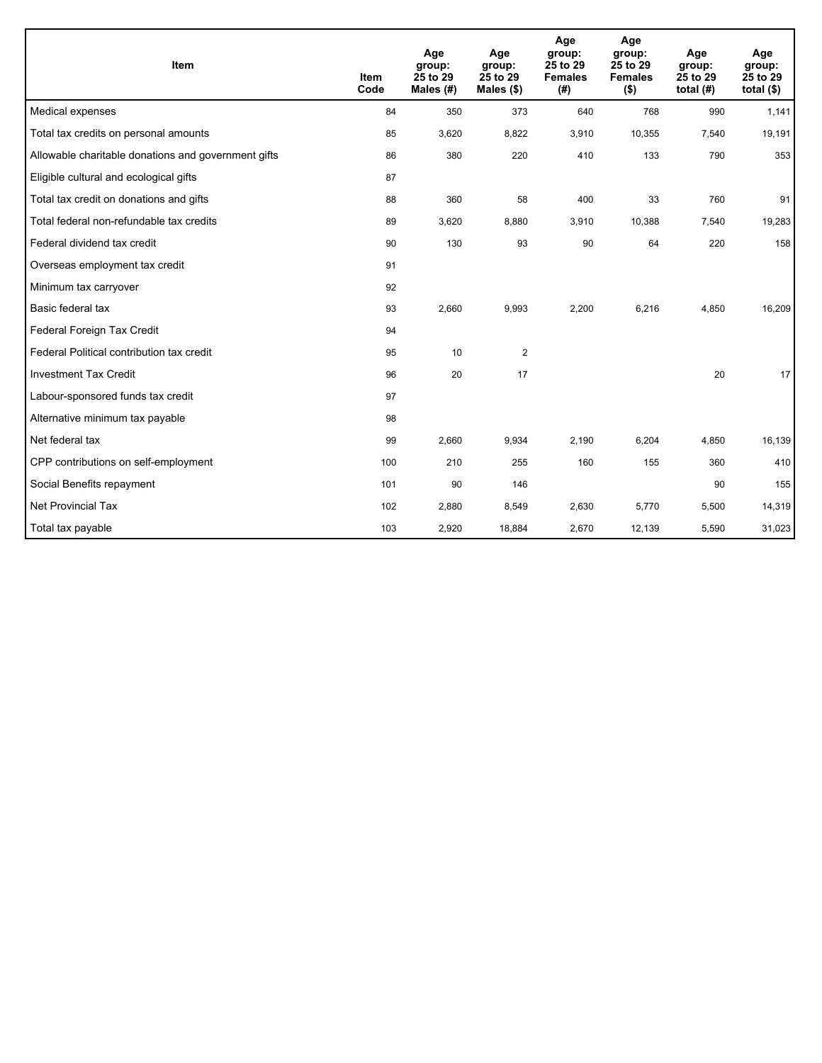| Item | Item Code | Age group: 25 to 29 Males (#) | Age group: 25 to 29 Males ($) | Age group: 25 to 29 Females (#) | Age group: 25 to 29 Females ($) | Age group: 25 to 29 total (#) | Age group: 25 to 29 total ($) |
|---|---|---|---|---|---|---|---|
| Medical expenses | 84 | 350 | 373 | 640 | 768 | 990 | 1,141 |
| Total tax credits on personal amounts | 85 | 3,620 | 8,822 | 3,910 | 10,355 | 7,540 | 19,191 |
| Allowable charitable donations and government gifts | 86 | 380 | 220 | 410 | 133 | 790 | 353 |
| Eligible cultural and ecological gifts | 87 | | | | | | |
| Total tax credit on donations and gifts | 88 | 360 | 58 | 400 | 33 | 760 | 91 |
| Total federal non-refundable tax credits | 89 | 3,620 | 8,880 | 3,910 | 10,388 | 7,540 | 19,283 |
| Federal dividend tax credit | 90 | 130 | 93 | 90 | 64 | 220 | 158 |
| Overseas employment tax credit | 91 | | | | | | |
| Minimum tax carryover | 92 | | | | | | |
| Basic federal tax | 93 | 2,660 | 9,993 | 2,200 | 6,216 | 4,850 | 16,209 |
| Federal Foreign Tax Credit | 94 | | | | | | |
| Federal Political contribution tax credit | 95 | 10 | 2 | | | | |
| Investment Tax Credit | 96 | 20 | 17 | | | 20 | 17 |
| Labour-sponsored funds tax credit | 97 | | | | | | |
| Alternative minimum tax payable | 98 | | | | | | |
| Net federal tax | 99 | 2,660 | 9,934 | 2,190 | 6,204 | 4,850 | 16,139 |
| CPP contributions on self-employment | 100 | 210 | 255 | 160 | 155 | 360 | 410 |
| Social Benefits repayment | 101 | 90 | 146 | | | 90 | 155 |
| Net Provincial Tax | 102 | 2,880 | 8,549 | 2,630 | 5,770 | 5,500 | 14,319 |
| Total tax payable | 103 | 2,920 | 18,884 | 2,670 | 12,139 | 5,590 | 31,023 |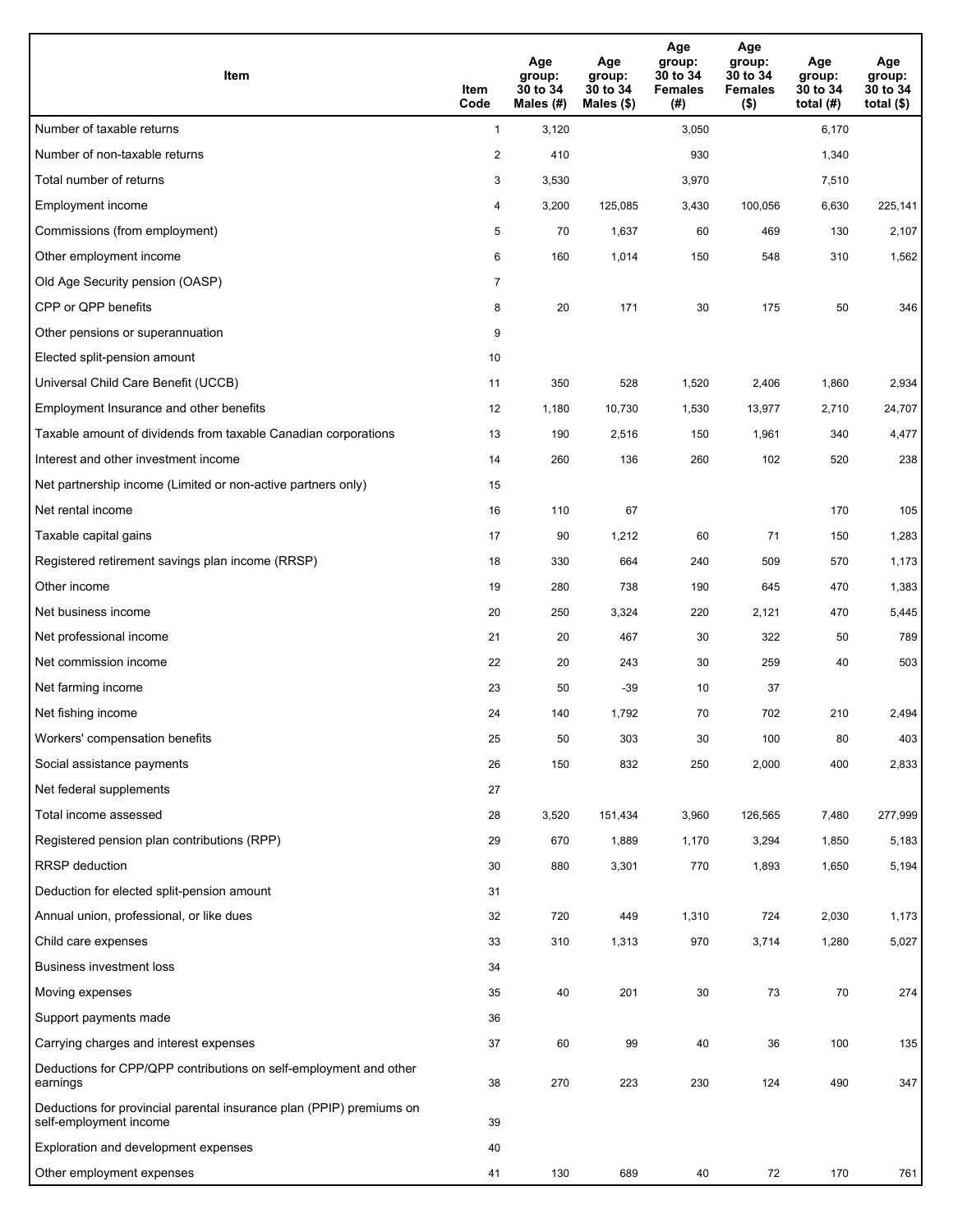| Item | Item Code | Age group: 30 to 34 Males (#) | Age group: 30 to 34 Males ($) | Age group: 30 to 34 Females (#) | Age group: 30 to 34 Females ($) | Age group: 30 to 34 total (#) | Age group: 30 to 34 total ($) |
|---|---|---|---|---|---|---|---|
| Number of taxable returns | 1 | 3,120 | | 3,050 | | 6,170 | |
| Number of non-taxable returns | 2 | 410 | | 930 | | 1,340 | |
| Total number of returns | 3 | 3,530 | | 3,970 | | 7,510 | |
| Employment income | 4 | 3,200 | 125,085 | 3,430 | 100,056 | 6,630 | 225,141 |
| Commissions (from employment) | 5 | 70 | 1,637 | 60 | 469 | 130 | 2,107 |
| Other employment income | 6 | 160 | 1,014 | 150 | 548 | 310 | 1,562 |
| Old Age Security pension (OASP) | 7 | | | | | | |
| CPP or QPP benefits | 8 | 20 | 171 | 30 | 175 | 50 | 346 |
| Other pensions or superannuation | 9 | | | | | | |
| Elected split-pension amount | 10 | | | | | | |
| Universal Child Care Benefit (UCCB) | 11 | 350 | 528 | 1,520 | 2,406 | 1,860 | 2,934 |
| Employment Insurance and other benefits | 12 | 1,180 | 10,730 | 1,530 | 13,977 | 2,710 | 24,707 |
| Taxable amount of dividends from taxable Canadian corporations | 13 | 190 | 2,516 | 150 | 1,961 | 340 | 4,477 |
| Interest and other investment income | 14 | 260 | 136 | 260 | 102 | 520 | 238 |
| Net partnership income (Limited or non-active partners only) | 15 | | | | | | |
| Net rental income | 16 | 110 | 67 | | | 170 | 105 |
| Taxable capital gains | 17 | 90 | 1,212 | 60 | 71 | 150 | 1,283 |
| Registered retirement savings plan income (RRSP) | 18 | 330 | 664 | 240 | 509 | 570 | 1,173 |
| Other income | 19 | 280 | 738 | 190 | 645 | 470 | 1,383 |
| Net business income | 20 | 250 | 3,324 | 220 | 2,121 | 470 | 5,445 |
| Net professional income | 21 | 20 | 467 | 30 | 322 | 50 | 789 |
| Net commission income | 22 | 20 | 243 | 30 | 259 | 40 | 503 |
| Net farming income | 23 | 50 | -39 | 10 | 37 | | |
| Net fishing income | 24 | 140 | 1,792 | 70 | 702 | 210 | 2,494 |
| Workers' compensation benefits | 25 | 50 | 303 | 30 | 100 | 80 | 403 |
| Social assistance payments | 26 | 150 | 832 | 250 | 2,000 | 400 | 2,833 |
| Net federal supplements | 27 | | | | | | |
| Total income assessed | 28 | 3,520 | 151,434 | 3,960 | 126,565 | 7,480 | 277,999 |
| Registered pension plan contributions (RPP) | 29 | 670 | 1,889 | 1,170 | 3,294 | 1,850 | 5,183 |
| RRSP deduction | 30 | 880 | 3,301 | 770 | 1,893 | 1,650 | 5,194 |
| Deduction for elected split-pension amount | 31 | | | | | | |
| Annual union, professional, or like dues | 32 | 720 | 449 | 1,310 | 724 | 2,030 | 1,173 |
| Child care expenses | 33 | 310 | 1,313 | 970 | 3,714 | 1,280 | 5,027 |
| Business investment loss | 34 | | | | | | |
| Moving expenses | 35 | 40 | 201 | 30 | 73 | 70 | 274 |
| Support payments made | 36 | | | | | | |
| Carrying charges and interest expenses | 37 | 60 | 99 | 40 | 36 | 100 | 135 |
| Deductions for CPP/QPP contributions on self-employment and other earnings | 38 | 270 | 223 | 230 | 124 | 490 | 347 |
| Deductions for provincial parental insurance plan (PPIP) premiums on self-employment income | 39 | | | | | | |
| Exploration and development expenses | 40 | | | | | | |
| Other employment expenses | 41 | 130 | 689 | 40 | 72 | 170 | 761 |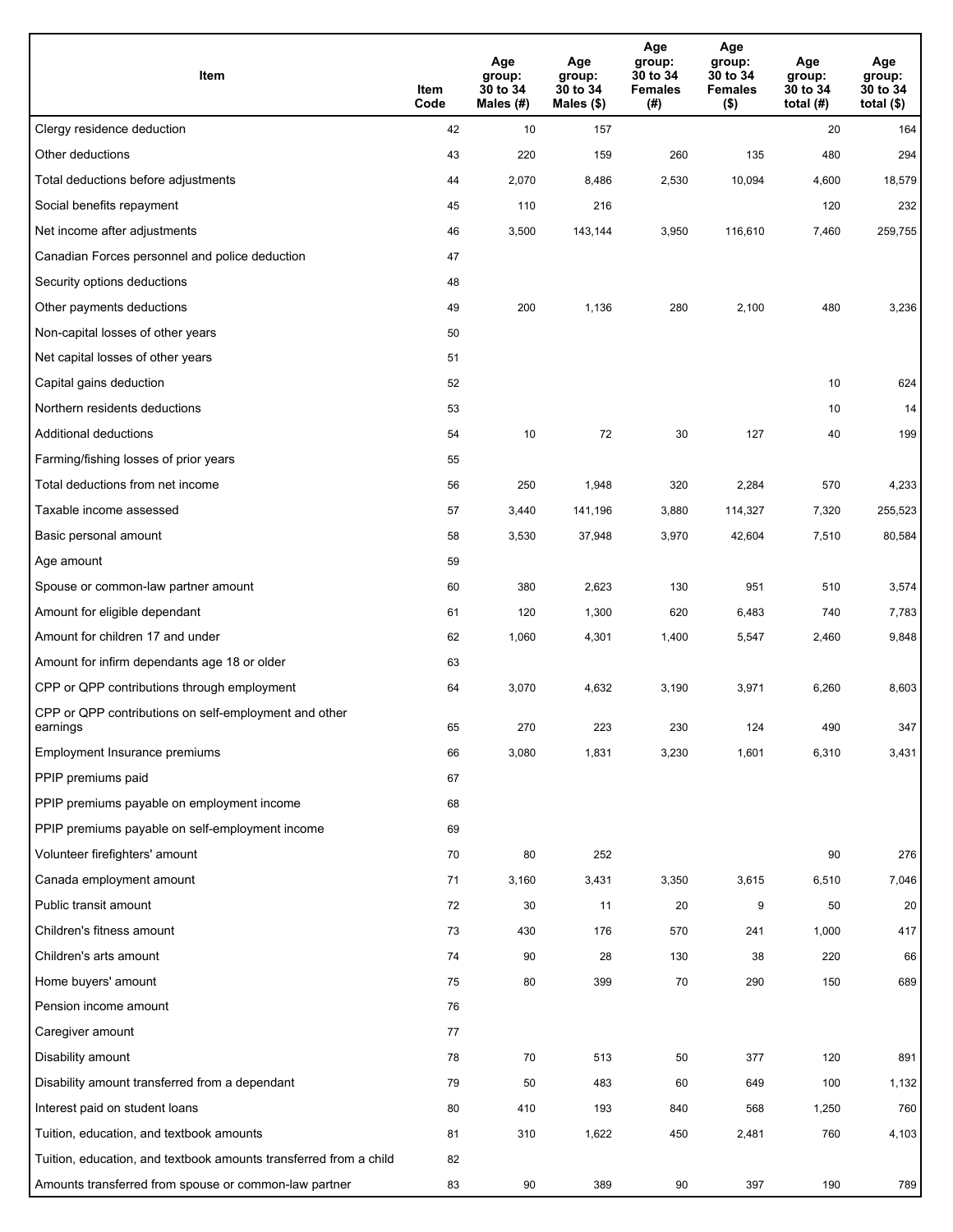| Item | Item Code | Age group: 30 to 34 Males (#) | Age group: 30 to 34 Males ($) | Age group: 30 to 34 Females (#) | Age group: 30 to 34 Females ($) | Age group: 30 to 34 total (#) | Age group: 30 to 34 total ($) |
|---|---|---|---|---|---|---|---|
| Clergy residence deduction | 42 | 10 | 157 | | | 20 | 164 |
| Other deductions | 43 | 220 | 159 | 260 | 135 | 480 | 294 |
| Total deductions before adjustments | 44 | 2,070 | 8,486 | 2,530 | 10,094 | 4,600 | 18,579 |
| Social benefits repayment | 45 | 110 | 216 | | | 120 | 232 |
| Net income after adjustments | 46 | 3,500 | 143,144 | 3,950 | 116,610 | 7,460 | 259,755 |
| Canadian Forces personnel and police deduction | 47 | | | | | | |
| Security options deductions | 48 | | | | | | |
| Other payments deductions | 49 | 200 | 1,136 | 280 | 2,100 | 480 | 3,236 |
| Non-capital losses of other years | 50 | | | | | | |
| Net capital losses of other years | 51 | | | | | | |
| Capital gains deduction | 52 | | | | | 10 | 624 |
| Northern residents deductions | 53 | | | | | 10 | 14 |
| Additional deductions | 54 | 10 | 72 | 30 | 127 | 40 | 199 |
| Farming/fishing losses of prior years | 55 | | | | | | |
| Total deductions from net income | 56 | 250 | 1,948 | 320 | 2,284 | 570 | 4,233 |
| Taxable income assessed | 57 | 3,440 | 141,196 | 3,880 | 114,327 | 7,320 | 255,523 |
| Basic personal amount | 58 | 3,530 | 37,948 | 3,970 | 42,604 | 7,510 | 80,584 |
| Age amount | 59 | | | | | | |
| Spouse or common-law partner amount | 60 | 380 | 2,623 | 130 | 951 | 510 | 3,574 |
| Amount for eligible dependant | 61 | 120 | 1,300 | 620 | 6,483 | 740 | 7,783 |
| Amount for children 17 and under | 62 | 1,060 | 4,301 | 1,400 | 5,547 | 2,460 | 9,848 |
| Amount for infirm dependants age 18 or older | 63 | | | | | | |
| CPP or QPP contributions through employment | 64 | 3,070 | 4,632 | 3,190 | 3,971 | 6,260 | 8,603 |
| CPP or QPP contributions on self-employment and other earnings | 65 | 270 | 223 | 230 | 124 | 490 | 347 |
| Employment Insurance premiums | 66 | 3,080 | 1,831 | 3,230 | 1,601 | 6,310 | 3,431 |
| PPIP premiums paid | 67 | | | | | | |
| PPIP premiums payable on employment income | 68 | | | | | | |
| PPIP premiums payable on self-employment income | 69 | | | | | | |
| Volunteer firefighters' amount | 70 | 80 | 252 | | | 90 | 276 |
| Canada employment amount | 71 | 3,160 | 3,431 | 3,350 | 3,615 | 6,510 | 7,046 |
| Public transit amount | 72 | 30 | 11 | 20 | 9 | 50 | 20 |
| Children's fitness amount | 73 | 430 | 176 | 570 | 241 | 1,000 | 417 |
| Children's arts amount | 74 | 90 | 28 | 130 | 38 | 220 | 66 |
| Home buyers' amount | 75 | 80 | 399 | 70 | 290 | 150 | 689 |
| Pension income amount | 76 | | | | | | |
| Caregiver amount | 77 | | | | | | |
| Disability amount | 78 | 70 | 513 | 50 | 377 | 120 | 891 |
| Disability amount transferred from a dependant | 79 | 50 | 483 | 60 | 649 | 100 | 1,132 |
| Interest paid on student loans | 80 | 410 | 193 | 840 | 568 | 1,250 | 760 |
| Tuition, education, and textbook amounts | 81 | 310 | 1,622 | 450 | 2,481 | 760 | 4,103 |
| Tuition, education, and textbook amounts transferred from a child | 82 | | | | | | |
| Amounts transferred from spouse or common-law partner | 83 | 90 | 389 | 90 | 397 | 190 | 789 |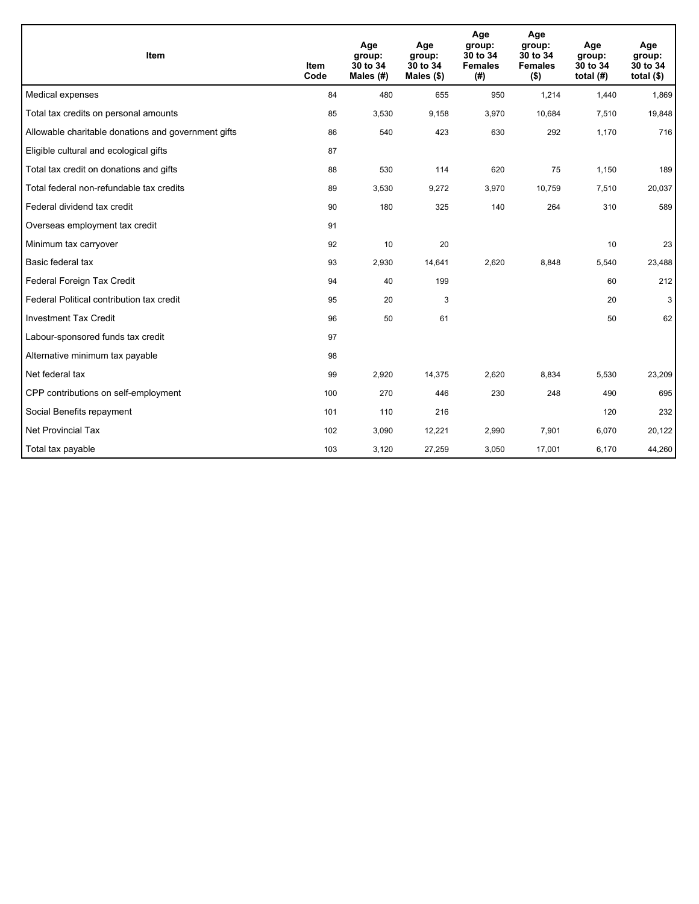| Item | Item Code | Age group: 30 to 34 Males (#) | Age group: 30 to 34 Males ($) | Age group: 30 to 34 Females (#) | Age group: 30 to 34 Females ($) | Age group: 30 to 34 total (#) | Age group: 30 to 34 total ($) |
| --- | --- | --- | --- | --- | --- | --- | --- |
| Medical expenses | 84 | 480 | 655 | 950 | 1,214 | 1,440 | 1,869 |
| Total tax credits on personal amounts | 85 | 3,530 | 9,158 | 3,970 | 10,684 | 7,510 | 19,848 |
| Allowable charitable donations and government gifts | 86 | 540 | 423 | 630 | 292 | 1,170 | 716 |
| Eligible cultural and ecological gifts | 87 | | | | | | |
| Total tax credit on donations and gifts | 88 | 530 | 114 | 620 | 75 | 1,150 | 189 |
| Total federal non-refundable tax credits | 89 | 3,530 | 9,272 | 3,970 | 10,759 | 7,510 | 20,037 |
| Federal dividend tax credit | 90 | 180 | 325 | 140 | 264 | 310 | 589 |
| Overseas employment tax credit | 91 | | | | | | |
| Minimum tax carryover | 92 | 10 | 20 | | | 10 | 23 |
| Basic federal tax | 93 | 2,930 | 14,641 | 2,620 | 8,848 | 5,540 | 23,488 |
| Federal Foreign Tax Credit | 94 | 40 | 199 | | | 60 | 212 |
| Federal Political contribution tax credit | 95 | 20 | 3 | | | 20 | 3 |
| Investment Tax Credit | 96 | 50 | 61 | | | 50 | 62 |
| Labour-sponsored funds tax credit | 97 | | | | | | |
| Alternative minimum tax payable | 98 | | | | | | |
| Net federal tax | 99 | 2,920 | 14,375 | 2,620 | 8,834 | 5,530 | 23,209 |
| CPP contributions on self-employment | 100 | 270 | 446 | 230 | 248 | 490 | 695 |
| Social Benefits repayment | 101 | 110 | 216 | | | 120 | 232 |
| Net Provincial Tax | 102 | 3,090 | 12,221 | 2,990 | 7,901 | 6,070 | 20,122 |
| Total tax payable | 103 | 3,120 | 27,259 | 3,050 | 17,001 | 6,170 | 44,260 |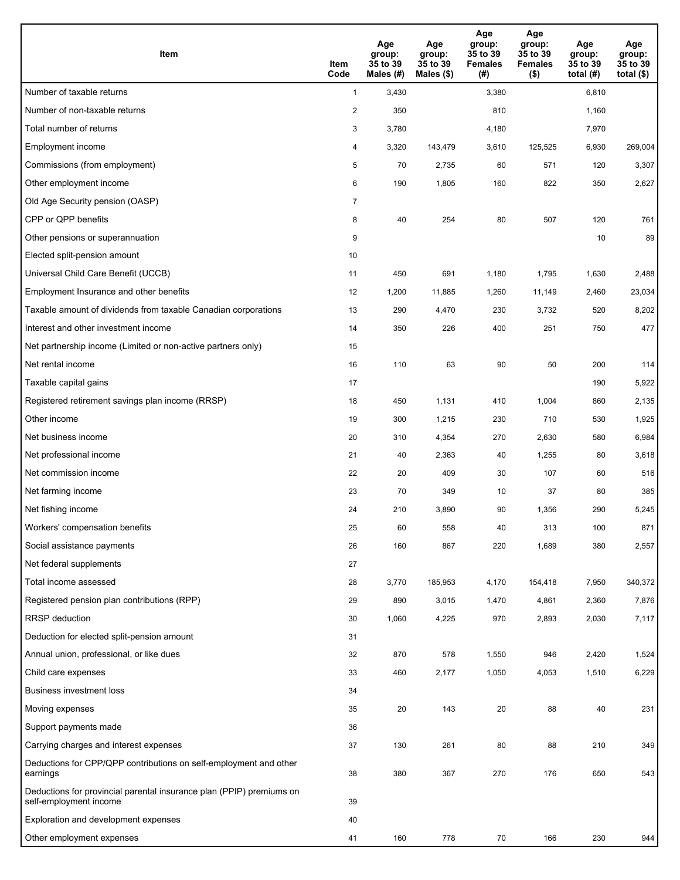| Item | Item Code | Age group: 35 to 39 Males (#) | Age group: 35 to 39 Males ($) | Age group: 35 to 39 Females (#) | Age group: 35 to 39 Females ($) | Age group: 35 to 39 total (#) | Age group: 35 to 39 total ($) |
|---|---|---|---|---|---|---|---|
| Number of taxable returns | 1 | 3,430 | | 3,380 | | 6,810 | |
| Number of non-taxable returns | 2 | 350 | | 810 | | 1,160 | |
| Total number of returns | 3 | 3,780 | | 4,180 | | 7,970 | |
| Employment income | 4 | 3,320 | 143,479 | 3,610 | 125,525 | 6,930 | 269,004 |
| Commissions (from employment) | 5 | 70 | 2,735 | 60 | 571 | 120 | 3,307 |
| Other employment income | 6 | 190 | 1,805 | 160 | 822 | 350 | 2,627 |
| Old Age Security pension (OASP) | 7 | | | | | | |
| CPP or QPP benefits | 8 | 40 | 254 | 80 | 507 | 120 | 761 |
| Other pensions or superannuation | 9 | | | | | 10 | 89 |
| Elected split-pension amount | 10 | | | | | | |
| Universal Child Care Benefit (UCCB) | 11 | 450 | 691 | 1,180 | 1,795 | 1,630 | 2,488 |
| Employment Insurance and other benefits | 12 | 1,200 | 11,885 | 1,260 | 11,149 | 2,460 | 23,034 |
| Taxable amount of dividends from taxable Canadian corporations | 13 | 290 | 4,470 | 230 | 3,732 | 520 | 8,202 |
| Interest and other investment income | 14 | 350 | 226 | 400 | 251 | 750 | 477 |
| Net partnership income (Limited or non-active partners only) | 15 | | | | | | |
| Net rental income | 16 | 110 | 63 | 90 | 50 | 200 | 114 |
| Taxable capital gains | 17 | | | | | 190 | 5,922 |
| Registered retirement savings plan income (RRSP) | 18 | 450 | 1,131 | 410 | 1,004 | 860 | 2,135 |
| Other income | 19 | 300 | 1,215 | 230 | 710 | 530 | 1,925 |
| Net business income | 20 | 310 | 4,354 | 270 | 2,630 | 580 | 6,984 |
| Net professional income | 21 | 40 | 2,363 | 40 | 1,255 | 80 | 3,618 |
| Net commission income | 22 | 20 | 409 | 30 | 107 | 60 | 516 |
| Net farming income | 23 | 70 | 349 | 10 | 37 | 80 | 385 |
| Net fishing income | 24 | 210 | 3,890 | 90 | 1,356 | 290 | 5,245 |
| Workers' compensation benefits | 25 | 60 | 558 | 40 | 313 | 100 | 871 |
| Social assistance payments | 26 | 160 | 867 | 220 | 1,689 | 380 | 2,557 |
| Net federal supplements | 27 | | | | | | |
| Total income assessed | 28 | 3,770 | 185,953 | 4,170 | 154,418 | 7,950 | 340,372 |
| Registered pension plan contributions (RPP) | 29 | 890 | 3,015 | 1,470 | 4,861 | 2,360 | 7,876 |
| RRSP deduction | 30 | 1,060 | 4,225 | 970 | 2,893 | 2,030 | 7,117 |
| Deduction for elected split-pension amount | 31 | | | | | | |
| Annual union, professional, or like dues | 32 | 870 | 578 | 1,550 | 946 | 2,420 | 1,524 |
| Child care expenses | 33 | 460 | 2,177 | 1,050 | 4,053 | 1,510 | 6,229 |
| Business investment loss | 34 | | | | | | |
| Moving expenses | 35 | 20 | 143 | 20 | 88 | 40 | 231 |
| Support payments made | 36 | | | | | | |
| Carrying charges and interest expenses | 37 | 130 | 261 | 80 | 88 | 210 | 349 |
| Deductions for CPP/QPP contributions on self-employment and other earnings | 38 | 380 | 367 | 270 | 176 | 650 | 543 |
| Deductions for provincial parental insurance plan (PPIP) premiums on self-employment income | 39 | | | | | | |
| Exploration and development expenses | 40 | | | | | | |
| Other employment expenses | 41 | 160 | 778 | 70 | 166 | 230 | 944 |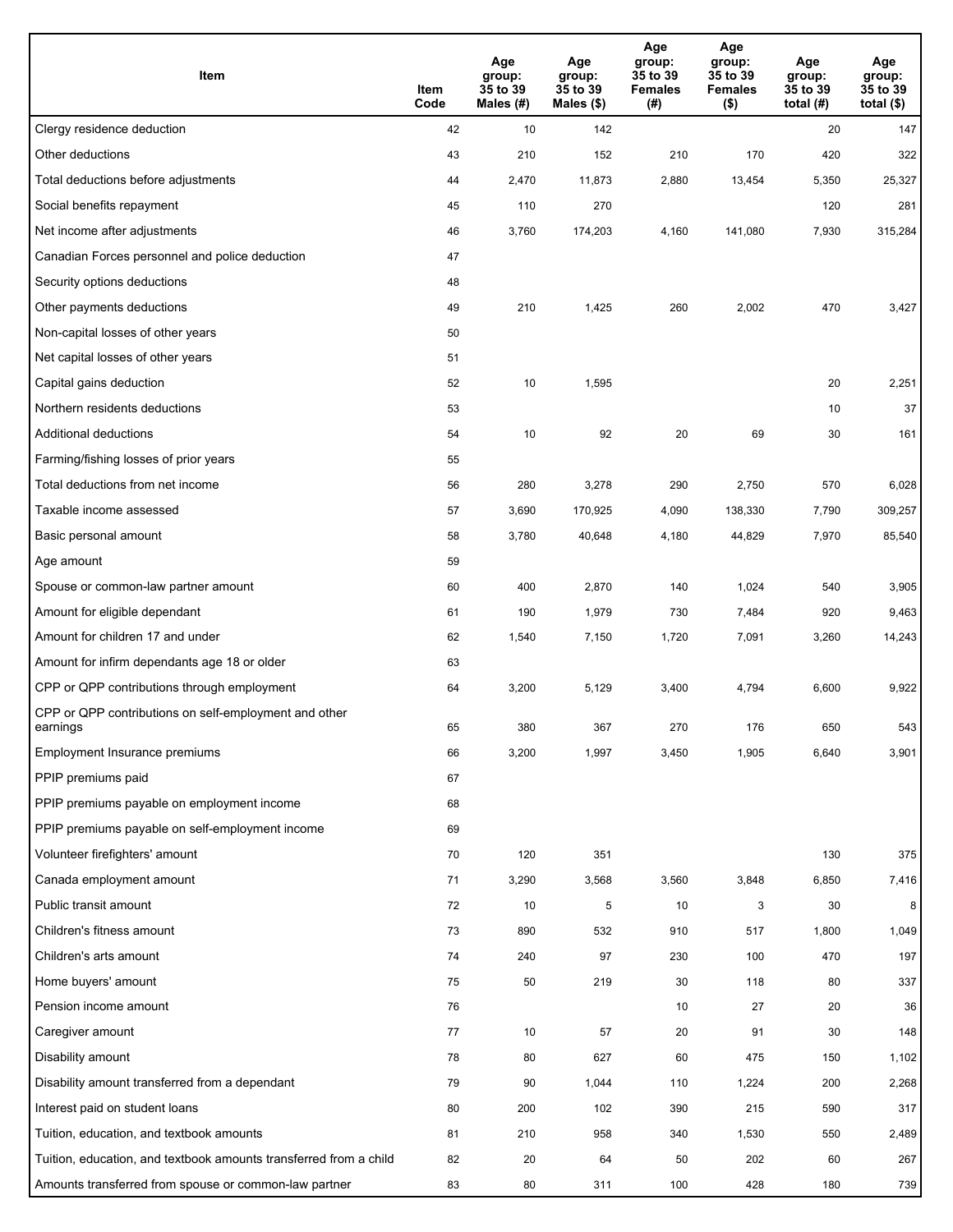| Item | Item Code | Age group: 35 to 39 Males (#) | Age group: 35 to 39 Males ($) | Age group: 35 to 39 Females (#) | Age group: 35 to 39 Females ($) | Age group: 35 to 39 total (#) | Age group: 35 to 39 total ($) |
|---|---|---|---|---|---|---|---|
| Clergy residence deduction | 42 | 10 | 142 | | | 20 | 147 |
| Other deductions | 43 | 210 | 152 | 210 | 170 | 420 | 322 |
| Total deductions before adjustments | 44 | 2,470 | 11,873 | 2,880 | 13,454 | 5,350 | 25,327 |
| Social benefits repayment | 45 | 110 | 270 | | | 120 | 281 |
| Net income after adjustments | 46 | 3,760 | 174,203 | 4,160 | 141,080 | 7,930 | 315,284 |
| Canadian Forces personnel and police deduction | 47 | | | | | | |
| Security options deductions | 48 | | | | | | |
| Other payments deductions | 49 | 210 | 1,425 | 260 | 2,002 | 470 | 3,427 |
| Non-capital losses of other years | 50 | | | | | | |
| Net capital losses of other years | 51 | | | | | | |
| Capital gains deduction | 52 | 10 | 1,595 | | | 20 | 2,251 |
| Northern residents deductions | 53 | | | | | 10 | 37 |
| Additional deductions | 54 | 10 | 92 | 20 | 69 | 30 | 161 |
| Farming/fishing losses of prior years | 55 | | | | | | |
| Total deductions from net income | 56 | 280 | 3,278 | 290 | 2,750 | 570 | 6,028 |
| Taxable income assessed | 57 | 3,690 | 170,925 | 4,090 | 138,330 | 7,790 | 309,257 |
| Basic personal amount | 58 | 3,780 | 40,648 | 4,180 | 44,829 | 7,970 | 85,540 |
| Age amount | 59 | | | | | | |
| Spouse or common-law partner amount | 60 | 400 | 2,870 | 140 | 1,024 | 540 | 3,905 |
| Amount for eligible dependant | 61 | 190 | 1,979 | 730 | 7,484 | 920 | 9,463 |
| Amount for children 17 and under | 62 | 1,540 | 7,150 | 1,720 | 7,091 | 3,260 | 14,243 |
| Amount for infirm dependants age 18 or older | 63 | | | | | | |
| CPP or QPP contributions through employment | 64 | 3,200 | 5,129 | 3,400 | 4,794 | 6,600 | 9,922 |
| CPP or QPP contributions on self-employment and other earnings | 65 | 380 | 367 | 270 | 176 | 650 | 543 |
| Employment Insurance premiums | 66 | 3,200 | 1,997 | 3,450 | 1,905 | 6,640 | 3,901 |
| PPIP premiums paid | 67 | | | | | | |
| PPIP premiums payable on employment income | 68 | | | | | | |
| PPIP premiums payable on self-employment income | 69 | | | | | | |
| Volunteer firefighters' amount | 70 | 120 | 351 | | | 130 | 375 |
| Canada employment amount | 71 | 3,290 | 3,568 | 3,560 | 3,848 | 6,850 | 7,416 |
| Public transit amount | 72 | 10 | 5 | 10 | 3 | 30 | 8 |
| Children's fitness amount | 73 | 890 | 532 | 910 | 517 | 1,800 | 1,049 |
| Children's arts amount | 74 | 240 | 97 | 230 | 100 | 470 | 197 |
| Home buyers' amount | 75 | 50 | 219 | 30 | 118 | 80 | 337 |
| Pension income amount | 76 | | | 10 | 27 | 20 | 36 |
| Caregiver amount | 77 | 10 | 57 | 20 | 91 | 30 | 148 |
| Disability amount | 78 | 80 | 627 | 60 | 475 | 150 | 1,102 |
| Disability amount transferred from a dependant | 79 | 90 | 1,044 | 110 | 1,224 | 200 | 2,268 |
| Interest paid on student loans | 80 | 200 | 102 | 390 | 215 | 590 | 317 |
| Tuition, education, and textbook amounts | 81 | 210 | 958 | 340 | 1,530 | 550 | 2,489 |
| Tuition, education, and textbook amounts transferred from a child | 82 | 20 | 64 | 50 | 202 | 60 | 267 |
| Amounts transferred from spouse or common-law partner | 83 | 80 | 311 | 100 | 428 | 180 | 739 |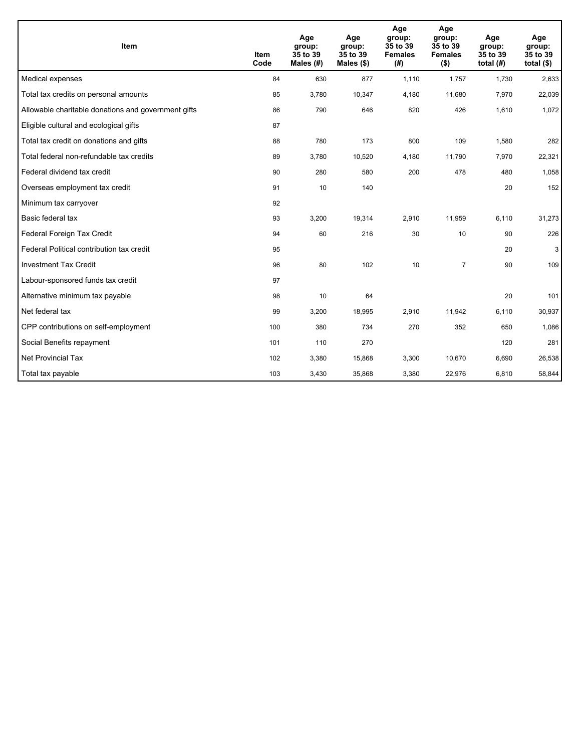| Item | Item Code | Age group: 35 to 39 Males (#) | Age group: 35 to 39 Males ($) | Age group: 35 to 39 Females (#) | Age group: 35 to 39 Females ($) | Age group: 35 to 39 total (#) | Age group: 35 to 39 total ($) |
|---|---|---|---|---|---|---|---|
| Medical expenses | 84 | 630 | 877 | 1,110 | 1,757 | 1,730 | 2,633 |
| Total tax credits on personal amounts | 85 | 3,780 | 10,347 | 4,180 | 11,680 | 7,970 | 22,039 |
| Allowable charitable donations and government gifts | 86 | 790 | 646 | 820 | 426 | 1,610 | 1,072 |
| Eligible cultural and ecological gifts | 87 | | | | | | |
| Total tax credit on donations and gifts | 88 | 780 | 173 | 800 | 109 | 1,580 | 282 |
| Total federal non-refundable tax credits | 89 | 3,780 | 10,520 | 4,180 | 11,790 | 7,970 | 22,321 |
| Federal dividend tax credit | 90 | 280 | 580 | 200 | 478 | 480 | 1,058 |
| Overseas employment tax credit | 91 | 10 | 140 | | | 20 | 152 |
| Minimum tax carryover | 92 | | | | | | |
| Basic federal tax | 93 | 3,200 | 19,314 | 2,910 | 11,959 | 6,110 | 31,273 |
| Federal Foreign Tax Credit | 94 | 60 | 216 | 30 | 10 | 90 | 226 |
| Federal Political contribution tax credit | 95 | | | | | 20 | 3 |
| Investment Tax Credit | 96 | 80 | 102 | 10 | 7 | 90 | 109 |
| Labour-sponsored funds tax credit | 97 | | | | | | |
| Alternative minimum tax payable | 98 | 10 | 64 | | | 20 | 101 |
| Net federal tax | 99 | 3,200 | 18,995 | 2,910 | 11,942 | 6,110 | 30,937 |
| CPP contributions on self-employment | 100 | 380 | 734 | 270 | 352 | 650 | 1,086 |
| Social Benefits repayment | 101 | 110 | 270 | | | 120 | 281 |
| Net Provincial Tax | 102 | 3,380 | 15,868 | 3,300 | 10,670 | 6,690 | 26,538 |
| Total tax payable | 103 | 3,430 | 35,868 | 3,380 | 22,976 | 6,810 | 58,844 |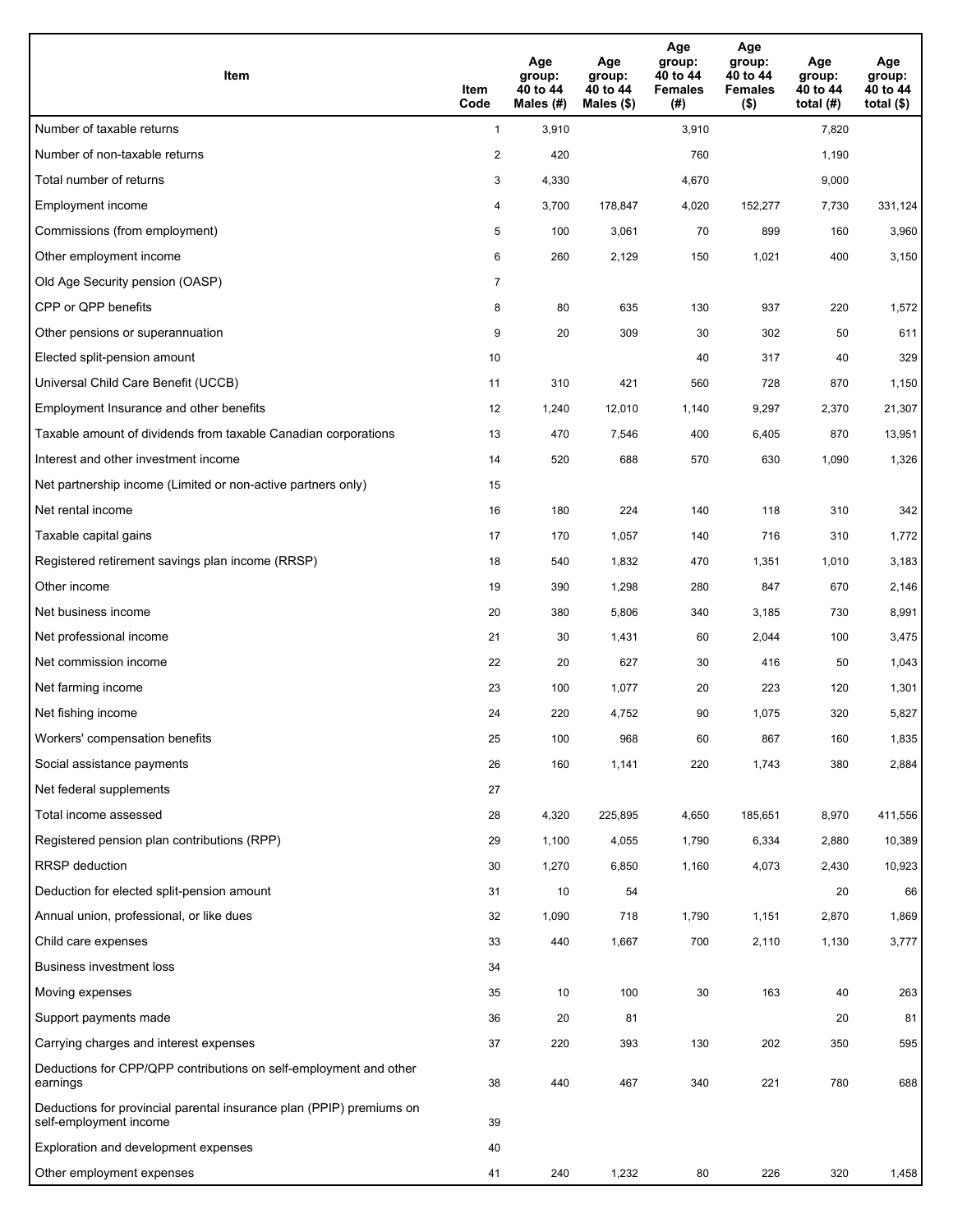| Item | Item Code | Age group: 40 to 44 Males (#) | Age group: 40 to 44 Males ($) | Age group: 40 to 44 Females (#) | Age group: 40 to 44 Females ($) | Age group: 40 to 44 total (#) | Age group: 40 to 44 total ($) |
|---|---|---|---|---|---|---|---|
| Number of taxable returns | 1 | 3,910 | | 3,910 | | 7,820 | |
| Number of non-taxable returns | 2 | 420 | | 760 | | 1,190 | |
| Total number of returns | 3 | 4,330 | | 4,670 | | 9,000 | |
| Employment income | 4 | 3,700 | 178,847 | 4,020 | 152,277 | 7,730 | 331,124 |
| Commissions (from employment) | 5 | 100 | 3,061 | 70 | 899 | 160 | 3,960 |
| Other employment income | 6 | 260 | 2,129 | 150 | 1,021 | 400 | 3,150 |
| Old Age Security pension (OASP) | 7 | | | | | | |
| CPP or QPP benefits | 8 | 80 | 635 | 130 | 937 | 220 | 1,572 |
| Other pensions or superannuation | 9 | 20 | 309 | 30 | 302 | 50 | 611 |
| Elected split-pension amount | 10 | | | 40 | 317 | 40 | 329 |
| Universal Child Care Benefit (UCCB) | 11 | 310 | 421 | 560 | 728 | 870 | 1,150 |
| Employment Insurance and other benefits | 12 | 1,240 | 12,010 | 1,140 | 9,297 | 2,370 | 21,307 |
| Taxable amount of dividends from taxable Canadian corporations | 13 | 470 | 7,546 | 400 | 6,405 | 870 | 13,951 |
| Interest and other investment income | 14 | 520 | 688 | 570 | 630 | 1,090 | 1,326 |
| Net partnership income (Limited or non-active partners only) | 15 | | | | | | |
| Net rental income | 16 | 180 | 224 | 140 | 118 | 310 | 342 |
| Taxable capital gains | 17 | 170 | 1,057 | 140 | 716 | 310 | 1,772 |
| Registered retirement savings plan income (RRSP) | 18 | 540 | 1,832 | 470 | 1,351 | 1,010 | 3,183 |
| Other income | 19 | 390 | 1,298 | 280 | 847 | 670 | 2,146 |
| Net business income | 20 | 380 | 5,806 | 340 | 3,185 | 730 | 8,991 |
| Net professional income | 21 | 30 | 1,431 | 60 | 2,044 | 100 | 3,475 |
| Net commission income | 22 | 20 | 627 | 30 | 416 | 50 | 1,043 |
| Net farming income | 23 | 100 | 1,077 | 20 | 223 | 120 | 1,301 |
| Net fishing income | 24 | 220 | 4,752 | 90 | 1,075 | 320 | 5,827 |
| Workers' compensation benefits | 25 | 100 | 968 | 60 | 867 | 160 | 1,835 |
| Social assistance payments | 26 | 160 | 1,141 | 220 | 1,743 | 380 | 2,884 |
| Net federal supplements | 27 | | | | | | |
| Total income assessed | 28 | 4,320 | 225,895 | 4,650 | 185,651 | 8,970 | 411,556 |
| Registered pension plan contributions (RPP) | 29 | 1,100 | 4,055 | 1,790 | 6,334 | 2,880 | 10,389 |
| RRSP deduction | 30 | 1,270 | 6,850 | 1,160 | 4,073 | 2,430 | 10,923 |
| Deduction for elected split-pension amount | 31 | 10 | 54 | | | 20 | 66 |
| Annual union, professional, or like dues | 32 | 1,090 | 718 | 1,790 | 1,151 | 2,870 | 1,869 |
| Child care expenses | 33 | 440 | 1,667 | 700 | 2,110 | 1,130 | 3,777 |
| Business investment loss | 34 | | | | | | |
| Moving expenses | 35 | 10 | 100 | 30 | 163 | 40 | 263 |
| Support payments made | 36 | 20 | 81 | | | 20 | 81 |
| Carrying charges and interest expenses | 37 | 220 | 393 | 130 | 202 | 350 | 595 |
| Deductions for CPP/QPP contributions on self-employment and other earnings | 38 | 440 | 467 | 340 | 221 | 780 | 688 |
| Deductions for provincial parental insurance plan (PPIP) premiums on self-employment income | 39 | | | | | | |
| Exploration and development expenses | 40 | | | | | | |
| Other employment expenses | 41 | 240 | 1,232 | 80 | 226 | 320 | 1,458 |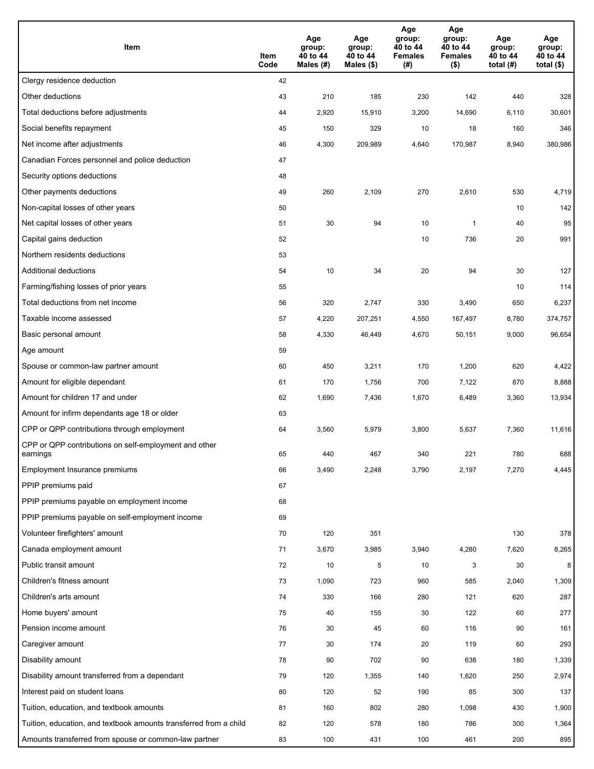| Item | Item Code | Age group: 40 to 44 Males (#) | Age group: 40 to 44 Males ($) | Age group: 40 to 44 Females (#) | Age group: 40 to 44 Females ($) | Age group: 40 to 44 total (#) | Age group: 40 to 44 total ($) |
|---|---|---|---|---|---|---|---|
| Clergy residence deduction | 42 | | | | | | |
| Other deductions | 43 | 210 | 185 | 230 | 142 | 440 | 328 |
| Total deductions before adjustments | 44 | 2,920 | 15,910 | 3,200 | 14,690 | 6,110 | 30,601 |
| Social benefits repayment | 45 | 150 | 329 | 10 | 18 | 160 | 346 |
| Net income after adjustments | 46 | 4,300 | 209,989 | 4,640 | 170,987 | 8,940 | 380,986 |
| Canadian Forces personnel and police deduction | 47 | | | | | | |
| Security options deductions | 48 | | | | | | |
| Other payments deductions | 49 | 260 | 2,109 | 270 | 2,610 | 530 | 4,719 |
| Non-capital losses of other years | 50 | | | | | 10 | 142 |
| Net capital losses of other years | 51 | 30 | 94 | 10 | 1 | 40 | 95 |
| Capital gains deduction | 52 | | | 10 | 736 | 20 | 991 |
| Northern residents deductions | 53 | | | | | | |
| Additional deductions | 54 | 10 | 34 | 20 | 94 | 30 | 127 |
| Farming/fishing losses of prior years | 55 | | | | | 10 | 114 |
| Total deductions from net income | 56 | 320 | 2,747 | 330 | 3,490 | 650 | 6,237 |
| Taxable income assessed | 57 | 4,220 | 207,251 | 4,550 | 167,497 | 8,780 | 374,757 |
| Basic personal amount | 58 | 4,330 | 46,449 | 4,670 | 50,151 | 9,000 | 96,654 |
| Age amount | 59 | | | | | | |
| Spouse or common-law partner amount | 60 | 450 | 3,211 | 170 | 1,200 | 620 | 4,422 |
| Amount for eligible dependant | 61 | 170 | 1,756 | 700 | 7,122 | 870 | 8,888 |
| Amount for children 17 and under | 62 | 1,690 | 7,436 | 1,670 | 6,489 | 3,360 | 13,934 |
| Amount for infirm dependants age 18 or older | 63 | | | | | | |
| CPP or QPP contributions through employment | 64 | 3,560 | 5,979 | 3,800 | 5,637 | 7,360 | 11,616 |
| CPP or QPP contributions on self-employment and other earnings | 65 | 440 | 467 | 340 | 221 | 780 | 688 |
| Employment Insurance premiums | 66 | 3,490 | 2,248 | 3,790 | 2,197 | 7,270 | 4,445 |
| PPIP premiums paid | 67 | | | | | | |
| PPIP premiums payable on employment income | 68 | | | | | | |
| PPIP premiums payable on self-employment income | 69 | | | | | | |
| Volunteer firefighters' amount | 70 | 120 | 351 | | | 130 | 378 |
| Canada employment amount | 71 | 3,670 | 3,985 | 3,940 | 4,280 | 7,620 | 8,265 |
| Public transit amount | 72 | 10 | 5 | 10 | 3 | 30 | 8 |
| Children's fitness amount | 73 | 1,090 | 723 | 960 | 585 | 2,040 | 1,309 |
| Children's arts amount | 74 | 330 | 166 | 280 | 121 | 620 | 287 |
| Home buyers' amount | 75 | 40 | 155 | 30 | 122 | 60 | 277 |
| Pension income amount | 76 | 30 | 45 | 60 | 116 | 90 | 161 |
| Caregiver amount | 77 | 30 | 174 | 20 | 119 | 60 | 293 |
| Disability amount | 78 | 90 | 702 | 90 | 638 | 180 | 1,339 |
| Disability amount transferred from a dependant | 79 | 120 | 1,355 | 140 | 1,620 | 250 | 2,974 |
| Interest paid on student loans | 80 | 120 | 52 | 190 | 85 | 300 | 137 |
| Tuition, education, and textbook amounts | 81 | 160 | 802 | 280 | 1,098 | 430 | 1,900 |
| Tuition, education, and textbook amounts transferred from a child | 82 | 120 | 578 | 180 | 786 | 300 | 1,364 |
| Amounts transferred from spouse or common-law partner | 83 | 100 | 431 | 100 | 461 | 200 | 895 |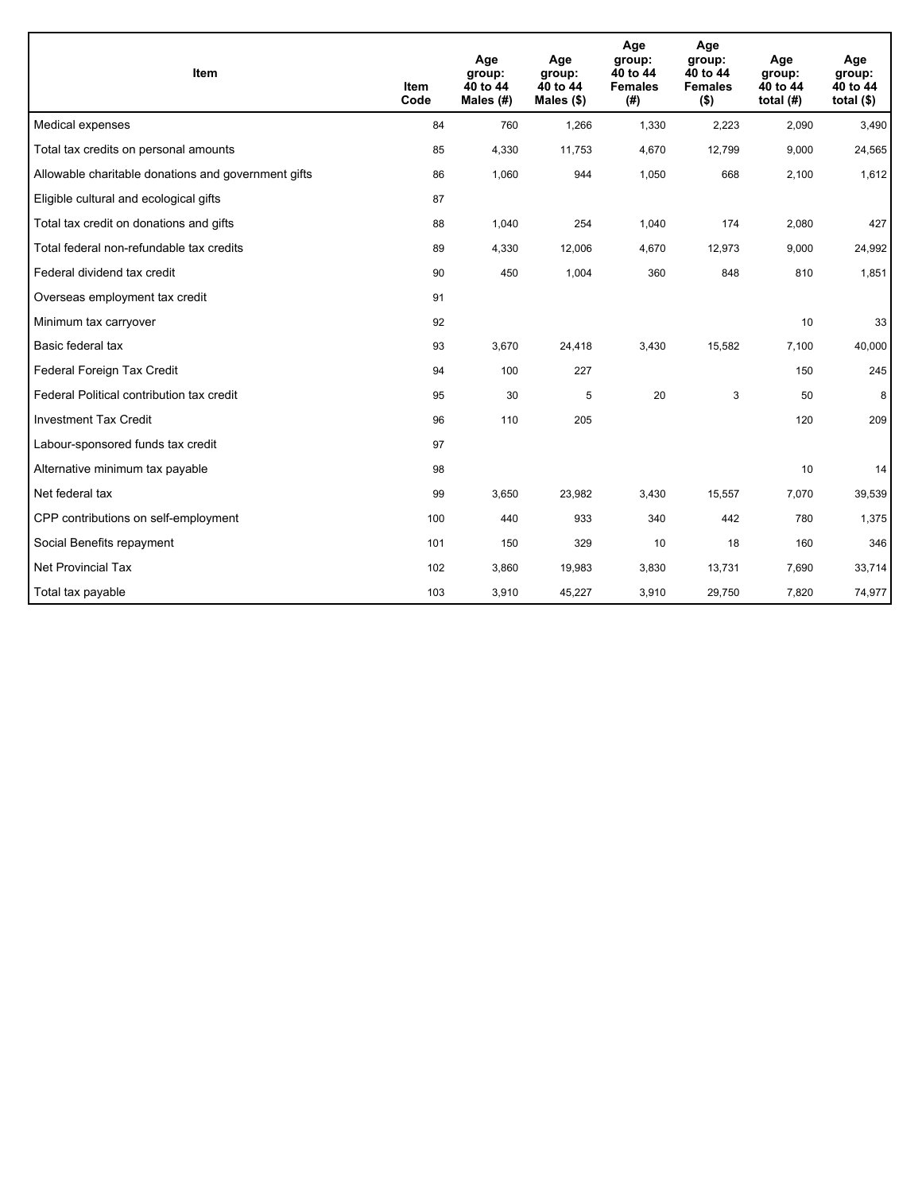| Item | Item Code | Age group: 40 to 44 Males (#) | Age group: 40 to 44 Males ($) | Age group: 40 to 44 Females (#) | Age group: 40 to 44 Females ($) | Age group: 40 to 44 total (#) | Age group: 40 to 44 total ($) |
|---|---|---|---|---|---|---|---|
| Medical expenses | 84 | 760 | 1,266 | 1,330 | 2,223 | 2,090 | 3,490 |
| Total tax credits on personal amounts | 85 | 4,330 | 11,753 | 4,670 | 12,799 | 9,000 | 24,565 |
| Allowable charitable donations and government gifts | 86 | 1,060 | 944 | 1,050 | 668 | 2,100 | 1,612 |
| Eligible cultural and ecological gifts | 87 | | | | | | |
| Total tax credit on donations and gifts | 88 | 1,040 | 254 | 1,040 | 174 | 2,080 | 427 |
| Total federal non-refundable tax credits | 89 | 4,330 | 12,006 | 4,670 | 12,973 | 9,000 | 24,992 |
| Federal dividend tax credit | 90 | 450 | 1,004 | 360 | 848 | 810 | 1,851 |
| Overseas employment tax credit | 91 | | | | | | |
| Minimum tax carryover | 92 | | | | | 10 | 33 |
| Basic federal tax | 93 | 3,670 | 24,418 | 3,430 | 15,582 | 7,100 | 40,000 |
| Federal Foreign Tax Credit | 94 | 100 | 227 | | | 150 | 245 |
| Federal Political contribution tax credit | 95 | 30 | 5 | 20 | 3 | 50 | 8 |
| Investment Tax Credit | 96 | 110 | 205 | | | 120 | 209 |
| Labour-sponsored funds tax credit | 97 | | | | | | |
| Alternative minimum tax payable | 98 | | | | | 10 | 14 |
| Net federal tax | 99 | 3,650 | 23,982 | 3,430 | 15,557 | 7,070 | 39,539 |
| CPP contributions on self-employment | 100 | 440 | 933 | 340 | 442 | 780 | 1,375 |
| Social Benefits repayment | 101 | 150 | 329 | 10 | 18 | 160 | 346 |
| Net Provincial Tax | 102 | 3,860 | 19,983 | 3,830 | 13,731 | 7,690 | 33,714 |
| Total tax payable | 103 | 3,910 | 45,227 | 3,910 | 29,750 | 7,820 | 74,977 |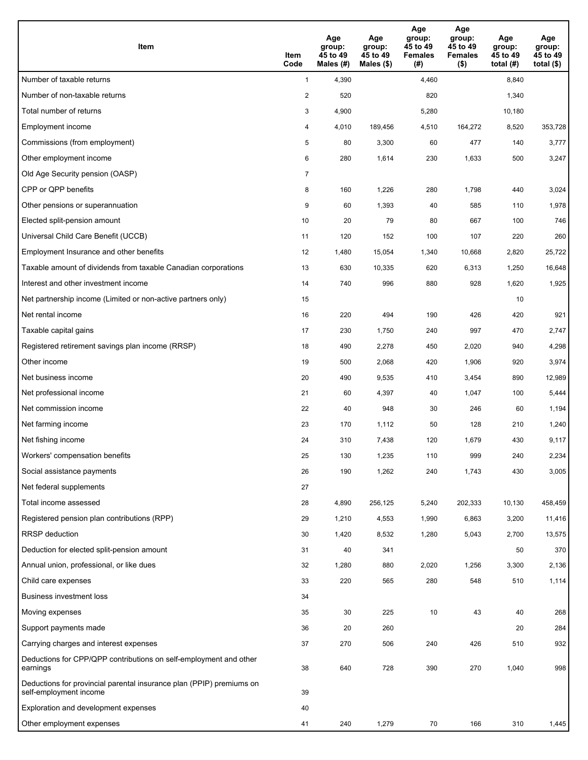| Item | Item Code | Age group: 45 to 49 Males (#) | Age group: 45 to 49 Males ($) | Age group: 45 to 49 Females (#) | Age group: 45 to 49 Females ($) | Age group: 45 to 49 total (#) | Age group: 45 to 49 total ($) |
|---|---|---|---|---|---|---|---|
| Number of taxable returns | 1 | 4,390 | | 4,460 | | 8,840 | |
| Number of non-taxable returns | 2 | 520 | | 820 | | 1,340 | |
| Total number of returns | 3 | 4,900 | | 5,280 | | 10,180 | |
| Employment income | 4 | 4,010 | 189,456 | 4,510 | 164,272 | 8,520 | 353,728 |
| Commissions (from employment) | 5 | 80 | 3,300 | 60 | 477 | 140 | 3,777 |
| Other employment income | 6 | 280 | 1,614 | 230 | 1,633 | 500 | 3,247 |
| Old Age Security pension (OASP) | 7 | | | | | | |
| CPP or QPP benefits | 8 | 160 | 1,226 | 280 | 1,798 | 440 | 3,024 |
| Other pensions or superannuation | 9 | 60 | 1,393 | 40 | 585 | 110 | 1,978 |
| Elected split-pension amount | 10 | 20 | 79 | 80 | 667 | 100 | 746 |
| Universal Child Care Benefit (UCCB) | 11 | 120 | 152 | 100 | 107 | 220 | 260 |
| Employment Insurance and other benefits | 12 | 1,480 | 15,054 | 1,340 | 10,668 | 2,820 | 25,722 |
| Taxable amount of dividends from taxable Canadian corporations | 13 | 630 | 10,335 | 620 | 6,313 | 1,250 | 16,648 |
| Interest and other investment income | 14 | 740 | 996 | 880 | 928 | 1,620 | 1,925 |
| Net partnership income (Limited or non-active partners only) | 15 | | | | | 10 | |
| Net rental income | 16 | 220 | 494 | 190 | 426 | 420 | 921 |
| Taxable capital gains | 17 | 230 | 1,750 | 240 | 997 | 470 | 2,747 |
| Registered retirement savings plan income (RRSP) | 18 | 490 | 2,278 | 450 | 2,020 | 940 | 4,298 |
| Other income | 19 | 500 | 2,068 | 420 | 1,906 | 920 | 3,974 |
| Net business income | 20 | 490 | 9,535 | 410 | 3,454 | 890 | 12,989 |
| Net professional income | 21 | 60 | 4,397 | 40 | 1,047 | 100 | 5,444 |
| Net commission income | 22 | 40 | 948 | 30 | 246 | 60 | 1,194 |
| Net farming income | 23 | 170 | 1,112 | 50 | 128 | 210 | 1,240 |
| Net fishing income | 24 | 310 | 7,438 | 120 | 1,679 | 430 | 9,117 |
| Workers' compensation benefits | 25 | 130 | 1,235 | 110 | 999 | 240 | 2,234 |
| Social assistance payments | 26 | 190 | 1,262 | 240 | 1,743 | 430 | 3,005 |
| Net federal supplements | 27 | | | | | | |
| Total income assessed | 28 | 4,890 | 256,125 | 5,240 | 202,333 | 10,130 | 458,459 |
| Registered pension plan contributions (RPP) | 29 | 1,210 | 4,553 | 1,990 | 6,863 | 3,200 | 11,416 |
| RRSP deduction | 30 | 1,420 | 8,532 | 1,280 | 5,043 | 2,700 | 13,575 |
| Deduction for elected split-pension amount | 31 | 40 | 341 | | | 50 | 370 |
| Annual union, professional, or like dues | 32 | 1,280 | 880 | 2,020 | 1,256 | 3,300 | 2,136 |
| Child care expenses | 33 | 220 | 565 | 280 | 548 | 510 | 1,114 |
| Business investment loss | 34 | | | | | | |
| Moving expenses | 35 | 30 | 225 | 10 | 43 | 40 | 268 |
| Support payments made | 36 | 20 | 260 | | | 20 | 284 |
| Carrying charges and interest expenses | 37 | 270 | 506 | 240 | 426 | 510 | 932 |
| Deductions for CPP/QPP contributions on self-employment and other earnings | 38 | 640 | 728 | 390 | 270 | 1,040 | 998 |
| Deductions for provincial parental insurance plan (PPIP) premiums on self-employment income | 39 | | | | | | |
| Exploration and development expenses | 40 | | | | | | |
| Other employment expenses | 41 | 240 | 1,279 | 70 | 166 | 310 | 1,445 |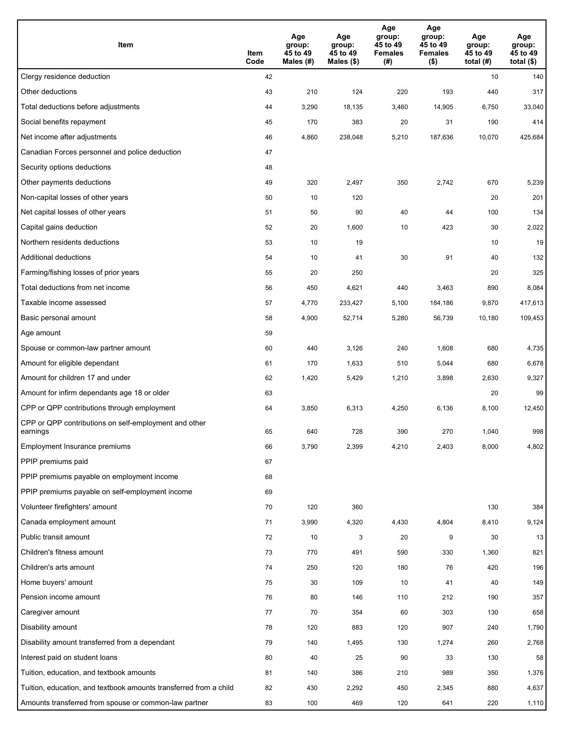| Item | Item Code | Age group: 45 to 49 Males (#) | Age group: 45 to 49 Males ($) | Age group: 45 to 49 Females (#) | Age group: 45 to 49 Females ($) | Age group: 45 to 49 total (#) | Age group: 45 to 49 total ($) |
|---|---|---|---|---|---|---|---|
| Clergy residence deduction | 42 | | | | | 10 | 140 |
| Other deductions | 43 | 210 | 124 | 220 | 193 | 440 | 317 |
| Total deductions before adjustments | 44 | 3,290 | 18,135 | 3,460 | 14,905 | 6,750 | 33,040 |
| Social benefits repayment | 45 | 170 | 383 | 20 | 31 | 190 | 414 |
| Net income after adjustments | 46 | 4,860 | 238,048 | 5,210 | 187,636 | 10,070 | 425,684 |
| Canadian Forces personnel and police deduction | 47 | | | | | | |
| Security options deductions | 48 | | | | | | |
| Other payments deductions | 49 | 320 | 2,497 | 350 | 2,742 | 670 | 5,239 |
| Non-capital losses of other years | 50 | 10 | 120 | | | 20 | 201 |
| Net capital losses of other years | 51 | 50 | 90 | 40 | 44 | 100 | 134 |
| Capital gains deduction | 52 | 20 | 1,600 | 10 | 423 | 30 | 2,022 |
| Northern residents deductions | 53 | 10 | 19 | | | 10 | 19 |
| Additional deductions | 54 | 10 | 41 | 30 | 91 | 40 | 132 |
| Farming/fishing losses of prior years | 55 | 20 | 250 | | | 20 | 325 |
| Total deductions from net income | 56 | 450 | 4,621 | 440 | 3,463 | 890 | 8,084 |
| Taxable income assessed | 57 | 4,770 | 233,427 | 5,100 | 184,186 | 9,870 | 417,613 |
| Basic personal amount | 58 | 4,900 | 52,714 | 5,280 | 56,739 | 10,180 | 109,453 |
| Age amount | 59 | | | | | | |
| Spouse or common-law partner amount | 60 | 440 | 3,126 | 240 | 1,608 | 680 | 4,735 |
| Amount for eligible dependant | 61 | 170 | 1,633 | 510 | 5,044 | 680 | 6,678 |
| Amount for children 17 and under | 62 | 1,420 | 5,429 | 1,210 | 3,898 | 2,630 | 9,327 |
| Amount for infirm dependants age 18 or older | 63 | | | | | 20 | 99 |
| CPP or QPP contributions through employment | 64 | 3,850 | 6,313 | 4,250 | 6,136 | 8,100 | 12,450 |
| CPP or QPP contributions on self-employment and other earnings | 65 | 640 | 728 | 390 | 270 | 1,040 | 998 |
| Employment Insurance premiums | 66 | 3,790 | 2,399 | 4,210 | 2,403 | 8,000 | 4,802 |
| PPIP premiums paid | 67 | | | | | | |
| PPIP premiums payable on employment income | 68 | | | | | | |
| PPIP premiums payable on self-employment income | 69 | | | | | | |
| Volunteer firefighters' amount | 70 | 120 | 360 | | | 130 | 384 |
| Canada employment amount | 71 | 3,990 | 4,320 | 4,430 | 4,804 | 8,410 | 9,124 |
| Public transit amount | 72 | 10 | 3 | 20 | 9 | 30 | 13 |
| Children's fitness amount | 73 | 770 | 491 | 590 | 330 | 1,360 | 821 |
| Children's arts amount | 74 | 250 | 120 | 180 | 76 | 420 | 196 |
| Home buyers' amount | 75 | 30 | 109 | 10 | 41 | 40 | 149 |
| Pension income amount | 76 | 80 | 146 | 110 | 212 | 190 | 357 |
| Caregiver amount | 77 | 70 | 354 | 60 | 303 | 130 | 658 |
| Disability amount | 78 | 120 | 883 | 120 | 907 | 240 | 1,790 |
| Disability amount transferred from a dependant | 79 | 140 | 1,495 | 130 | 1,274 | 260 | 2,768 |
| Interest paid on student loans | 80 | 40 | 25 | 90 | 33 | 130 | 58 |
| Tuition, education, and textbook amounts | 81 | 140 | 386 | 210 | 989 | 350 | 1,376 |
| Tuition, education, and textbook amounts transferred from a child | 82 | 430 | 2,292 | 450 | 2,345 | 880 | 4,637 |
| Amounts transferred from spouse or common-law partner | 83 | 100 | 469 | 120 | 641 | 220 | 1,110 |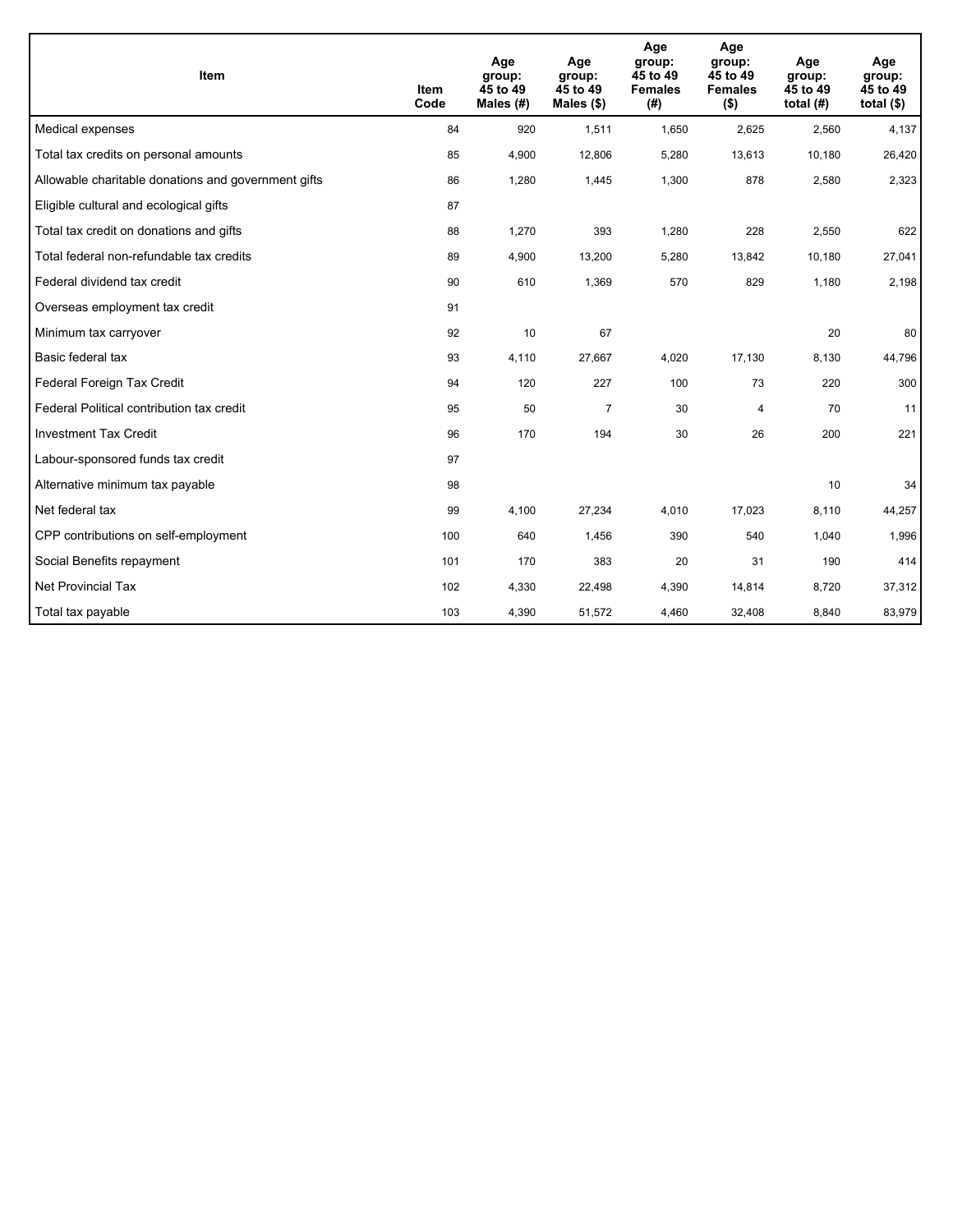| Item | Item Code | Age group: 45 to 49 Males (#) | Age group: 45 to 49 Males ($) | Age group: 45 to 49 Females (#) | Age group: 45 to 49 Females ($) | Age group: 45 to 49 total (#) | Age group: 45 to 49 total ($) |
|---|---|---|---|---|---|---|---|
| Medical expenses | 84 | 920 | 1,511 | 1,650 | 2,625 | 2,560 | 4,137 |
| Total tax credits on personal amounts | 85 | 4,900 | 12,806 | 5,280 | 13,613 | 10,180 | 26,420 |
| Allowable charitable donations and government gifts | 86 | 1,280 | 1,445 | 1,300 | 878 | 2,580 | 2,323 |
| Eligible cultural and ecological gifts | 87 | | | | | | |
| Total tax credit on donations and gifts | 88 | 1,270 | 393 | 1,280 | 228 | 2,550 | 622 |
| Total federal non-refundable tax credits | 89 | 4,900 | 13,200 | 5,280 | 13,842 | 10,180 | 27,041 |
| Federal dividend tax credit | 90 | 610 | 1,369 | 570 | 829 | 1,180 | 2,198 |
| Overseas employment tax credit | 91 | | | | | | |
| Minimum tax carryover | 92 | 10 | 67 | | | 20 | 80 |
| Basic federal tax | 93 | 4,110 | 27,667 | 4,020 | 17,130 | 8,130 | 44,796 |
| Federal Foreign Tax Credit | 94 | 120 | 227 | 100 | 73 | 220 | 300 |
| Federal Political contribution tax credit | 95 | 50 | 7 | 30 | 4 | 70 | 11 |
| Investment Tax Credit | 96 | 170 | 194 | 30 | 26 | 200 | 221 |
| Labour-sponsored funds tax credit | 97 | | | | | | |
| Alternative minimum tax payable | 98 | | | | | 10 | 34 |
| Net federal tax | 99 | 4,100 | 27,234 | 4,010 | 17,023 | 8,110 | 44,257 |
| CPP contributions on self-employment | 100 | 640 | 1,456 | 390 | 540 | 1,040 | 1,996 |
| Social Benefits repayment | 101 | 170 | 383 | 20 | 31 | 190 | 414 |
| Net Provincial Tax | 102 | 4,330 | 22,498 | 4,390 | 14,814 | 8,720 | 37,312 |
| Total tax payable | 103 | 4,390 | 51,572 | 4,460 | 32,408 | 8,840 | 83,979 |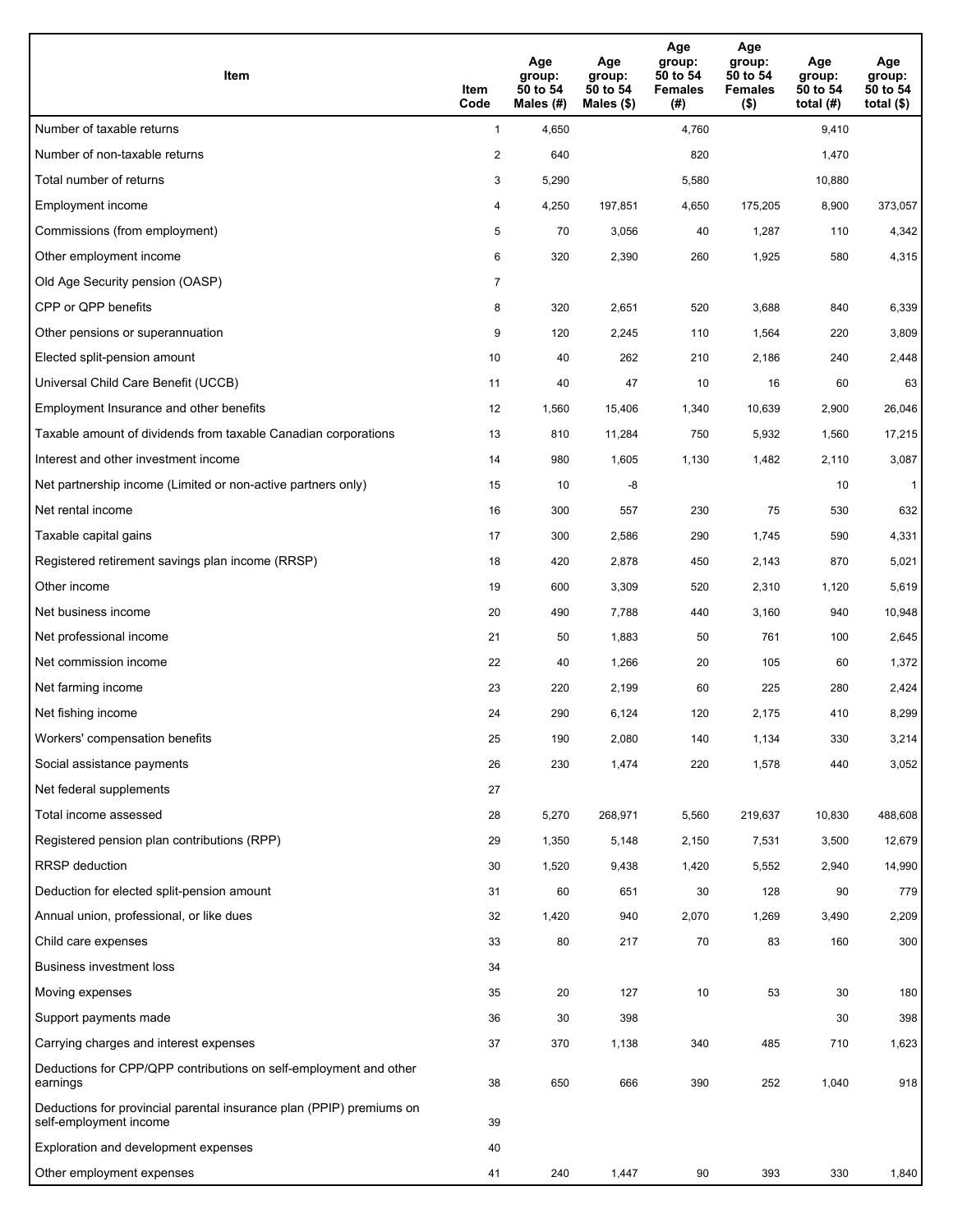| Item | Item Code | Age group: 50 to 54 Males (#) | Age group: 50 to 54 Males ($) | Age group: 50 to 54 Females (#) | Age group: 50 to 54 Females ($) | Age group: 50 to 54 total (#) | Age group: 50 to 54 total ($) |
|---|---|---|---|---|---|---|---|
| Number of taxable returns | 1 | 4,650 | | 4,760 | | 9,410 | |
| Number of non-taxable returns | 2 | 640 | | 820 | | 1,470 | |
| Total number of returns | 3 | 5,290 | | 5,580 | | 10,880 | |
| Employment income | 4 | 4,250 | 197,851 | 4,650 | 175,205 | 8,900 | 373,057 |
| Commissions (from employment) | 5 | 70 | 3,056 | 40 | 1,287 | 110 | 4,342 |
| Other employment income | 6 | 320 | 2,390 | 260 | 1,925 | 580 | 4,315 |
| Old Age Security pension (OASP) | 7 | | | | | | |
| CPP or QPP benefits | 8 | 320 | 2,651 | 520 | 3,688 | 840 | 6,339 |
| Other pensions or superannuation | 9 | 120 | 2,245 | 110 | 1,564 | 220 | 3,809 |
| Elected split-pension amount | 10 | 40 | 262 | 210 | 2,186 | 240 | 2,448 |
| Universal Child Care Benefit (UCCB) | 11 | 40 | 47 | 10 | 16 | 60 | 63 |
| Employment Insurance and other benefits | 12 | 1,560 | 15,406 | 1,340 | 10,639 | 2,900 | 26,046 |
| Taxable amount of dividends from taxable Canadian corporations | 13 | 810 | 11,284 | 750 | 5,932 | 1,560 | 17,215 |
| Interest and other investment income | 14 | 980 | 1,605 | 1,130 | 1,482 | 2,110 | 3,087 |
| Net partnership income (Limited or non-active partners only) | 15 | 10 | -8 | | | 10 | 1 |
| Net rental income | 16 | 300 | 557 | 230 | 75 | 530 | 632 |
| Taxable capital gains | 17 | 300 | 2,586 | 290 | 1,745 | 590 | 4,331 |
| Registered retirement savings plan income (RRSP) | 18 | 420 | 2,878 | 450 | 2,143 | 870 | 5,021 |
| Other income | 19 | 600 | 3,309 | 520 | 2,310 | 1,120 | 5,619 |
| Net business income | 20 | 490 | 7,788 | 440 | 3,160 | 940 | 10,948 |
| Net professional income | 21 | 50 | 1,883 | 50 | 761 | 100 | 2,645 |
| Net commission income | 22 | 40 | 1,266 | 20 | 105 | 60 | 1,372 |
| Net farming income | 23 | 220 | 2,199 | 60 | 225 | 280 | 2,424 |
| Net fishing income | 24 | 290 | 6,124 | 120 | 2,175 | 410 | 8,299 |
| Workers' compensation benefits | 25 | 190 | 2,080 | 140 | 1,134 | 330 | 3,214 |
| Social assistance payments | 26 | 230 | 1,474 | 220 | 1,578 | 440 | 3,052 |
| Net federal supplements | 27 | | | | | | |
| Total income assessed | 28 | 5,270 | 268,971 | 5,560 | 219,637 | 10,830 | 488,608 |
| Registered pension plan contributions (RPP) | 29 | 1,350 | 5,148 | 2,150 | 7,531 | 3,500 | 12,679 |
| RRSP deduction | 30 | 1,520 | 9,438 | 1,420 | 5,552 | 2,940 | 14,990 |
| Deduction for elected split-pension amount | 31 | 60 | 651 | 30 | 128 | 90 | 779 |
| Annual union, professional, or like dues | 32 | 1,420 | 940 | 2,070 | 1,269 | 3,490 | 2,209 |
| Child care expenses | 33 | 80 | 217 | 70 | 83 | 160 | 300 |
| Business investment loss | 34 | | | | | | |
| Moving expenses | 35 | 20 | 127 | 10 | 53 | 30 | 180 |
| Support payments made | 36 | 30 | 398 | | | 30 | 398 |
| Carrying charges and interest expenses | 37 | 370 | 1,138 | 340 | 485 | 710 | 1,623 |
| Deductions for CPP/QPP contributions on self-employment and other earnings | 38 | 650 | 666 | 390 | 252 | 1,040 | 918 |
| Deductions for provincial parental insurance plan (PPIP) premiums on self-employment income | 39 | | | | | | |
| Exploration and development expenses | 40 | | | | | | |
| Other employment expenses | 41 | 240 | 1,447 | 90 | 393 | 330 | 1,840 |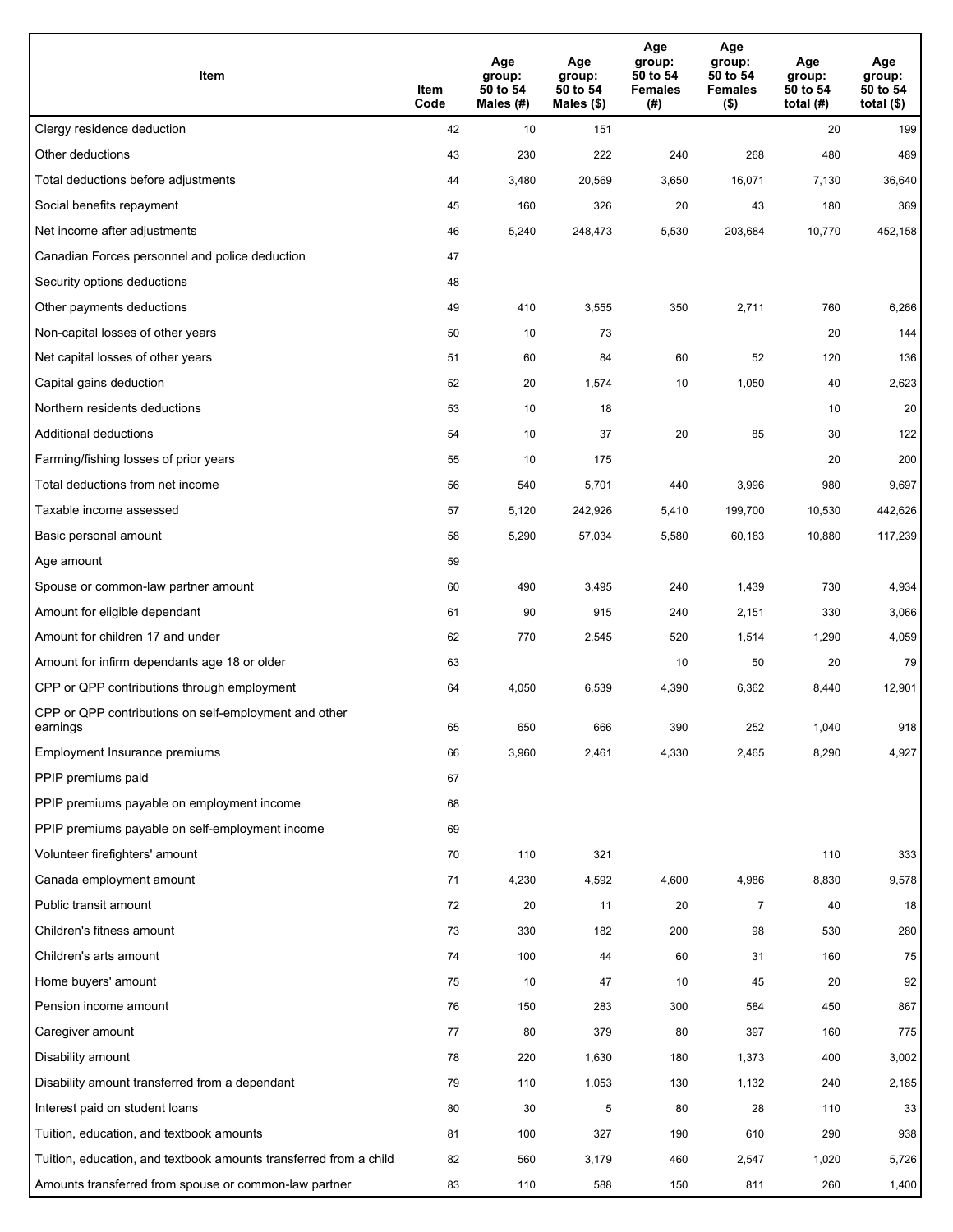| Item | Item Code | Age group: 50 to 54 Males (#) | Age group: 50 to 54 Males ($) | Age group: 50 to 54 Females (#) | Age group: 50 to 54 Females ($) | Age group: 50 to 54 total (#) | Age group: 50 to 54 total ($) |
|---|---|---|---|---|---|---|---|
| Clergy residence deduction | 42 | 10 | 151 | | | 20 | 199 |
| Other deductions | 43 | 230 | 222 | 240 | 268 | 480 | 489 |
| Total deductions before adjustments | 44 | 3,480 | 20,569 | 3,650 | 16,071 | 7,130 | 36,640 |
| Social benefits repayment | 45 | 160 | 326 | 20 | 43 | 180 | 369 |
| Net income after adjustments | 46 | 5,240 | 248,473 | 5,530 | 203,684 | 10,770 | 452,158 |
| Canadian Forces personnel and police deduction | 47 | | | | | | |
| Security options deductions | 48 | | | | | | |
| Other payments deductions | 49 | 410 | 3,555 | 350 | 2,711 | 760 | 6,266 |
| Non-capital losses of other years | 50 | 10 | 73 | | | 20 | 144 |
| Net capital losses of other years | 51 | 60 | 84 | 60 | 52 | 120 | 136 |
| Capital gains deduction | 52 | 20 | 1,574 | 10 | 1,050 | 40 | 2,623 |
| Northern residents deductions | 53 | 10 | 18 | | | 10 | 20 |
| Additional deductions | 54 | 10 | 37 | 20 | 85 | 30 | 122 |
| Farming/fishing losses of prior years | 55 | 10 | 175 | | | 20 | 200 |
| Total deductions from net income | 56 | 540 | 5,701 | 440 | 3,996 | 980 | 9,697 |
| Taxable income assessed | 57 | 5,120 | 242,926 | 5,410 | 199,700 | 10,530 | 442,626 |
| Basic personal amount | 58 | 5,290 | 57,034 | 5,580 | 60,183 | 10,880 | 117,239 |
| Age amount | 59 | | | | | | |
| Spouse or common-law partner amount | 60 | 490 | 3,495 | 240 | 1,439 | 730 | 4,934 |
| Amount for eligible dependant | 61 | 90 | 915 | 240 | 2,151 | 330 | 3,066 |
| Amount for children 17 and under | 62 | 770 | 2,545 | 520 | 1,514 | 1,290 | 4,059 |
| Amount for infirm dependants age 18 or older | 63 | | | 10 | 50 | 20 | 79 |
| CPP or QPP contributions through employment | 64 | 4,050 | 6,539 | 4,390 | 6,362 | 8,440 | 12,901 |
| CPP or QPP contributions on self-employment and other earnings | 65 | 650 | 666 | 390 | 252 | 1,040 | 918 |
| Employment Insurance premiums | 66 | 3,960 | 2,461 | 4,330 | 2,465 | 8,290 | 4,927 |
| PPIP premiums paid | 67 | | | | | | |
| PPIP premiums payable on employment income | 68 | | | | | | |
| PPIP premiums payable on self-employment income | 69 | | | | | | |
| Volunteer firefighters' amount | 70 | 110 | 321 | | | 110 | 333 |
| Canada employment amount | 71 | 4,230 | 4,592 | 4,600 | 4,986 | 8,830 | 9,578 |
| Public transit amount | 72 | 20 | 11 | 20 | 7 | 40 | 18 |
| Children's fitness amount | 73 | 330 | 182 | 200 | 98 | 530 | 280 |
| Children's arts amount | 74 | 100 | 44 | 60 | 31 | 160 | 75 |
| Home buyers' amount | 75 | 10 | 47 | 10 | 45 | 20 | 92 |
| Pension income amount | 76 | 150 | 283 | 300 | 584 | 450 | 867 |
| Caregiver amount | 77 | 80 | 379 | 80 | 397 | 160 | 775 |
| Disability amount | 78 | 220 | 1,630 | 180 | 1,373 | 400 | 3,002 |
| Disability amount transferred from a dependant | 79 | 110 | 1,053 | 130 | 1,132 | 240 | 2,185 |
| Interest paid on student loans | 80 | 30 | 5 | 80 | 28 | 110 | 33 |
| Tuition, education, and textbook amounts | 81 | 100 | 327 | 190 | 610 | 290 | 938 |
| Tuition, education, and textbook amounts transferred from a child | 82 | 560 | 3,179 | 460 | 2,547 | 1,020 | 5,726 |
| Amounts transferred from spouse or common-law partner | 83 | 110 | 588 | 150 | 811 | 260 | 1,400 |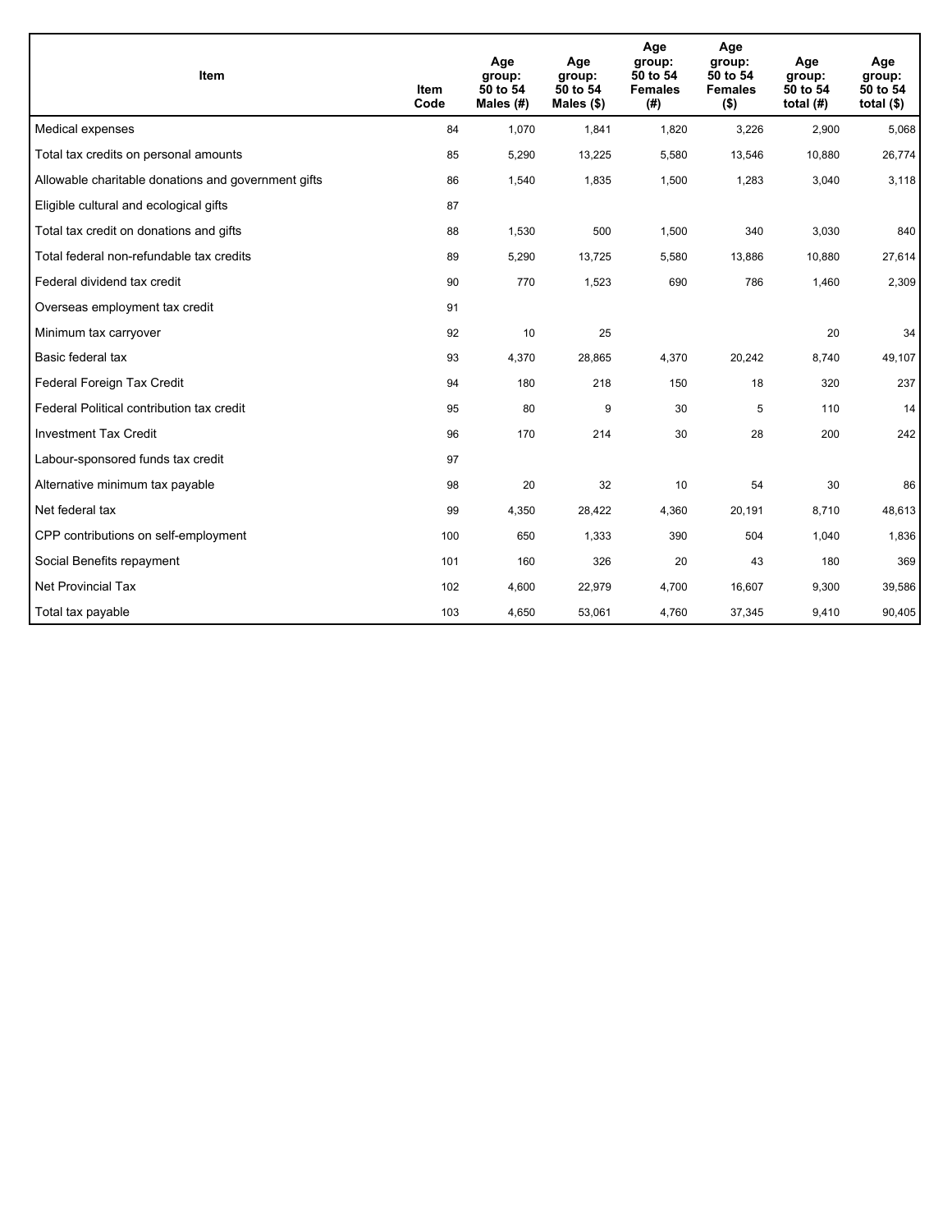| Item | Item Code | Age group: 50 to 54 Males (#) | Age group: 50 to 54 Males ($) | Age group: 50 to 54 Females (#) | Age group: 50 to 54 Females ($) | Age group: 50 to 54 total (#) | Age group: 50 to 54 total ($) |
|---|---|---|---|---|---|---|---|
| Medical expenses | 84 | 1,070 | 1,841 | 1,820 | 3,226 | 2,900 | 5,068 |
| Total tax credits on personal amounts | 85 | 5,290 | 13,225 | 5,580 | 13,546 | 10,880 | 26,774 |
| Allowable charitable donations and government gifts | 86 | 1,540 | 1,835 | 1,500 | 1,283 | 3,040 | 3,118 |
| Eligible cultural and ecological gifts | 87 | | | | | | |
| Total tax credit on donations and gifts | 88 | 1,530 | 500 | 1,500 | 340 | 3,030 | 840 |
| Total federal non-refundable tax credits | 89 | 5,290 | 13,725 | 5,580 | 13,886 | 10,880 | 27,614 |
| Federal dividend tax credit | 90 | 770 | 1,523 | 690 | 786 | 1,460 | 2,309 |
| Overseas employment tax credit | 91 | | | | | | |
| Minimum tax carryover | 92 | 10 | 25 | | | 20 | 34 |
| Basic federal tax | 93 | 4,370 | 28,865 | 4,370 | 20,242 | 8,740 | 49,107 |
| Federal Foreign Tax Credit | 94 | 180 | 218 | 150 | 18 | 320 | 237 |
| Federal Political contribution tax credit | 95 | 80 | 9 | 30 | 5 | 110 | 14 |
| Investment Tax Credit | 96 | 170 | 214 | 30 | 28 | 200 | 242 |
| Labour-sponsored funds tax credit | 97 | | | | | | |
| Alternative minimum tax payable | 98 | 20 | 32 | 10 | 54 | 30 | 86 |
| Net federal tax | 99 | 4,350 | 28,422 | 4,360 | 20,191 | 8,710 | 48,613 |
| CPP contributions on self-employment | 100 | 650 | 1,333 | 390 | 504 | 1,040 | 1,836 |
| Social Benefits repayment | 101 | 160 | 326 | 20 | 43 | 180 | 369 |
| Net Provincial Tax | 102 | 4,600 | 22,979 | 4,700 | 16,607 | 9,300 | 39,586 |
| Total tax payable | 103 | 4,650 | 53,061 | 4,760 | 37,345 | 9,410 | 90,405 |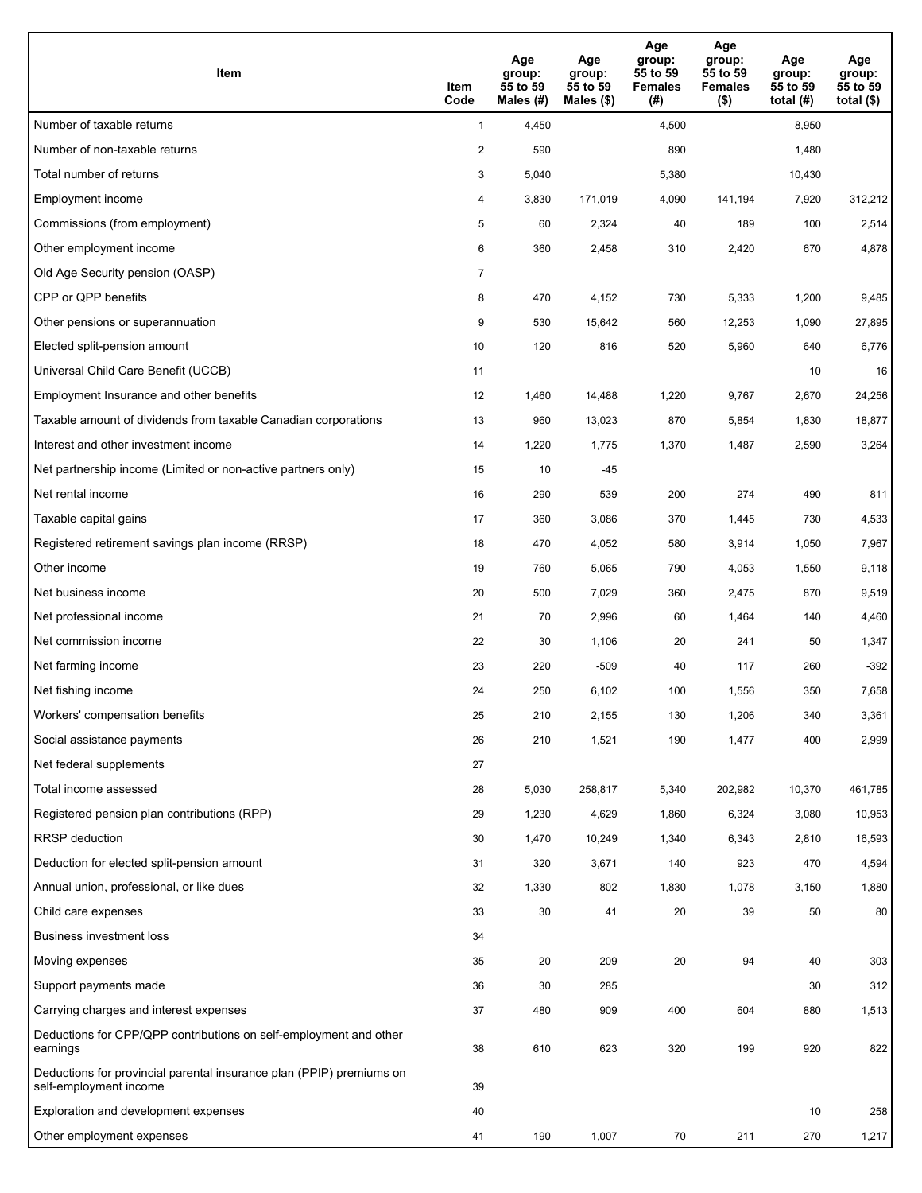| Item | Item Code | Age group: 55 to 59 Males (#) | Age group: 55 to 59 Males ($) | Age group: 55 to 59 Females (#) | Age group: 55 to 59 Females ($) | Age group: 55 to 59 total (#) | Age group: 55 to 59 total ($) |
|---|---|---|---|---|---|---|---|
| Number of taxable returns | 1 | 4,450 | | 4,500 | | 8,950 | |
| Number of non-taxable returns | 2 | 590 | | 890 | | 1,480 | |
| Total number of returns | 3 | 5,040 | | 5,380 | | 10,430 | |
| Employment income | 4 | 3,830 | 171,019 | 4,090 | 141,194 | 7,920 | 312,212 |
| Commissions (from employment) | 5 | 60 | 2,324 | 40 | 189 | 100 | 2,514 |
| Other employment income | 6 | 360 | 2,458 | 310 | 2,420 | 670 | 4,878 |
| Old Age Security pension (OASP) | 7 | | | | | | |
| CPP or QPP benefits | 8 | 470 | 4,152 | 730 | 5,333 | 1,200 | 9,485 |
| Other pensions or superannuation | 9 | 530 | 15,642 | 560 | 12,253 | 1,090 | 27,895 |
| Elected split-pension amount | 10 | 120 | 816 | 520 | 5,960 | 640 | 6,776 |
| Universal Child Care Benefit (UCCB) | 11 | | | | | 10 | 16 |
| Employment Insurance and other benefits | 12 | 1,460 | 14,488 | 1,220 | 9,767 | 2,670 | 24,256 |
| Taxable amount of dividends from taxable Canadian corporations | 13 | 960 | 13,023 | 870 | 5,854 | 1,830 | 18,877 |
| Interest and other investment income | 14 | 1,220 | 1,775 | 1,370 | 1,487 | 2,590 | 3,264 |
| Net partnership income (Limited or non-active partners only) | 15 | 10 | -45 | | | | |
| Net rental income | 16 | 290 | 539 | 200 | 274 | 490 | 811 |
| Taxable capital gains | 17 | 360 | 3,086 | 370 | 1,445 | 730 | 4,533 |
| Registered retirement savings plan income (RRSP) | 18 | 470 | 4,052 | 580 | 3,914 | 1,050 | 7,967 |
| Other income | 19 | 760 | 5,065 | 790 | 4,053 | 1,550 | 9,118 |
| Net business income | 20 | 500 | 7,029 | 360 | 2,475 | 870 | 9,519 |
| Net professional income | 21 | 70 | 2,996 | 60 | 1,464 | 140 | 4,460 |
| Net commission income | 22 | 30 | 1,106 | 20 | 241 | 50 | 1,347 |
| Net farming income | 23 | 220 | -509 | 40 | 117 | 260 | -392 |
| Net fishing income | 24 | 250 | 6,102 | 100 | 1,556 | 350 | 7,658 |
| Workers' compensation benefits | 25 | 210 | 2,155 | 130 | 1,206 | 340 | 3,361 |
| Social assistance payments | 26 | 210 | 1,521 | 190 | 1,477 | 400 | 2,999 |
| Net federal supplements | 27 | | | | | | |
| Total income assessed | 28 | 5,030 | 258,817 | 5,340 | 202,982 | 10,370 | 461,785 |
| Registered pension plan contributions (RPP) | 29 | 1,230 | 4,629 | 1,860 | 6,324 | 3,080 | 10,953 |
| RRSP deduction | 30 | 1,470 | 10,249 | 1,340 | 6,343 | 2,810 | 16,593 |
| Deduction for elected split-pension amount | 31 | 320 | 3,671 | 140 | 923 | 470 | 4,594 |
| Annual union, professional, or like dues | 32 | 1,330 | 802 | 1,830 | 1,078 | 3,150 | 1,880 |
| Child care expenses | 33 | 30 | 41 | 20 | 39 | 50 | 80 |
| Business investment loss | 34 | | | | | | |
| Moving expenses | 35 | 20 | 209 | 20 | 94 | 40 | 303 |
| Support payments made | 36 | 30 | 285 | | | 30 | 312 |
| Carrying charges and interest expenses | 37 | 480 | 909 | 400 | 604 | 880 | 1,513 |
| Deductions for CPP/QPP contributions on self-employment and other earnings | 38 | 610 | 623 | 320 | 199 | 920 | 822 |
| Deductions for provincial parental insurance plan (PPIP) premiums on self-employment income | 39 | | | | | | |
| Exploration and development expenses | 40 | | | | | 10 | 258 |
| Other employment expenses | 41 | 190 | 1,007 | 70 | 211 | 270 | 1,217 |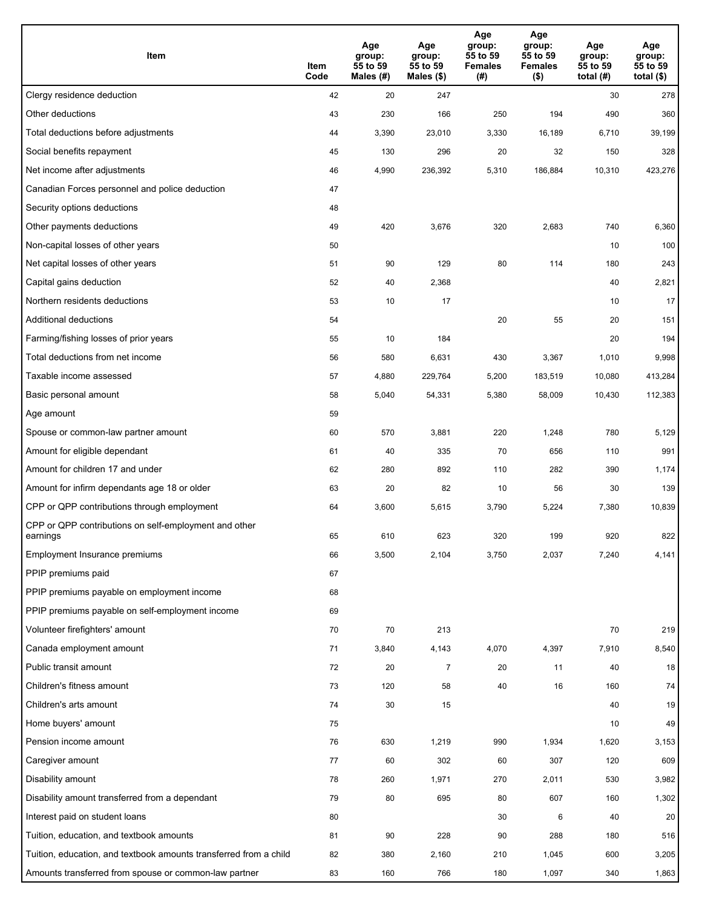| Item | Item Code | Age group: 55 to 59 Males (#) | Age group: 55 to 59 Males ($) | Age group: 55 to 59 Females (#) | Age group: 55 to 59 Females ($) | Age group: 55 to 59 total (#) | Age group: 55 to 59 total ($) |
| --- | --- | --- | --- | --- | --- | --- | --- |
| Clergy residence deduction | 42 | 20 | 247 | | | 30 | 278 |
| Other deductions | 43 | 230 | 166 | 250 | 194 | 490 | 360 |
| Total deductions before adjustments | 44 | 3,390 | 23,010 | 3,330 | 16,189 | 6,710 | 39,199 |
| Social benefits repayment | 45 | 130 | 296 | 20 | 32 | 150 | 328 |
| Net income after adjustments | 46 | 4,990 | 236,392 | 5,310 | 186,884 | 10,310 | 423,276 |
| Canadian Forces personnel and police deduction | 47 | | | | | | |
| Security options deductions | 48 | | | | | | |
| Other payments deductions | 49 | 420 | 3,676 | 320 | 2,683 | 740 | 6,360 |
| Non-capital losses of other years | 50 | | | | | 10 | 100 |
| Net capital losses of other years | 51 | 90 | 129 | 80 | 114 | 180 | 243 |
| Capital gains deduction | 52 | 40 | 2,368 | | | 40 | 2,821 |
| Northern residents deductions | 53 | 10 | 17 | | | 10 | 17 |
| Additional deductions | 54 | | | 20 | 55 | 20 | 151 |
| Farming/fishing losses of prior years | 55 | 10 | 184 | | | 20 | 194 |
| Total deductions from net income | 56 | 580 | 6,631 | 430 | 3,367 | 1,010 | 9,998 |
| Taxable income assessed | 57 | 4,880 | 229,764 | 5,200 | 183,519 | 10,080 | 413,284 |
| Basic personal amount | 58 | 5,040 | 54,331 | 5,380 | 58,009 | 10,430 | 112,383 |
| Age amount | 59 | | | | | | |
| Spouse or common-law partner amount | 60 | 570 | 3,881 | 220 | 1,248 | 780 | 5,129 |
| Amount for eligible dependant | 61 | 40 | 335 | 70 | 656 | 110 | 991 |
| Amount for children 17 and under | 62 | 280 | 892 | 110 | 282 | 390 | 1,174 |
| Amount for infirm dependants age 18 or older | 63 | 20 | 82 | 10 | 56 | 30 | 139 |
| CPP or QPP contributions through employment | 64 | 3,600 | 5,615 | 3,790 | 5,224 | 7,380 | 10,839 |
| CPP or QPP contributions on self-employment and other earnings | 65 | 610 | 623 | 320 | 199 | 920 | 822 |
| Employment Insurance premiums | 66 | 3,500 | 2,104 | 3,750 | 2,037 | 7,240 | 4,141 |
| PPIP premiums paid | 67 | | | | | | |
| PPIP premiums payable on employment income | 68 | | | | | | |
| PPIP premiums payable on self-employment income | 69 | | | | | | |
| Volunteer firefighters' amount | 70 | 70 | 213 | | | 70 | 219 |
| Canada employment amount | 71 | 3,840 | 4,143 | 4,070 | 4,397 | 7,910 | 8,540 |
| Public transit amount | 72 | 20 | 7 | 20 | 11 | 40 | 18 |
| Children's fitness amount | 73 | 120 | 58 | 40 | 16 | 160 | 74 |
| Children's arts amount | 74 | 30 | 15 | | | 40 | 19 |
| Home buyers' amount | 75 | | | | | 10 | 49 |
| Pension income amount | 76 | 630 | 1,219 | 990 | 1,934 | 1,620 | 3,153 |
| Caregiver amount | 77 | 60 | 302 | 60 | 307 | 120 | 609 |
| Disability amount | 78 | 260 | 1,971 | 270 | 2,011 | 530 | 3,982 |
| Disability amount transferred from a dependant | 79 | 80 | 695 | 80 | 607 | 160 | 1,302 |
| Interest paid on student loans | 80 | | | 30 | 6 | 40 | 20 |
| Tuition, education, and textbook amounts | 81 | 90 | 228 | 90 | 288 | 180 | 516 |
| Tuition, education, and textbook amounts transferred from a child | 82 | 380 | 2,160 | 210 | 1,045 | 600 | 3,205 |
| Amounts transferred from spouse or common-law partner | 83 | 160 | 766 | 180 | 1,097 | 340 | 1,863 |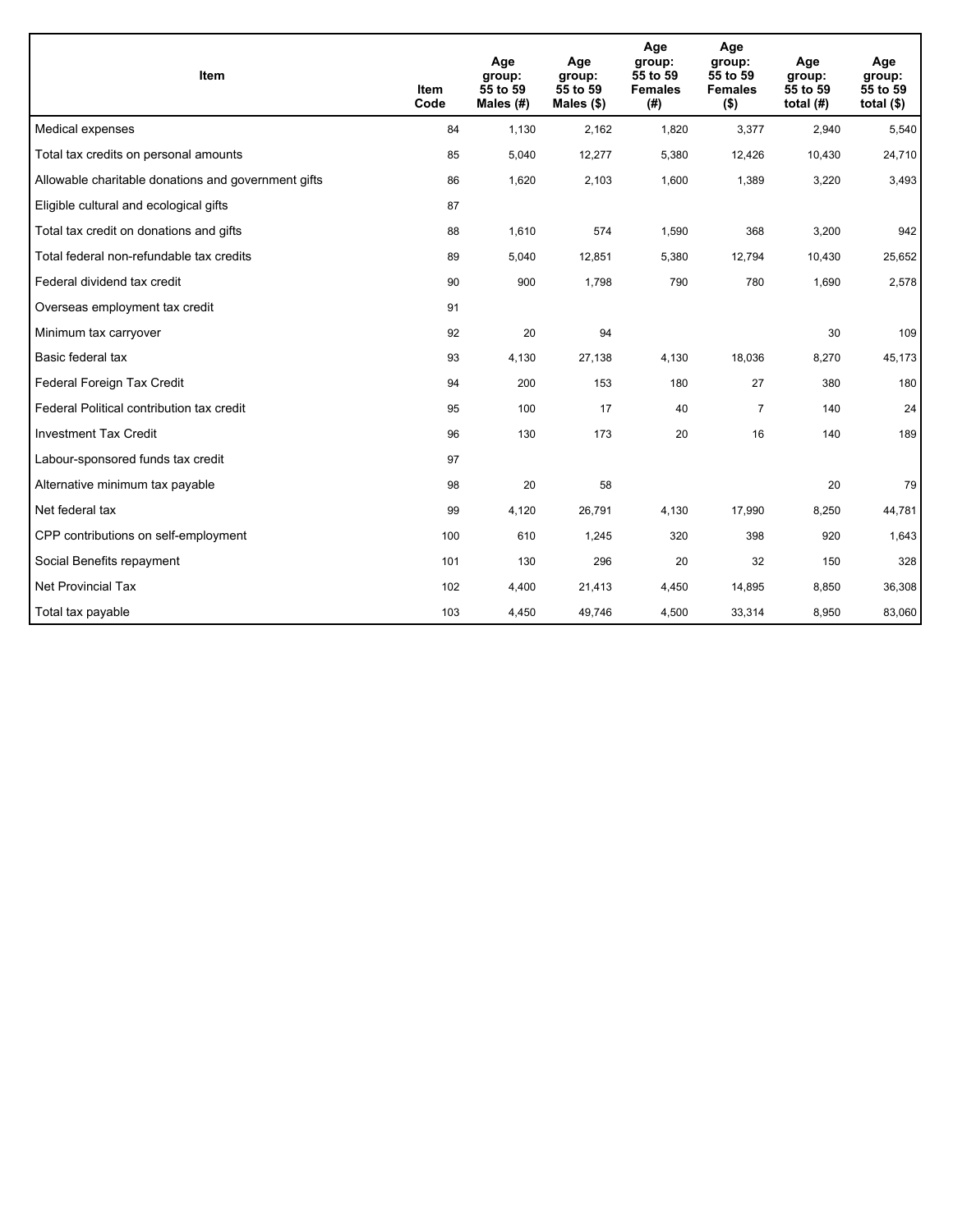| Item | Item Code | Age group: 55 to 59 Males (#) | Age group: 55 to 59 Males ($) | Age group: 55 to 59 Females (#) | Age group: 55 to 59 Females ($) | Age group: 55 to 59 total (#) | Age group: 55 to 59 total ($) |
|---|---|---|---|---|---|---|---|
| Medical expenses | 84 | 1,130 | 2,162 | 1,820 | 3,377 | 2,940 | 5,540 |
| Total tax credits on personal amounts | 85 | 5,040 | 12,277 | 5,380 | 12,426 | 10,430 | 24,710 |
| Allowable charitable donations and government gifts | 86 | 1,620 | 2,103 | 1,600 | 1,389 | 3,220 | 3,493 |
| Eligible cultural and ecological gifts | 87 | | | | | | |
| Total tax credit on donations and gifts | 88 | 1,610 | 574 | 1,590 | 368 | 3,200 | 942 |
| Total federal non-refundable tax credits | 89 | 5,040 | 12,851 | 5,380 | 12,794 | 10,430 | 25,652 |
| Federal dividend tax credit | 90 | 900 | 1,798 | 790 | 780 | 1,690 | 2,578 |
| Overseas employment tax credit | 91 | | | | | | |
| Minimum tax carryover | 92 | 20 | 94 | | | 30 | 109 |
| Basic federal tax | 93 | 4,130 | 27,138 | 4,130 | 18,036 | 8,270 | 45,173 |
| Federal Foreign Tax Credit | 94 | 200 | 153 | 180 | 27 | 380 | 180 |
| Federal Political contribution tax credit | 95 | 100 | 17 | 40 | 7 | 140 | 24 |
| Investment Tax Credit | 96 | 130 | 173 | 20 | 16 | 140 | 189 |
| Labour-sponsored funds tax credit | 97 | | | | | | |
| Alternative minimum tax payable | 98 | 20 | 58 | | | 20 | 79 |
| Net federal tax | 99 | 4,120 | 26,791 | 4,130 | 17,990 | 8,250 | 44,781 |
| CPP contributions on self-employment | 100 | 610 | 1,245 | 320 | 398 | 920 | 1,643 |
| Social Benefits repayment | 101 | 130 | 296 | 20 | 32 | 150 | 328 |
| Net Provincial Tax | 102 | 4,400 | 21,413 | 4,450 | 14,895 | 8,850 | 36,308 |
| Total tax payable | 103 | 4,450 | 49,746 | 4,500 | 33,314 | 8,950 | 83,060 |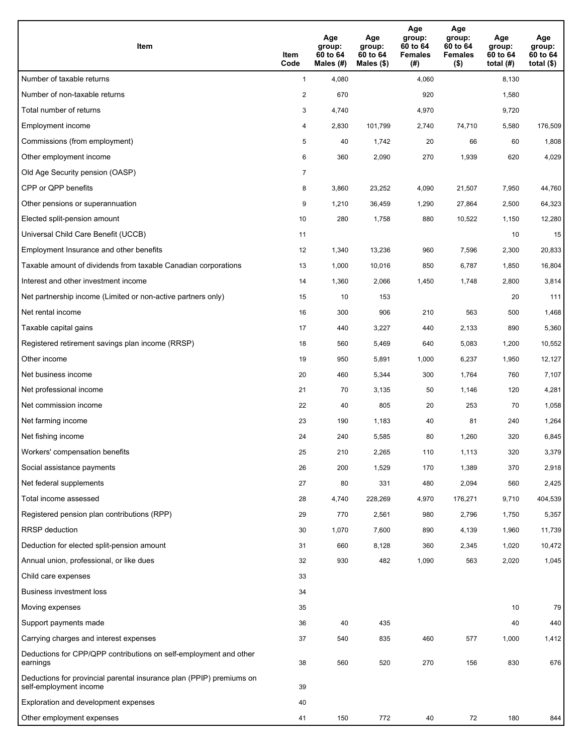| Item | Item Code | Age group: 60 to 64 Males (#) | Age group: 60 to 64 Males ($) | Age group: 60 to 64 Females (#) | Age group: 60 to 64 Females ($) | Age group: 60 to 64 total (#) | Age group: 60 to 64 total ($) |
|---|---|---|---|---|---|---|---|
| Number of taxable returns | 1 | 4,080 | | 4,060 | | 8,130 | |
| Number of non-taxable returns | 2 | 670 | | 920 | | 1,580 | |
| Total number of returns | 3 | 4,740 | | 4,970 | | 9,720 | |
| Employment income | 4 | 2,830 | 101,799 | 2,740 | 74,710 | 5,580 | 176,509 |
| Commissions (from employment) | 5 | 40 | 1,742 | 20 | 66 | 60 | 1,808 |
| Other employment income | 6 | 360 | 2,090 | 270 | 1,939 | 620 | 4,029 |
| Old Age Security pension (OASP) | 7 | | | | | | |
| CPP or QPP benefits | 8 | 3,860 | 23,252 | 4,090 | 21,507 | 7,950 | 44,760 |
| Other pensions or superannuation | 9 | 1,210 | 36,459 | 1,290 | 27,864 | 2,500 | 64,323 |
| Elected split-pension amount | 10 | 280 | 1,758 | 880 | 10,522 | 1,150 | 12,280 |
| Universal Child Care Benefit (UCCB) | 11 | | | | | 10 | 15 |
| Employment Insurance and other benefits | 12 | 1,340 | 13,236 | 960 | 7,596 | 2,300 | 20,833 |
| Taxable amount of dividends from taxable Canadian corporations | 13 | 1,000 | 10,016 | 850 | 6,787 | 1,850 | 16,804 |
| Interest and other investment income | 14 | 1,360 | 2,066 | 1,450 | 1,748 | 2,800 | 3,814 |
| Net partnership income (Limited or non-active partners only) | 15 | 10 | 153 | | | 20 | 111 |
| Net rental income | 16 | 300 | 906 | 210 | 563 | 500 | 1,468 |
| Taxable capital gains | 17 | 440 | 3,227 | 440 | 2,133 | 890 | 5,360 |
| Registered retirement savings plan income (RRSP) | 18 | 560 | 5,469 | 640 | 5,083 | 1,200 | 10,552 |
| Other income | 19 | 950 | 5,891 | 1,000 | 6,237 | 1,950 | 12,127 |
| Net business income | 20 | 460 | 5,344 | 300 | 1,764 | 760 | 7,107 |
| Net professional income | 21 | 70 | 3,135 | 50 | 1,146 | 120 | 4,281 |
| Net commission income | 22 | 40 | 805 | 20 | 253 | 70 | 1,058 |
| Net farming income | 23 | 190 | 1,183 | 40 | 81 | 240 | 1,264 |
| Net fishing income | 24 | 240 | 5,585 | 80 | 1,260 | 320 | 6,845 |
| Workers' compensation benefits | 25 | 210 | 2,265 | 110 | 1,113 | 320 | 3,379 |
| Social assistance payments | 26 | 200 | 1,529 | 170 | 1,389 | 370 | 2,918 |
| Net federal supplements | 27 | 80 | 331 | 480 | 2,094 | 560 | 2,425 |
| Total income assessed | 28 | 4,740 | 228,269 | 4,970 | 176,271 | 9,710 | 404,539 |
| Registered pension plan contributions (RPP) | 29 | 770 | 2,561 | 980 | 2,796 | 1,750 | 5,357 |
| RRSP deduction | 30 | 1,070 | 7,600 | 890 | 4,139 | 1,960 | 11,739 |
| Deduction for elected split-pension amount | 31 | 660 | 8,128 | 360 | 2,345 | 1,020 | 10,472 |
| Annual union, professional, or like dues | 32 | 930 | 482 | 1,090 | 563 | 2,020 | 1,045 |
| Child care expenses | 33 | | | | | | |
| Business investment loss | 34 | | | | | | |
| Moving expenses | 35 | | | | | 10 | 79 |
| Support payments made | 36 | 40 | 435 | | | 40 | 440 |
| Carrying charges and interest expenses | 37 | 540 | 835 | 460 | 577 | 1,000 | 1,412 |
| Deductions for CPP/QPP contributions on self-employment and other earnings | 38 | 560 | 520 | 270 | 156 | 830 | 676 |
| Deductions for provincial parental insurance plan (PPIP) premiums on self-employment income | 39 | | | | | | |
| Exploration and development expenses | 40 | | | | | | |
| Other employment expenses | 41 | 150 | 772 | 40 | 72 | 180 | 844 |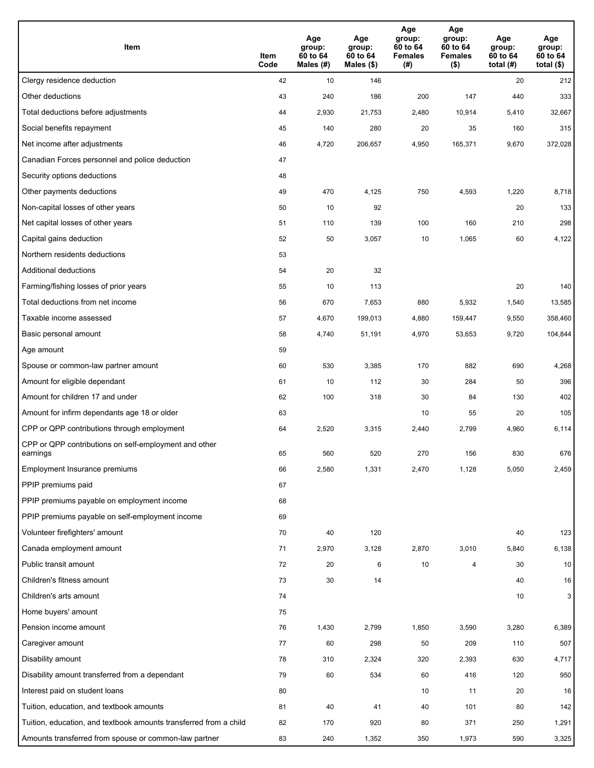| Item | Item Code | Age group: 60 to 64 Males (#) | Age group: 60 to 64 Males ($) | Age group: 60 to 64 Females (#) | Age group: 60 to 64 Females ($) | Age group: 60 to 64 total (#) | Age group: 60 to 64 total ($) |
|---|---|---|---|---|---|---|---|
| Clergy residence deduction | 42 | 10 | 146 | | | 20 | 212 |
| Other deductions | 43 | 240 | 186 | 200 | 147 | 440 | 333 |
| Total deductions before adjustments | 44 | 2,930 | 21,753 | 2,480 | 10,914 | 5,410 | 32,667 |
| Social benefits repayment | 45 | 140 | 280 | 20 | 35 | 160 | 315 |
| Net income after adjustments | 46 | 4,720 | 206,657 | 4,950 | 165,371 | 9,670 | 372,028 |
| Canadian Forces personnel and police deduction | 47 | | | | | | |
| Security options deductions | 48 | | | | | | |
| Other payments deductions | 49 | 470 | 4,125 | 750 | 4,593 | 1,220 | 8,718 |
| Non-capital losses of other years | 50 | 10 | 92 | | | 20 | 133 |
| Net capital losses of other years | 51 | 110 | 139 | 100 | 160 | 210 | 298 |
| Capital gains deduction | 52 | 50 | 3,057 | 10 | 1,065 | 60 | 4,122 |
| Northern residents deductions | 53 | | | | | | |
| Additional deductions | 54 | 20 | 32 | | | | |
| Farming/fishing losses of prior years | 55 | 10 | 113 | | | 20 | 140 |
| Total deductions from net income | 56 | 670 | 7,653 | 880 | 5,932 | 1,540 | 13,585 |
| Taxable income assessed | 57 | 4,670 | 199,013 | 4,880 | 159,447 | 9,550 | 358,460 |
| Basic personal amount | 58 | 4,740 | 51,191 | 4,970 | 53,653 | 9,720 | 104,844 |
| Age amount | 59 | | | | | | |
| Spouse or common-law partner amount | 60 | 530 | 3,385 | 170 | 882 | 690 | 4,268 |
| Amount for eligible dependant | 61 | 10 | 112 | 30 | 284 | 50 | 396 |
| Amount for children 17 and under | 62 | 100 | 318 | 30 | 84 | 130 | 402 |
| Amount for infirm dependants age 18 or older | 63 | | | 10 | 55 | 20 | 105 |
| CPP or QPP contributions through employment | 64 | 2,520 | 3,315 | 2,440 | 2,799 | 4,960 | 6,114 |
| CPP or QPP contributions on self-employment and other earnings | 65 | 560 | 520 | 270 | 156 | 830 | 676 |
| Employment Insurance premiums | 66 | 2,580 | 1,331 | 2,470 | 1,128 | 5,050 | 2,459 |
| PPIP premiums paid | 67 | | | | | | |
| PPIP premiums payable on employment income | 68 | | | | | | |
| PPIP premiums payable on self-employment income | 69 | | | | | | |
| Volunteer firefighters' amount | 70 | 40 | 120 | | | 40 | 123 |
| Canada employment amount | 71 | 2,970 | 3,128 | 2,870 | 3,010 | 5,840 | 6,138 |
| Public transit amount | 72 | 20 | 6 | 10 | 4 | 30 | 10 |
| Children's fitness amount | 73 | 30 | 14 | | | 40 | 16 |
| Children's arts amount | 74 | | | | | 10 | 3 |
| Home buyers' amount | 75 | | | | | | |
| Pension income amount | 76 | 1,430 | 2,799 | 1,850 | 3,590 | 3,280 | 6,389 |
| Caregiver amount | 77 | 60 | 298 | 50 | 209 | 110 | 507 |
| Disability amount | 78 | 310 | 2,324 | 320 | 2,393 | 630 | 4,717 |
| Disability amount transferred from a dependant | 79 | 60 | 534 | 60 | 416 | 120 | 950 |
| Interest paid on student loans | 80 | | | 10 | 11 | 20 | 16 |
| Tuition, education, and textbook amounts | 81 | 40 | 41 | 40 | 101 | 80 | 142 |
| Tuition, education, and textbook amounts transferred from a child | 82 | 170 | 920 | 80 | 371 | 250 | 1,291 |
| Amounts transferred from spouse or common-law partner | 83 | 240 | 1,352 | 350 | 1,973 | 590 | 3,325 |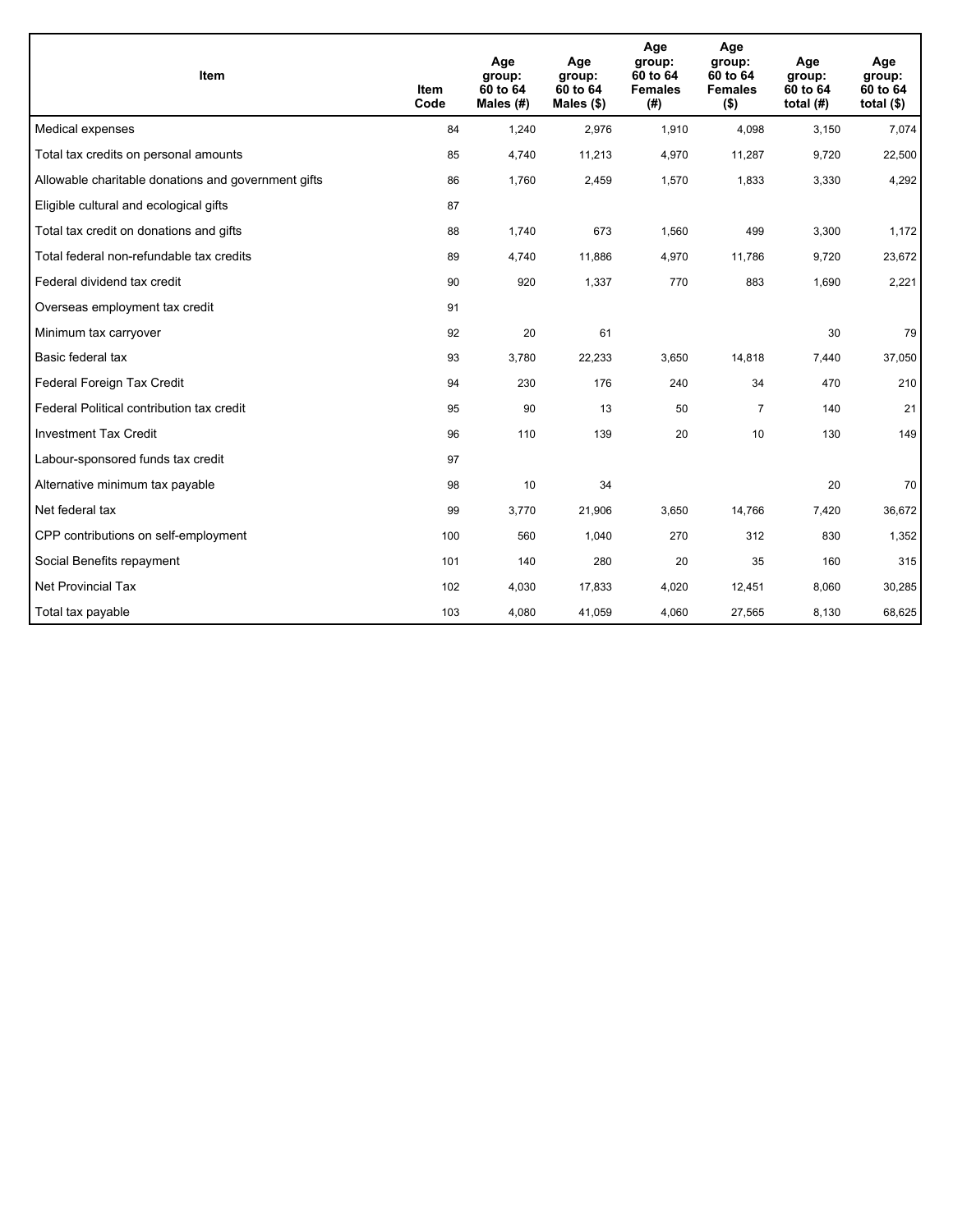| Item | Item Code | Age group: 60 to 64 Males (#) | Age group: 60 to 64 Males ($) | Age group: 60 to 64 Females (#) | Age group: 60 to 64 Females ($) | Age group: 60 to 64 total (#) | Age group: 60 to 64 total ($) |
|---|---|---|---|---|---|---|---|
| Medical expenses | 84 | 1,240 | 2,976 | 1,910 | 4,098 | 3,150 | 7,074 |
| Total tax credits on personal amounts | 85 | 4,740 | 11,213 | 4,970 | 11,287 | 9,720 | 22,500 |
| Allowable charitable donations and government gifts | 86 | 1,760 | 2,459 | 1,570 | 1,833 | 3,330 | 4,292 |
| Eligible cultural and ecological gifts | 87 | | | | | | |
| Total tax credit on donations and gifts | 88 | 1,740 | 673 | 1,560 | 499 | 3,300 | 1,172 |
| Total federal non-refundable tax credits | 89 | 4,740 | 11,886 | 4,970 | 11,786 | 9,720 | 23,672 |
| Federal dividend tax credit | 90 | 920 | 1,337 | 770 | 883 | 1,690 | 2,221 |
| Overseas employment tax credit | 91 | | | | | | |
| Minimum tax carryover | 92 | 20 | 61 | | | 30 | 79 |
| Basic federal tax | 93 | 3,780 | 22,233 | 3,650 | 14,818 | 7,440 | 37,050 |
| Federal Foreign Tax Credit | 94 | 230 | 176 | 240 | 34 | 470 | 210 |
| Federal Political contribution tax credit | 95 | 90 | 13 | 50 | 7 | 140 | 21 |
| Investment Tax Credit | 96 | 110 | 139 | 20 | 10 | 130 | 149 |
| Labour-sponsored funds tax credit | 97 | | | | | | |
| Alternative minimum tax payable | 98 | 10 | 34 | | | 20 | 70 |
| Net federal tax | 99 | 3,770 | 21,906 | 3,650 | 14,766 | 7,420 | 36,672 |
| CPP contributions on self-employment | 100 | 560 | 1,040 | 270 | 312 | 830 | 1,352 |
| Social Benefits repayment | 101 | 140 | 280 | 20 | 35 | 160 | 315 |
| Net Provincial Tax | 102 | 4,030 | 17,833 | 4,020 | 12,451 | 8,060 | 30,285 |
| Total tax payable | 103 | 4,080 | 41,059 | 4,060 | 27,565 | 8,130 | 68,625 |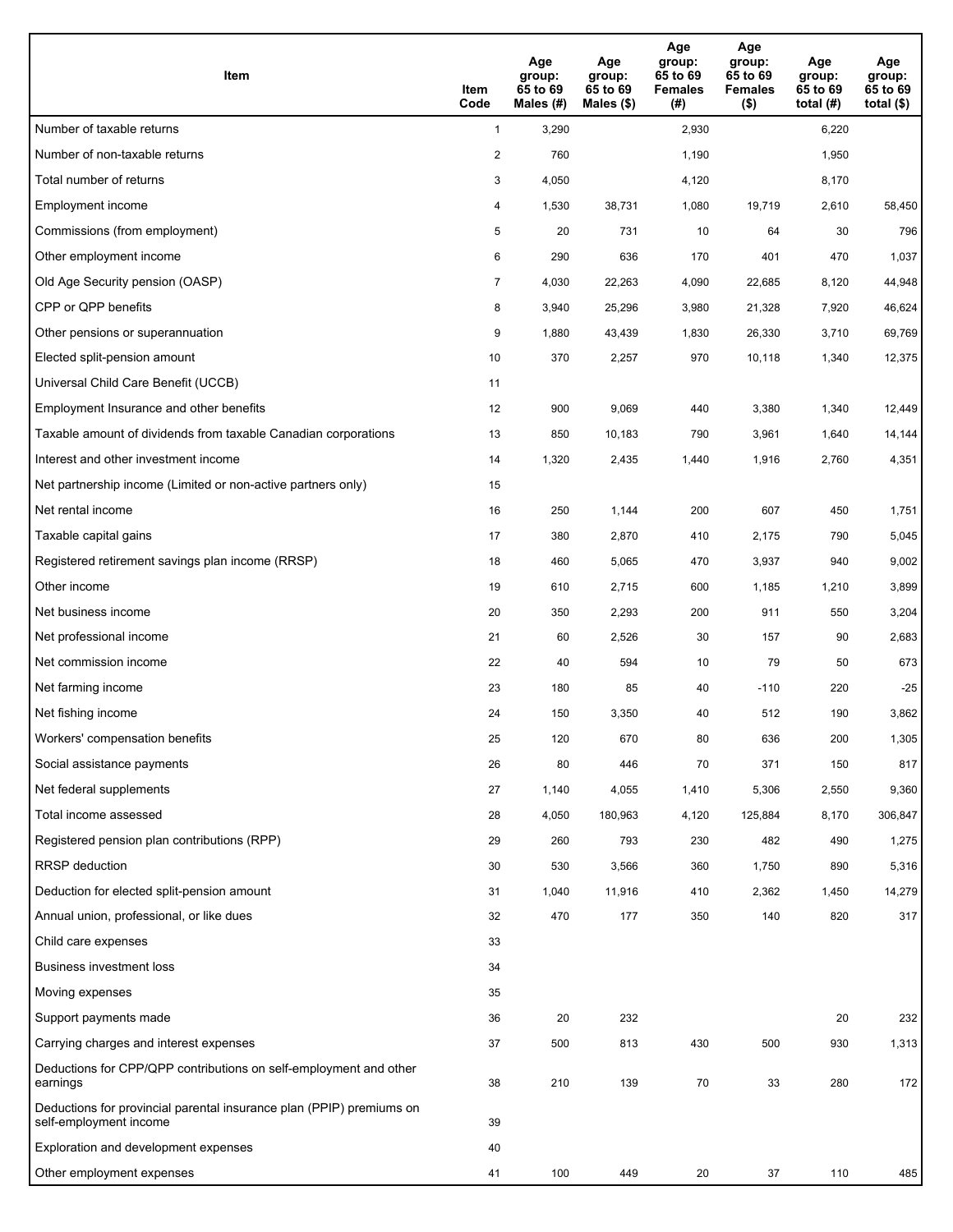| Item | Item Code | Age group: 65 to 69 Males (#) | Age group: 65 to 69 Males ($) | Age group: 65 to 69 Females (#) | Age group: 65 to 69 Females ($) | Age group: 65 to 69 total (#) | Age group: 65 to 69 total ($) |
|---|---|---|---|---|---|---|---|
| Number of taxable returns | 1 | 3,290 | | 2,930 | | 6,220 | |
| Number of non-taxable returns | 2 | 760 | | 1,190 | | 1,950 | |
| Total number of returns | 3 | 4,050 | | 4,120 | | 8,170 | |
| Employment income | 4 | 1,530 | 38,731 | 1,080 | 19,719 | 2,610 | 58,450 |
| Commissions (from employment) | 5 | 20 | 731 | 10 | 64 | 30 | 796 |
| Other employment income | 6 | 290 | 636 | 170 | 401 | 470 | 1,037 |
| Old Age Security pension (OASP) | 7 | 4,030 | 22,263 | 4,090 | 22,685 | 8,120 | 44,948 |
| CPP or QPP benefits | 8 | 3,940 | 25,296 | 3,980 | 21,328 | 7,920 | 46,624 |
| Other pensions or superannuation | 9 | 1,880 | 43,439 | 1,830 | 26,330 | 3,710 | 69,769 |
| Elected split-pension amount | 10 | 370 | 2,257 | 970 | 10,118 | 1,340 | 12,375 |
| Universal Child Care Benefit (UCCB) | 11 | | | | | | |
| Employment Insurance and other benefits | 12 | 900 | 9,069 | 440 | 3,380 | 1,340 | 12,449 |
| Taxable amount of dividends from taxable Canadian corporations | 13 | 850 | 10,183 | 790 | 3,961 | 1,640 | 14,144 |
| Interest and other investment income | 14 | 1,320 | 2,435 | 1,440 | 1,916 | 2,760 | 4,351 |
| Net partnership income (Limited or non-active partners only) | 15 | | | | | | |
| Net rental income | 16 | 250 | 1,144 | 200 | 607 | 450 | 1,751 |
| Taxable capital gains | 17 | 380 | 2,870 | 410 | 2,175 | 790 | 5,045 |
| Registered retirement savings plan income (RRSP) | 18 | 460 | 5,065 | 470 | 3,937 | 940 | 9,002 |
| Other income | 19 | 610 | 2,715 | 600 | 1,185 | 1,210 | 3,899 |
| Net business income | 20 | 350 | 2,293 | 200 | 911 | 550 | 3,204 |
| Net professional income | 21 | 60 | 2,526 | 30 | 157 | 90 | 2,683 |
| Net commission income | 22 | 40 | 594 | 10 | 79 | 50 | 673 |
| Net farming income | 23 | 180 | 85 | 40 | -110 | 220 | -25 |
| Net fishing income | 24 | 150 | 3,350 | 40 | 512 | 190 | 3,862 |
| Workers' compensation benefits | 25 | 120 | 670 | 80 | 636 | 200 | 1,305 |
| Social assistance payments | 26 | 80 | 446 | 70 | 371 | 150 | 817 |
| Net federal supplements | 27 | 1,140 | 4,055 | 1,410 | 5,306 | 2,550 | 9,360 |
| Total income assessed | 28 | 4,050 | 180,963 | 4,120 | 125,884 | 8,170 | 306,847 |
| Registered pension plan contributions (RPP) | 29 | 260 | 793 | 230 | 482 | 490 | 1,275 |
| RRSP deduction | 30 | 530 | 3,566 | 360 | 1,750 | 890 | 5,316 |
| Deduction for elected split-pension amount | 31 | 1,040 | 11,916 | 410 | 2,362 | 1,450 | 14,279 |
| Annual union, professional, or like dues | 32 | 470 | 177 | 350 | 140 | 820 | 317 |
| Child care expenses | 33 | | | | | | |
| Business investment loss | 34 | | | | | | |
| Moving expenses | 35 | | | | | | |
| Support payments made | 36 | 20 | 232 | | | 20 | 232 |
| Carrying charges and interest expenses | 37 | 500 | 813 | 430 | 500 | 930 | 1,313 |
| Deductions for CPP/QPP contributions on self-employment and other earnings | 38 | 210 | 139 | 70 | 33 | 280 | 172 |
| Deductions for provincial parental insurance plan (PPIP) premiums on self-employment income | 39 | | | | | | |
| Exploration and development expenses | 40 | | | | | | |
| Other employment expenses | 41 | 100 | 449 | 20 | 37 | 110 | 485 |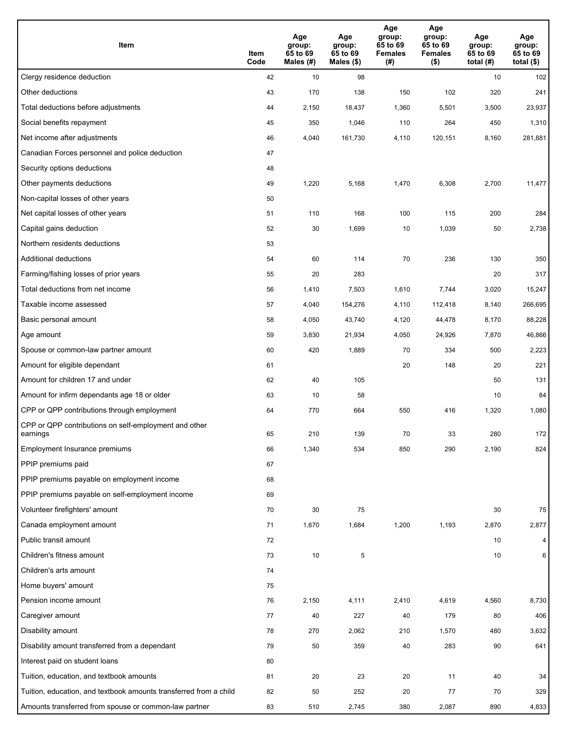| Item | Item Code | Age group: 65 to 69 Males (#) | Age group: 65 to 69 Males ($) | Age group: 65 to 69 Females (#) | Age group: 65 to 69 Females ($) | Age group: 65 to 69 total (#) | Age group: 65 to 69 total ($) |
|---|---|---|---|---|---|---|---|
| Clergy residence deduction | 42 | 10 | 98 | | | 10 | 102 |
| Other deductions | 43 | 170 | 138 | 150 | 102 | 320 | 241 |
| Total deductions before adjustments | 44 | 2,150 | 18,437 | 1,360 | 5,501 | 3,500 | 23,937 |
| Social benefits repayment | 45 | 350 | 1,046 | 110 | 264 | 450 | 1,310 |
| Net income after adjustments | 46 | 4,040 | 161,730 | 4,110 | 120,151 | 8,160 | 281,881 |
| Canadian Forces personnel and police deduction | 47 | | | | | | |
| Security options deductions | 48 | | | | | | |
| Other payments deductions | 49 | 1,220 | 5,168 | 1,470 | 6,308 | 2,700 | 11,477 |
| Non-capital losses of other years | 50 | | | | | | |
| Net capital losses of other years | 51 | 110 | 168 | 100 | 115 | 200 | 284 |
| Capital gains deduction | 52 | 30 | 1,699 | 10 | 1,039 | 50 | 2,738 |
| Northern residents deductions | 53 | | | | | | |
| Additional deductions | 54 | 60 | 114 | 70 | 236 | 130 | 350 |
| Farming/fishing losses of prior years | 55 | 20 | 283 | | | 20 | 317 |
| Total deductions from net income | 56 | 1,410 | 7,503 | 1,610 | 7,744 | 3,020 | 15,247 |
| Taxable income assessed | 57 | 4,040 | 154,276 | 4,110 | 112,418 | 8,140 | 266,695 |
| Basic personal amount | 58 | 4,050 | 43,740 | 4,120 | 44,478 | 8,170 | 88,228 |
| Age amount | 59 | 3,830 | 21,934 | 4,050 | 24,926 | 7,870 | 46,866 |
| Spouse or common-law partner amount | 60 | 420 | 1,889 | 70 | 334 | 500 | 2,223 |
| Amount for eligible dependant | 61 | | | 20 | 148 | 20 | 221 |
| Amount for children 17 and under | 62 | 40 | 105 | | | 50 | 131 |
| Amount for infirm dependants age 18 or older | 63 | 10 | 58 | | | 10 | 84 |
| CPP or QPP contributions through employment | 64 | 770 | 664 | 550 | 416 | 1,320 | 1,080 |
| CPP or QPP contributions on self-employment and other earnings | 65 | 210 | 139 | 70 | 33 | 280 | 172 |
| Employment Insurance premiums | 66 | 1,340 | 534 | 850 | 290 | 2,190 | 824 |
| PPIP premiums paid | 67 | | | | | | |
| PPIP premiums payable on employment income | 68 | | | | | | |
| PPIP premiums payable on self-employment income | 69 | | | | | | |
| Volunteer firefighters' amount | 70 | 30 | 75 | | | 30 | 75 |
| Canada employment amount | 71 | 1,670 | 1,684 | 1,200 | 1,193 | 2,870 | 2,877 |
| Public transit amount | 72 | | | | | 10 | 4 |
| Children's fitness amount | 73 | 10 | 5 | | | 10 | 6 |
| Children's arts amount | 74 | | | | | | |
| Home buyers' amount | 75 | | | | | | |
| Pension income amount | 76 | 2,150 | 4,111 | 2,410 | 4,619 | 4,560 | 8,730 |
| Caregiver amount | 77 | 40 | 227 | 40 | 179 | 80 | 406 |
| Disability amount | 78 | 270 | 2,062 | 210 | 1,570 | 480 | 3,632 |
| Disability amount transferred from a dependant | 79 | 50 | 359 | 40 | 283 | 90 | 641 |
| Interest paid on student loans | 80 | | | | | | |
| Tuition, education, and textbook amounts | 81 | 20 | 23 | 20 | 11 | 40 | 34 |
| Tuition, education, and textbook amounts transferred from a child | 82 | 50 | 252 | 20 | 77 | 70 | 329 |
| Amounts transferred from spouse or common-law partner | 83 | 510 | 2,745 | 380 | 2,087 | 890 | 4,833 |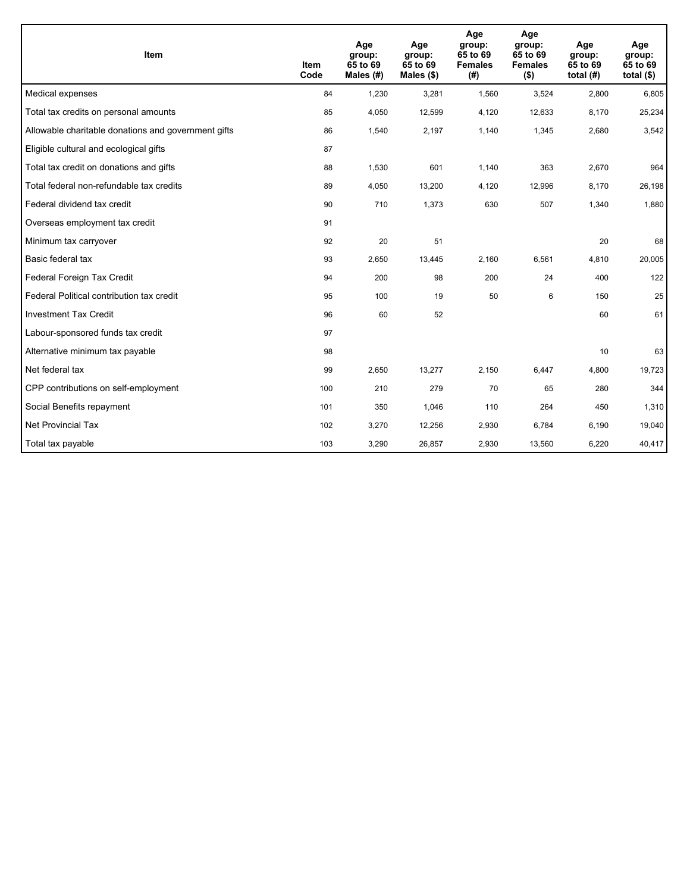| Item | Item Code | Age group: 65 to 69 Males (#) | Age group: 65 to 69 Males ($) | Age group: 65 to 69 Females (#) | Age group: 65 to 69 Females ($) | Age group: 65 to 69 total (#) | Age group: 65 to 69 total ($) |
|---|---|---|---|---|---|---|---|
| Medical expenses | 84 | 1,230 | 3,281 | 1,560 | 3,524 | 2,800 | 6,805 |
| Total tax credits on personal amounts | 85 | 4,050 | 12,599 | 4,120 | 12,633 | 8,170 | 25,234 |
| Allowable charitable donations and government gifts | 86 | 1,540 | 2,197 | 1,140 | 1,345 | 2,680 | 3,542 |
| Eligible cultural and ecological gifts | 87 | | | | | | |
| Total tax credit on donations and gifts | 88 | 1,530 | 601 | 1,140 | 363 | 2,670 | 964 |
| Total federal non-refundable tax credits | 89 | 4,050 | 13,200 | 4,120 | 12,996 | 8,170 | 26,198 |
| Federal dividend tax credit | 90 | 710 | 1,373 | 630 | 507 | 1,340 | 1,880 |
| Overseas employment tax credit | 91 | | | | | | |
| Minimum tax carryover | 92 | 20 | 51 | | | 20 | 68 |
| Basic federal tax | 93 | 2,650 | 13,445 | 2,160 | 6,561 | 4,810 | 20,005 |
| Federal Foreign Tax Credit | 94 | 200 | 98 | 200 | 24 | 400 | 122 |
| Federal Political contribution tax credit | 95 | 100 | 19 | 50 | 6 | 150 | 25 |
| Investment Tax Credit | 96 | 60 | 52 | | | 60 | 61 |
| Labour-sponsored funds tax credit | 97 | | | | | | |
| Alternative minimum tax payable | 98 | | | | | 10 | 63 |
| Net federal tax | 99 | 2,650 | 13,277 | 2,150 | 6,447 | 4,800 | 19,723 |
| CPP contributions on self-employment | 100 | 210 | 279 | 70 | 65 | 280 | 344 |
| Social Benefits repayment | 101 | 350 | 1,046 | 110 | 264 | 450 | 1,310 |
| Net Provincial Tax | 102 | 3,270 | 12,256 | 2,930 | 6,784 | 6,190 | 19,040 |
| Total tax payable | 103 | 3,290 | 26,857 | 2,930 | 13,560 | 6,220 | 40,417 |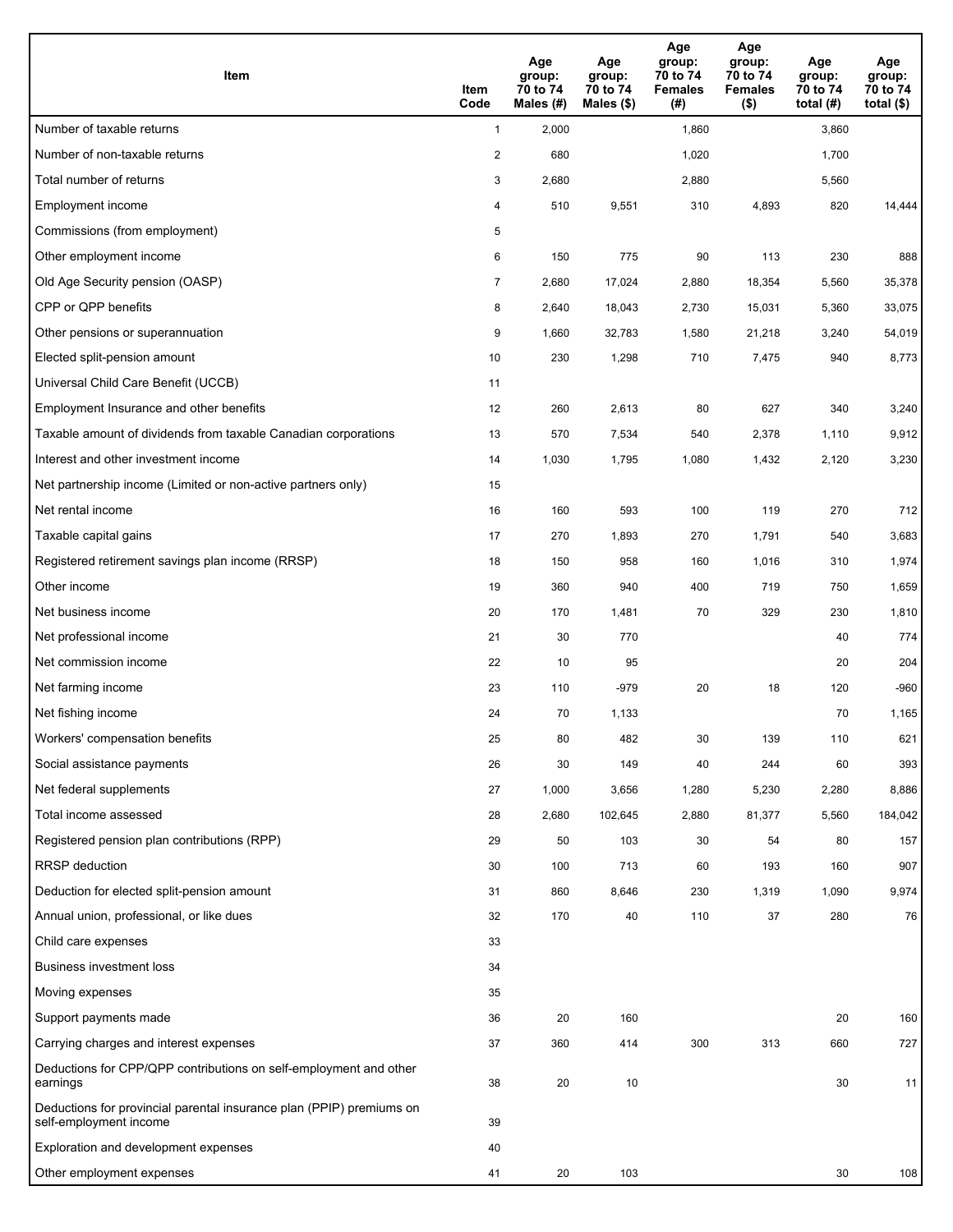| Item | Item Code | Age group: 70 to 74 Males (#) | Age group: 70 to 74 Males ($) | Age group: 70 to 74 Females (#) | Age group: 70 to 74 Females ($) | Age group: 70 to 74 total (#) | Age group: 70 to 74 total ($) |
|---|---|---|---|---|---|---|---|
| Number of taxable returns | 1 | 2,000 | | 1,860 | | 3,860 | |
| Number of non-taxable returns | 2 | 680 | | 1,020 | | 1,700 | |
| Total number of returns | 3 | 2,680 | | 2,880 | | 5,560 | |
| Employment income | 4 | 510 | 9,551 | 310 | 4,893 | 820 | 14,444 |
| Commissions (from employment) | 5 | | | | | | |
| Other employment income | 6 | 150 | 775 | 90 | 113 | 230 | 888 |
| Old Age Security pension (OASP) | 7 | 2,680 | 17,024 | 2,880 | 18,354 | 5,560 | 35,378 |
| CPP or QPP benefits | 8 | 2,640 | 18,043 | 2,730 | 15,031 | 5,360 | 33,075 |
| Other pensions or superannuation | 9 | 1,660 | 32,783 | 1,580 | 21,218 | 3,240 | 54,019 |
| Elected split-pension amount | 10 | 230 | 1,298 | 710 | 7,475 | 940 | 8,773 |
| Universal Child Care Benefit (UCCB) | 11 | | | | | | |
| Employment Insurance and other benefits | 12 | 260 | 2,613 | 80 | 627 | 340 | 3,240 |
| Taxable amount of dividends from taxable Canadian corporations | 13 | 570 | 7,534 | 540 | 2,378 | 1,110 | 9,912 |
| Interest and other investment income | 14 | 1,030 | 1,795 | 1,080 | 1,432 | 2,120 | 3,230 |
| Net partnership income (Limited or non-active partners only) | 15 | | | | | | |
| Net rental income | 16 | 160 | 593 | 100 | 119 | 270 | 712 |
| Taxable capital gains | 17 | 270 | 1,893 | 270 | 1,791 | 540 | 3,683 |
| Registered retirement savings plan income (RRSP) | 18 | 150 | 958 | 160 | 1,016 | 310 | 1,974 |
| Other income | 19 | 360 | 940 | 400 | 719 | 750 | 1,659 |
| Net business income | 20 | 170 | 1,481 | 70 | 329 | 230 | 1,810 |
| Net professional income | 21 | 30 | 770 | | | 40 | 774 |
| Net commission income | 22 | 10 | 95 | | | 20 | 204 |
| Net farming income | 23 | 110 | -979 | 20 | 18 | 120 | -960 |
| Net fishing income | 24 | 70 | 1,133 | | | 70 | 1,165 |
| Workers' compensation benefits | 25 | 80 | 482 | 30 | 139 | 110 | 621 |
| Social assistance payments | 26 | 30 | 149 | 40 | 244 | 60 | 393 |
| Net federal supplements | 27 | 1,000 | 3,656 | 1,280 | 5,230 | 2,280 | 8,886 |
| Total income assessed | 28 | 2,680 | 102,645 | 2,880 | 81,377 | 5,560 | 184,042 |
| Registered pension plan contributions (RPP) | 29 | 50 | 103 | 30 | 54 | 80 | 157 |
| RRSP deduction | 30 | 100 | 713 | 60 | 193 | 160 | 907 |
| Deduction for elected split-pension amount | 31 | 860 | 8,646 | 230 | 1,319 | 1,090 | 9,974 |
| Annual union, professional, or like dues | 32 | 170 | 40 | 110 | 37 | 280 | 76 |
| Child care expenses | 33 | | | | | | |
| Business investment loss | 34 | | | | | | |
| Moving expenses | 35 | | | | | | |
| Support payments made | 36 | 20 | 160 | | | 20 | 160 |
| Carrying charges and interest expenses | 37 | 360 | 414 | 300 | 313 | 660 | 727 |
| Deductions for CPP/QPP contributions on self-employment and other earnings | 38 | 20 | 10 | | | 30 | 11 |
| Deductions for provincial parental insurance plan (PPIP) premiums on self-employment income | 39 | | | | | | |
| Exploration and development expenses | 40 | | | | | | |
| Other employment expenses | 41 | 20 | 103 | | | 30 | 108 |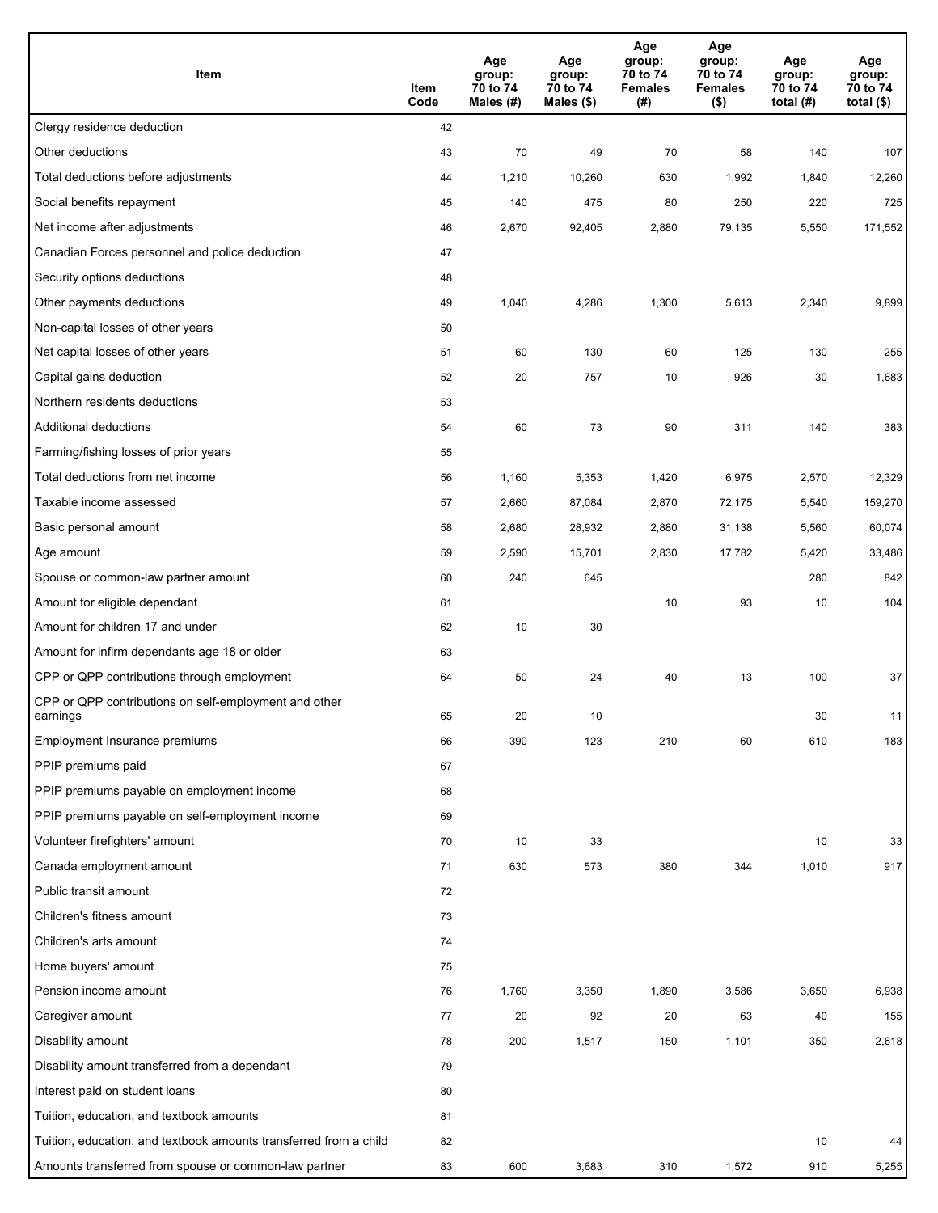| Item | Item Code | Age group: 70 to 74 Males (#) | Age group: 70 to 74 Males ($) | Age group: 70 to 74 Females (#) | Age group: 70 to 74 Females ($) | Age group: 70 to 74 total (#) | Age group: 70 to 74 total ($) |
|---|---|---|---|---|---|---|---|
| Clergy residence deduction | 42 | | | | | | |
| Other deductions | 43 | 70 | 49 | 70 | 58 | 140 | 107 |
| Total deductions before adjustments | 44 | 1,210 | 10,260 | 630 | 1,992 | 1,840 | 12,260 |
| Social benefits repayment | 45 | 140 | 475 | 80 | 250 | 220 | 725 |
| Net income after adjustments | 46 | 2,670 | 92,405 | 2,880 | 79,135 | 5,550 | 171,552 |
| Canadian Forces personnel and police deduction | 47 | | | | | | |
| Security options deductions | 48 | | | | | | |
| Other payments deductions | 49 | 1,040 | 4,286 | 1,300 | 5,613 | 2,340 | 9,899 |
| Non-capital losses of other years | 50 | | | | | | |
| Net capital losses of other years | 51 | 60 | 130 | 60 | 125 | 130 | 255 |
| Capital gains deduction | 52 | 20 | 757 | 10 | 926 | 30 | 1,683 |
| Northern residents deductions | 53 | | | | | | |
| Additional deductions | 54 | 60 | 73 | 90 | 311 | 140 | 383 |
| Farming/fishing losses of prior years | 55 | | | | | | |
| Total deductions from net income | 56 | 1,160 | 5,353 | 1,420 | 6,975 | 2,570 | 12,329 |
| Taxable income assessed | 57 | 2,660 | 87,084 | 2,870 | 72,175 | 5,540 | 159,270 |
| Basic personal amount | 58 | 2,680 | 28,932 | 2,880 | 31,138 | 5,560 | 60,074 |
| Age amount | 59 | 2,590 | 15,701 | 2,830 | 17,782 | 5,420 | 33,486 |
| Spouse or common-law partner amount | 60 | 240 | 645 | | | 280 | 842 |
| Amount for eligible dependant | 61 | | | 10 | 93 | 10 | 104 |
| Amount for children 17 and under | 62 | 10 | 30 | | | | |
| Amount for infirm dependants age 18 or older | 63 | | | | | | |
| CPP or QPP contributions through employment | 64 | 50 | 24 | 40 | 13 | 100 | 37 |
| CPP or QPP contributions on self-employment and other earnings | 65 | 20 | 10 | | | 30 | 11 |
| Employment Insurance premiums | 66 | 390 | 123 | 210 | 60 | 610 | 183 |
| PPIP premiums paid | 67 | | | | | | |
| PPIP premiums payable on employment income | 68 | | | | | | |
| PPIP premiums payable on self-employment income | 69 | | | | | | |
| Volunteer firefighters' amount | 70 | 10 | 33 | | | 10 | 33 |
| Canada employment amount | 71 | 630 | 573 | 380 | 344 | 1,010 | 917 |
| Public transit amount | 72 | | | | | | |
| Children's fitness amount | 73 | | | | | | |
| Children's arts amount | 74 | | | | | | |
| Home buyers' amount | 75 | | | | | | |
| Pension income amount | 76 | 1,760 | 3,350 | 1,890 | 3,586 | 3,650 | 6,938 |
| Caregiver amount | 77 | 20 | 92 | 20 | 63 | 40 | 155 |
| Disability amount | 78 | 200 | 1,517 | 150 | 1,101 | 350 | 2,618 |
| Disability amount transferred from a dependant | 79 | | | | | | |
| Interest paid on student loans | 80 | | | | | | |
| Tuition, education, and textbook amounts | 81 | | | | | | |
| Tuition, education, and textbook amounts transferred from a child | 82 | | | | | 10 | 44 |
| Amounts transferred from spouse or common-law partner | 83 | 600 | 3,683 | 310 | 1,572 | 910 | 5,255 |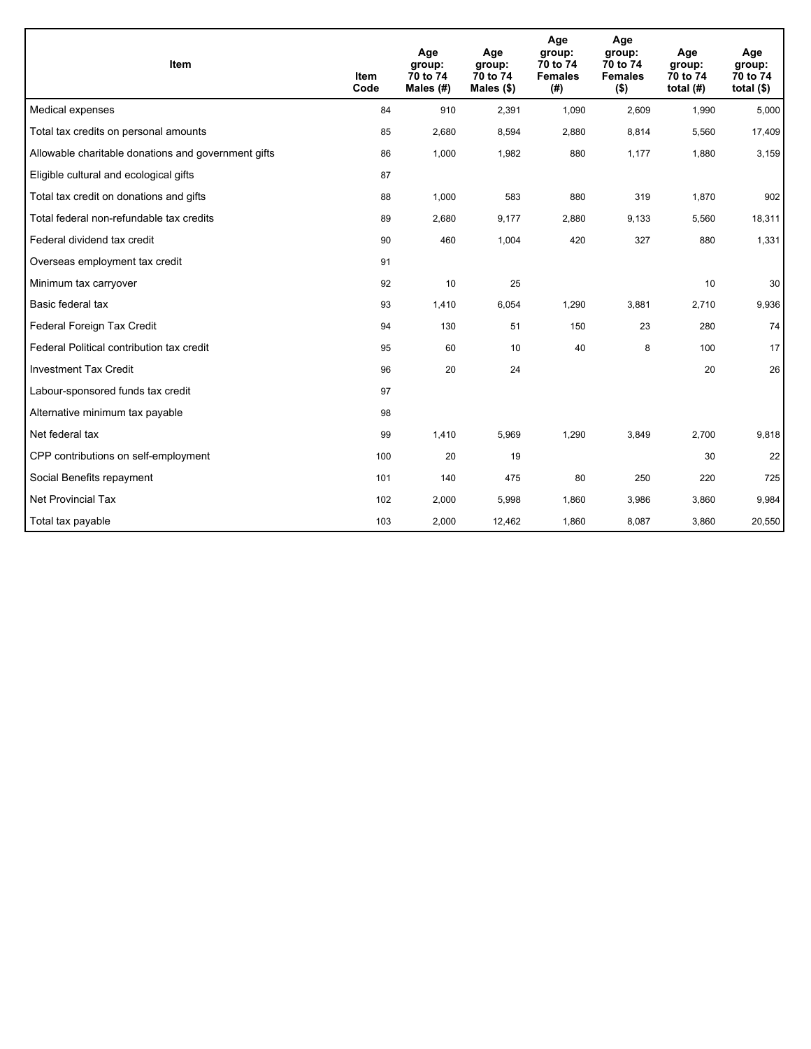| Item | Item Code | Age group: 70 to 74 Males (#) | Age group: 70 to 74 Males ($) | Age group: 70 to 74 Females (#) | Age group: 70 to 74 Females ($) | Age group: 70 to 74 total (#) | Age group: 70 to 74 total ($) |
|---|---|---|---|---|---|---|---|
| Medical expenses | 84 | 910 | 2,391 | 1,090 | 2,609 | 1,990 | 5,000 |
| Total tax credits on personal amounts | 85 | 2,680 | 8,594 | 2,880 | 8,814 | 5,560 | 17,409 |
| Allowable charitable donations and government gifts | 86 | 1,000 | 1,982 | 880 | 1,177 | 1,880 | 3,159 |
| Eligible cultural and ecological gifts | 87 | | | | | | |
| Total tax credit on donations and gifts | 88 | 1,000 | 583 | 880 | 319 | 1,870 | 902 |
| Total federal non-refundable tax credits | 89 | 2,680 | 9,177 | 2,880 | 9,133 | 5,560 | 18,311 |
| Federal dividend tax credit | 90 | 460 | 1,004 | 420 | 327 | 880 | 1,331 |
| Overseas employment tax credit | 91 | | | | | | |
| Minimum tax carryover | 92 | 10 | 25 | | | 10 | 30 |
| Basic federal tax | 93 | 1,410 | 6,054 | 1,290 | 3,881 | 2,710 | 9,936 |
| Federal Foreign Tax Credit | 94 | 130 | 51 | 150 | 23 | 280 | 74 |
| Federal Political contribution tax credit | 95 | 60 | 10 | 40 | 8 | 100 | 17 |
| Investment Tax Credit | 96 | 20 | 24 | | | 20 | 26 |
| Labour-sponsored funds tax credit | 97 | | | | | | |
| Alternative minimum tax payable | 98 | | | | | | |
| Net federal tax | 99 | 1,410 | 5,969 | 1,290 | 3,849 | 2,700 | 9,818 |
| CPP contributions on self-employment | 100 | 20 | 19 | | | 30 | 22 |
| Social Benefits repayment | 101 | 140 | 475 | 80 | 250 | 220 | 725 |
| Net Provincial Tax | 102 | 2,000 | 5,998 | 1,860 | 3,986 | 3,860 | 9,984 |
| Total tax payable | 103 | 2,000 | 12,462 | 1,860 | 8,087 | 3,860 | 20,550 |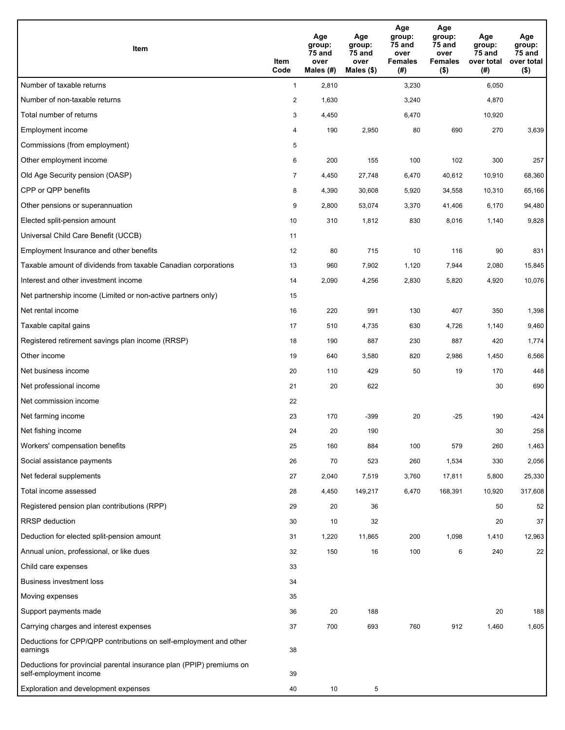| Item | Item Code | Age group: 75 and over Males (#) | Age group: 75 and over Males ($) | Age group: 75 and over Females (#) | Age group: 75 and over Females ($) | Age group: 75 and over total (#) | Age group: 75 and over total ($) |
|---|---|---|---|---|---|---|---|
| Number of taxable returns | 1 | 2,810 | | 3,230 | | 6,050 | |
| Number of non-taxable returns | 2 | 1,630 | | 3,240 | | 4,870 | |
| Total number of returns | 3 | 4,450 | | 6,470 | | 10,920 | |
| Employment income | 4 | 190 | 2,950 | 80 | 690 | 270 | 3,639 |
| Commissions (from employment) | 5 | | | | | | |
| Other employment income | 6 | 200 | 155 | 100 | 102 | 300 | 257 |
| Old Age Security pension (OASP) | 7 | 4,450 | 27,748 | 6,470 | 40,612 | 10,910 | 68,360 |
| CPP or QPP benefits | 8 | 4,390 | 30,608 | 5,920 | 34,558 | 10,310 | 65,166 |
| Other pensions or superannuation | 9 | 2,800 | 53,074 | 3,370 | 41,406 | 6,170 | 94,480 |
| Elected split-pension amount | 10 | 310 | 1,812 | 830 | 8,016 | 1,140 | 9,828 |
| Universal Child Care Benefit (UCCB) | 11 | | | | | | |
| Employment Insurance and other benefits | 12 | 80 | 715 | 10 | 116 | 90 | 831 |
| Taxable amount of dividends from taxable Canadian corporations | 13 | 960 | 7,902 | 1,120 | 7,944 | 2,080 | 15,845 |
| Interest and other investment income | 14 | 2,090 | 4,256 | 2,830 | 5,820 | 4,920 | 10,076 |
| Net partnership income (Limited or non-active partners only) | 15 | | | | | | |
| Net rental income | 16 | 220 | 991 | 130 | 407 | 350 | 1,398 |
| Taxable capital gains | 17 | 510 | 4,735 | 630 | 4,726 | 1,140 | 9,460 |
| Registered retirement savings plan income (RRSP) | 18 | 190 | 887 | 230 | 887 | 420 | 1,774 |
| Other income | 19 | 640 | 3,580 | 820 | 2,986 | 1,450 | 6,566 |
| Net business income | 20 | 110 | 429 | 50 | 19 | 170 | 448 |
| Net professional income | 21 | 20 | 622 | | | 30 | 690 |
| Net commission income | 22 | | | | | | |
| Net farming income | 23 | 170 | -399 | 20 | -25 | 190 | -424 |
| Net fishing income | 24 | 20 | 190 | | | 30 | 258 |
| Workers' compensation benefits | 25 | 160 | 884 | 100 | 579 | 260 | 1,463 |
| Social assistance payments | 26 | 70 | 523 | 260 | 1,534 | 330 | 2,056 |
| Net federal supplements | 27 | 2,040 | 7,519 | 3,760 | 17,811 | 5,800 | 25,330 |
| Total income assessed | 28 | 4,450 | 149,217 | 6,470 | 168,391 | 10,920 | 317,608 |
| Registered pension plan contributions (RPP) | 29 | 20 | 36 | | | 50 | 52 |
| RRSP deduction | 30 | 10 | 32 | | | 20 | 37 |
| Deduction for elected split-pension amount | 31 | 1,220 | 11,865 | 200 | 1,098 | 1,410 | 12,963 |
| Annual union, professional, or like dues | 32 | 150 | 16 | 100 | 6 | 240 | 22 |
| Child care expenses | 33 | | | | | | |
| Business investment loss | 34 | | | | | | |
| Moving expenses | 35 | | | | | | |
| Support payments made | 36 | 20 | 188 | | | 20 | 188 |
| Carrying charges and interest expenses | 37 | 700 | 693 | 760 | 912 | 1,460 | 1,605 |
| Deductions for CPP/QPP contributions on self-employment and other earnings | 38 | | | | | | |
| Deductions for provincial parental insurance plan (PPIP) premiums on self-employment income | 39 | | | | | | |
| Exploration and development expenses | 40 | 10 | 5 | | | | |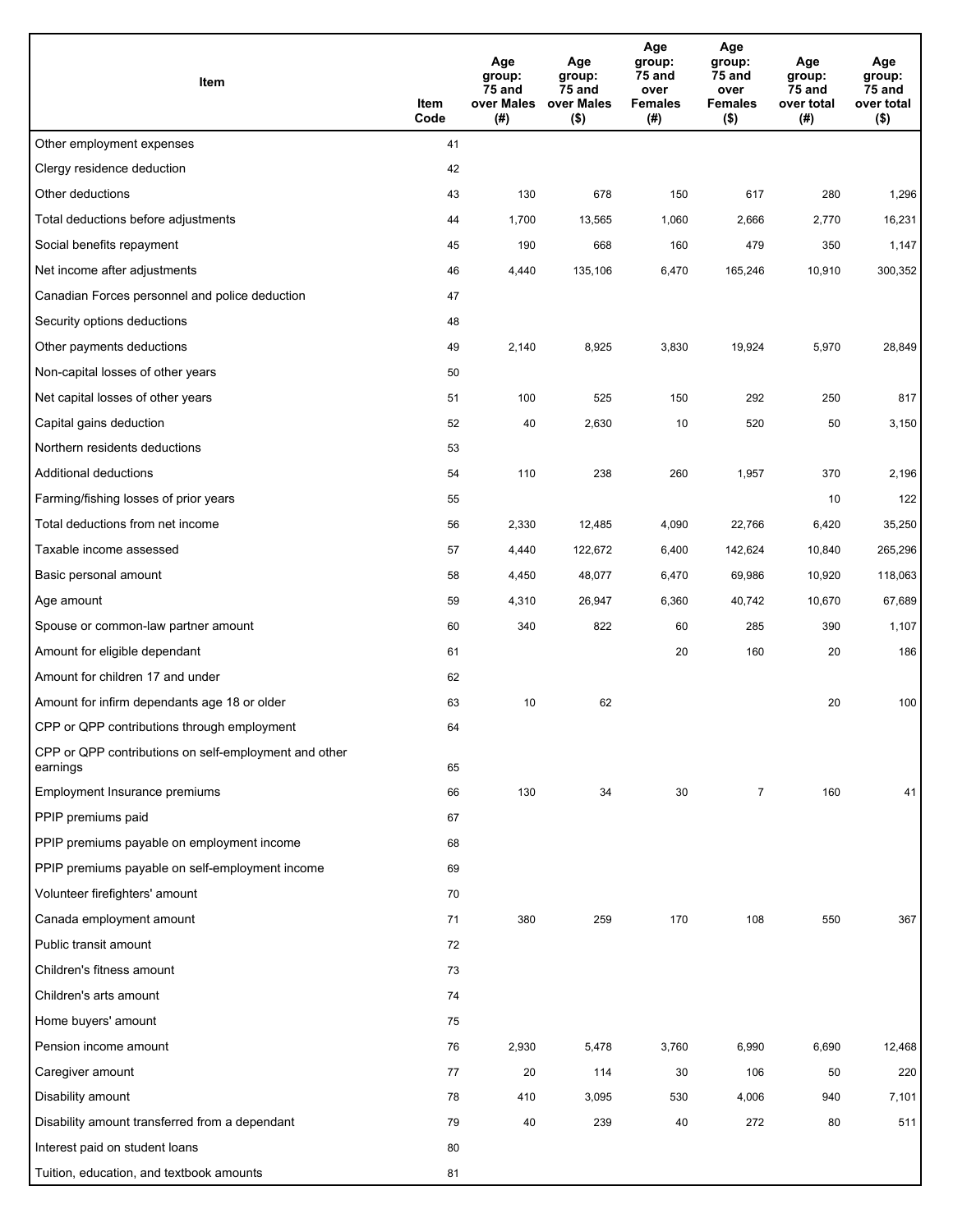| Item | Item Code | Age group: 75 and over Males (#) | Age group: 75 and over Males ($) | Age group: 75 and over Females (#) | Age group: 75 and over Females ($) | Age group: 75 and over total (#) | Age group: 75 and over total ($) |
|---|---|---|---|---|---|---|---|
| Other employment expenses | 41 | | | | | | |
| Clergy residence deduction | 42 | | | | | | |
| Other deductions | 43 | 130 | 678 | 150 | 617 | 280 | 1,296 |
| Total deductions before adjustments | 44 | 1,700 | 13,565 | 1,060 | 2,666 | 2,770 | 16,231 |
| Social benefits repayment | 45 | 190 | 668 | 160 | 479 | 350 | 1,147 |
| Net income after adjustments | 46 | 4,440 | 135,106 | 6,470 | 165,246 | 10,910 | 300,352 |
| Canadian Forces personnel and police deduction | 47 | | | | | | |
| Security options deductions | 48 | | | | | | |
| Other payments deductions | 49 | 2,140 | 8,925 | 3,830 | 19,924 | 5,970 | 28,849 |
| Non-capital losses of other years | 50 | | | | | | |
| Net capital losses of other years | 51 | 100 | 525 | 150 | 292 | 250 | 817 |
| Capital gains deduction | 52 | 40 | 2,630 | 10 | 520 | 50 | 3,150 |
| Northern residents deductions | 53 | | | | | | |
| Additional deductions | 54 | 110 | 238 | 260 | 1,957 | 370 | 2,196 |
| Farming/fishing losses of prior years | 55 | | | | | 10 | 122 |
| Total deductions from net income | 56 | 2,330 | 12,485 | 4,090 | 22,766 | 6,420 | 35,250 |
| Taxable income assessed | 57 | 4,440 | 122,672 | 6,400 | 142,624 | 10,840 | 265,296 |
| Basic personal amount | 58 | 4,450 | 48,077 | 6,470 | 69,986 | 10,920 | 118,063 |
| Age amount | 59 | 4,310 | 26,947 | 6,360 | 40,742 | 10,670 | 67,689 |
| Spouse or common-law partner amount | 60 | 340 | 822 | 60 | 285 | 390 | 1,107 |
| Amount for eligible dependant | 61 | | | 20 | 160 | 20 | 186 |
| Amount for children 17 and under | 62 | | | | | | |
| Amount for infirm dependants age 18 or older | 63 | 10 | 62 | | | 20 | 100 |
| CPP or QPP contributions through employment | 64 | | | | | | |
| CPP or QPP contributions on self-employment and other earnings | 65 | | | | | | |
| Employment Insurance premiums | 66 | 130 | 34 | 30 | 7 | 160 | 41 |
| PPIP premiums paid | 67 | | | | | | |
| PPIP premiums payable on employment income | 68 | | | | | | |
| PPIP premiums payable on self-employment income | 69 | | | | | | |
| Volunteer firefighters' amount | 70 | | | | | | |
| Canada employment amount | 71 | 380 | 259 | 170 | 108 | 550 | 367 |
| Public transit amount | 72 | | | | | | |
| Children's fitness amount | 73 | | | | | | |
| Children's arts amount | 74 | | | | | | |
| Home buyers' amount | 75 | | | | | | |
| Pension income amount | 76 | 2,930 | 5,478 | 3,760 | 6,990 | 6,690 | 12,468 |
| Caregiver amount | 77 | 20 | 114 | 30 | 106 | 50 | 220 |
| Disability amount | 78 | 410 | 3,095 | 530 | 4,006 | 940 | 7,101 |
| Disability amount transferred from a dependant | 79 | 40 | 239 | 40 | 272 | 80 | 511 |
| Interest paid on student loans | 80 | | | | | | |
| Tuition, education, and textbook amounts | 81 | | | | | | |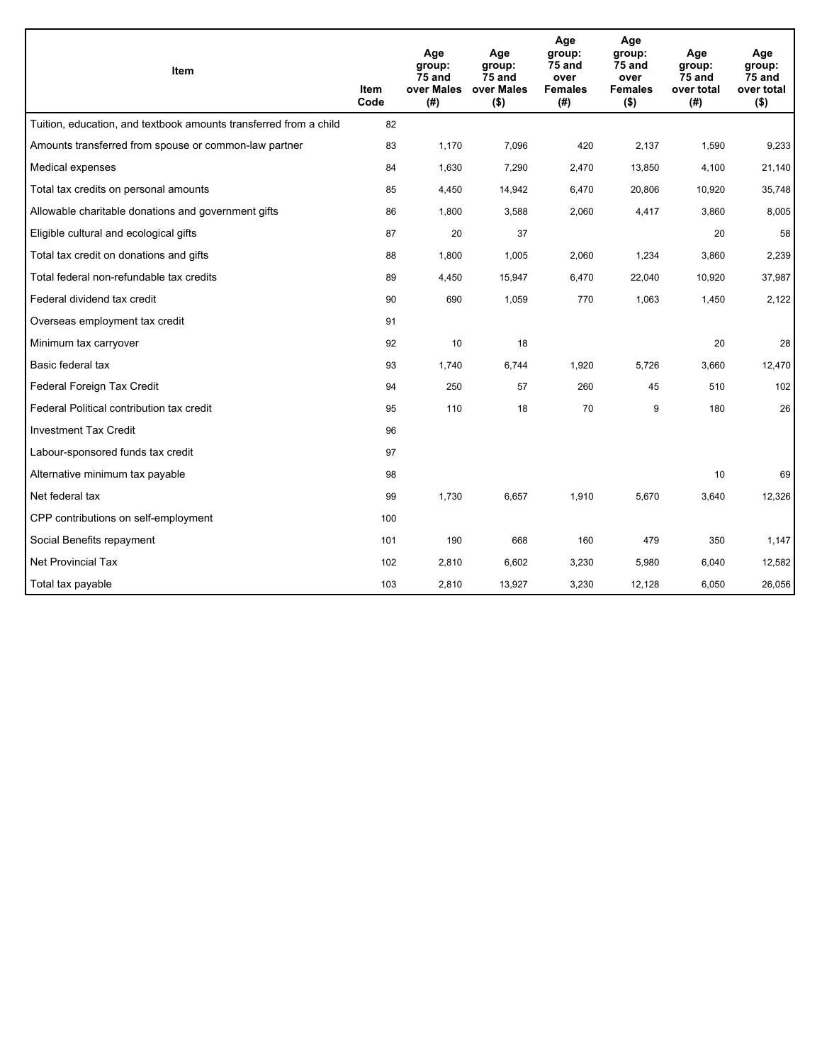| Item | Item Code | Age group: 75 and over Males (#) | Age group: 75 and over Males ($) | Age group: 75 and over Females (#) | Age group: 75 and over Females ($) | Age group: 75 and over total (#) | Age group: 75 and over total ($) |
|---|---|---|---|---|---|---|---|
| Tuition, education, and textbook amounts transferred from a child | 82 | | | | | | |
| Amounts transferred from spouse or common-law partner | 83 | 1,170 | 7,096 | 420 | 2,137 | 1,590 | 9,233 |
| Medical expenses | 84 | 1,630 | 7,290 | 2,470 | 13,850 | 4,100 | 21,140 |
| Total tax credits on personal amounts | 85 | 4,450 | 14,942 | 6,470 | 20,806 | 10,920 | 35,748 |
| Allowable charitable donations and government gifts | 86 | 1,800 | 3,588 | 2,060 | 4,417 | 3,860 | 8,005 |
| Eligible cultural and ecological gifts | 87 | 20 | 37 | | | 20 | 58 |
| Total tax credit on donations and gifts | 88 | 1,800 | 1,005 | 2,060 | 1,234 | 3,860 | 2,239 |
| Total federal non-refundable tax credits | 89 | 4,450 | 15,947 | 6,470 | 22,040 | 10,920 | 37,987 |
| Federal dividend tax credit | 90 | 690 | 1,059 | 770 | 1,063 | 1,450 | 2,122 |
| Overseas employment tax credit | 91 | | | | | | |
| Minimum tax carryover | 92 | 10 | 18 | | | 20 | 28 |
| Basic federal tax | 93 | 1,740 | 6,744 | 1,920 | 5,726 | 3,660 | 12,470 |
| Federal Foreign Tax Credit | 94 | 250 | 57 | 260 | 45 | 510 | 102 |
| Federal Political contribution tax credit | 95 | 110 | 18 | 70 | 9 | 180 | 26 |
| Investment Tax Credit | 96 | | | | | | |
| Labour-sponsored funds tax credit | 97 | | | | | | |
| Alternative minimum tax payable | 98 | | | | | 10 | 69 |
| Net federal tax | 99 | 1,730 | 6,657 | 1,910 | 5,670 | 3,640 | 12,326 |
| CPP contributions on self-employment | 100 | | | | | | |
| Social Benefits repayment | 101 | 190 | 668 | 160 | 479 | 350 | 1,147 |
| Net Provincial Tax | 102 | 2,810 | 6,602 | 3,230 | 5,980 | 6,040 | 12,582 |
| Total tax payable | 103 | 2,810 | 13,927 | 3,230 | 12,128 | 6,050 | 26,056 |